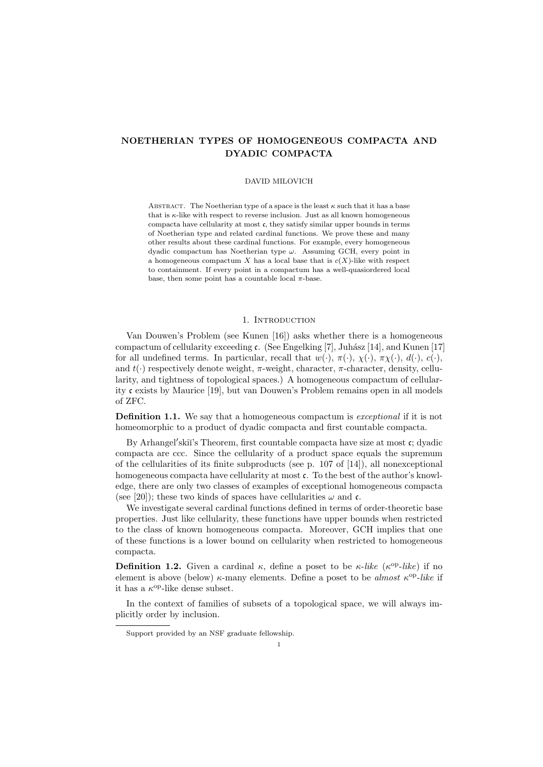# NOETHERIAN TYPES OF HOMOGENEOUS COMPACTA AND DYADIC COMPACTA

DAVID MILOVICH

ABSTRACT. The Noetherian type of a space is the least $\kappa$ such that it has a base that is $\kappa$-like with respect to reverse inclusion. Just as all known homogeneous compacta have cellularity at most $\mathfrak{c}$, they satisfy similar upper bounds in terms of Noetherian type and related cardinal functions. We prove these and many other results about these cardinal functions. For example, every homogeneous dyadic compactum has Noetherian type $\omega$. Assuming GCH, every point in a homogeneous compactum $X$ has a local base that is $c(X)$-like with respect to containment. If every point in a compactum has a well-quasiordered local base, then some point has a countable local $\pi$-base.

## 1. Introduction

Van Douwen's Problem (see Kunen [16]) asks whether there is a homogeneous compactum of cellularity exceeding $\mathfrak{c}$. (See Engelking [7], Juhász [14], and Kunen [17] for all undefined terms. In particular, recall that $w(\cdot)$, $\pi(\cdot)$, $\chi(\cdot)$, $\pi\chi(\cdot)$, $d(\cdot)$, $c(\cdot)$, and $t(\cdot)$ respectively denote weight, $\pi$-weight, character, $\pi$-character, density, cellularity, and tightness of topological spaces.) A homogeneous compactum of cellularity $\mathfrak{c}$ exists by Maurice [19], but van Douwen's Problem remains open in all models of ZFC.

**Definition 1.1.** We say that a homogeneous compactum is *exceptional* if it is not homeomorphic to a product of dyadic compacta and first countable compacta.

By Arhangel′skiĭ's Theorem, first countable compacta have size at most $\mathfrak{c}$; dyadic compacta are ccc. Since the cellularity of a product space equals the supremum of the cellularities of its finite subproducts (see p. 107 of [14]), all nonexceptional homogeneous compacta have cellularity at most $\mathfrak{c}$. To the best of the author's knowledge, there are only two classes of examples of exceptional homogeneous compacta (see [20]); these two kinds of spaces have cellularities $\omega$ and $\mathfrak{c}$.

We investigate several cardinal functions defined in terms of order-theoretic base properties. Just like cellularity, these functions have upper bounds when restricted to the class of known homogeneous compacta. Moreover, GCH implies that one of these functions is a lower bound on cellularity when restricted to homogeneous compacta.

**Definition 1.2.** Given a cardinal $\kappa$, define a poset to be *$\kappa$-like* (*$\kappa^{\mathrm{op}}$-like*) if no element is above (below) $\kappa$-many elements. Define a poset to be *almost $\kappa^{\mathrm{op}}$-like* if it has a $\kappa^{\mathrm{op}}$-like dense subset.

In the context of families of subsets of a topological space, we will always implicitly order by inclusion.

Support provided by an NSF graduate fellowship.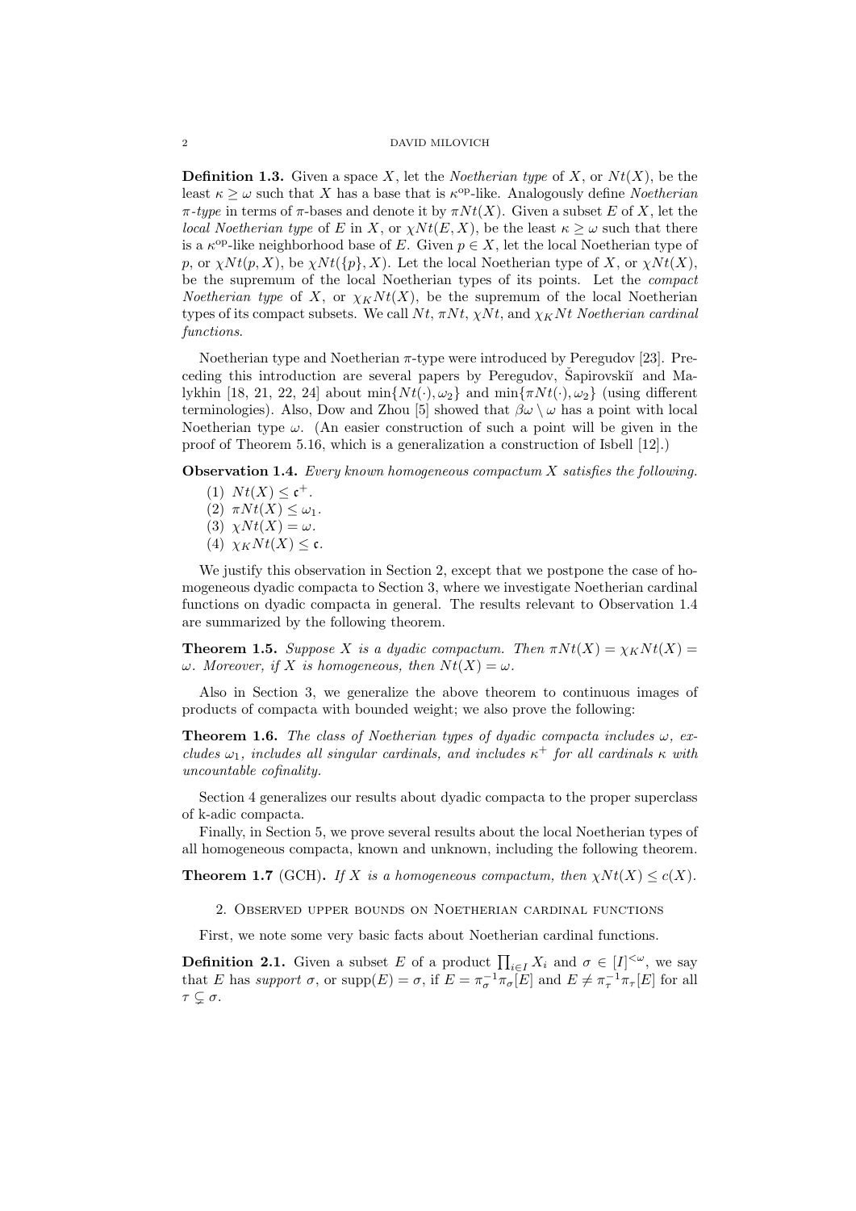**Definition 1.3.** Given a space $X$, let the *Noetherian type* of $X$, or $Nt(X)$, be the least $\kappa \geq \omega$ such that $X$ has a base that is $\kappa^{\mathrm{op}}$-like. Analogously define *Noetherian $\pi$-type* in terms of $\pi$-bases and denote it by $\pi Nt(X)$. Given a subset $E$ of $X$, let the *local Noetherian type* of $E$ in $X$, or $\chi Nt(E, X)$, be the least $\kappa \geq \omega$ such that there is a $\kappa^{\mathrm{op}}$-like neighborhood base of $E$. Given $p \in X$, let the local Noetherian type of $p$, or $\chi Nt(p, X)$, be $\chi Nt(\{p\}, X)$. Let the local Noetherian type of $X$, or $\chi Nt(X)$, be the supremum of the local Noetherian types of its points. Let the *compact Noetherian type* of $X$, or $\chi_K Nt(X)$, be the supremum of the local Noetherian types of its compact subsets. We call $Nt$, $\pi Nt$, $\chi Nt$, and $\chi_K Nt$ *Noetherian cardinal functions*.

Noetherian type and Noetherian $\pi$-type were introduced by Peregudov [23]. Preceding this introduction are several papers by Peregudov, Šapirovskiĭ and Malykhin [18, 21, 22, 24] about $\min\{Nt(\cdot), \omega_2\}$ and $\min\{\pi Nt(\cdot), \omega_2\}$ (using different terminologies). Also, Dow and Zhou [5] showed that $\beta\omega \setminus \omega$ has a point with local Noetherian type $\omega$. (An easier construction of such a point will be given in the proof of Theorem 5.16, which is a generalization a construction of Isbell [12].)

**Observation 1.4.** *Every known homogeneous compactum $X$ satisfies the following.*

1. $Nt(X) \leq \mathfrak{c}^+$.
2. $\pi Nt(X) \leq \omega_1$.
3. $\chi Nt(X) = \omega$.
4. $\chi_K Nt(X) \leq \mathfrak{c}$.

We justify this observation in Section 2, except that we postpone the case of homogeneous dyadic compacta to Section 3, where we investigate Noetherian cardinal functions on dyadic compacta in general. The results relevant to Observation 1.4 are summarized by the following theorem.

**Theorem 1.5.** *Suppose $X$ is a dyadic compactum. Then $\pi Nt(X) = \chi_K Nt(X) = \omega$. Moreover, if $X$ is homogeneous, then $Nt(X) = \omega$.*

Also in Section 3, we generalize the above theorem to continuous images of products of compacta with bounded weight; we also prove the following:

**Theorem 1.6.** *The class of Noetherian types of dyadic compacta includes $\omega$, excludes $\omega_1$, includes all singular cardinals, and includes $\kappa^+$ for all cardinals $\kappa$ with uncountable cofinality.*

Section 4 generalizes our results about dyadic compacta to the proper superclass of k-adic compacta.

Finally, in Section 5, we prove several results about the local Noetherian types of all homogeneous compacta, known and unknown, including the following theorem.

**Theorem 1.7** (GCH)**.** *If $X$ is a homogeneous compactum, then $\chi Nt(X) \leq c(X)$.*

## 2. Observed upper bounds on Noetherian cardinal functions

First, we note some very basic facts about Noetherian cardinal functions.

**Definition 2.1.** Given a subset $E$ of a product $\prod_{i \in I} X_i$ and $\sigma \in [I]^{<\omega}$, we say that $E$ has *support* $\sigma$, or $\mathrm{supp}(E) = \sigma$, if $E = \pi_\sigma^{-1}\pi_\sigma[E]$ and $E \neq \pi_\tau^{-1}\pi_\tau[E]$ for all $\tau \subsetneq \sigma$.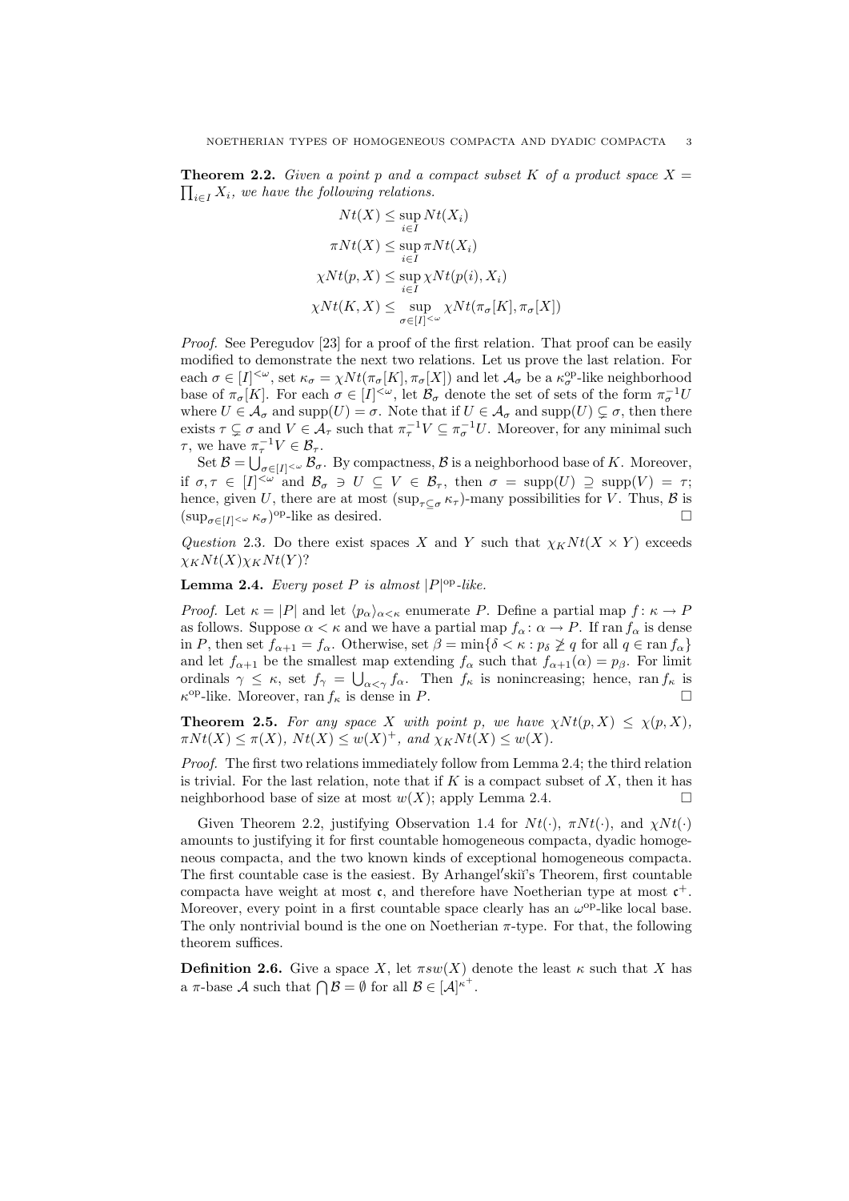**Theorem 2.2.** *Given a point $p$ and a compact subset $K$ of a product space $X = \prod_{i\in I} X_i$, we have the following relations.*

$$Nt(X) \leq \sup_{i\in I} Nt(X_i)$$
$$\pi Nt(X) \leq \sup_{i\in I} \pi Nt(X_i)$$
$$\chi Nt(p, X) \leq \sup_{i\in I} \chi Nt(p(i), X_i)$$
$$\chi Nt(K, X) \leq \sup_{\sigma\in[I]^{<\omega}} \chi Nt(\pi_\sigma[K], \pi_\sigma[X])$$

*Proof.* See Peregudov [23] for a proof of the first relation. That proof can be easily modified to demonstrate the next two relations. Let us prove the last relation. For each $\sigma \in [I]^{<\omega}$, set $\kappa_\sigma = \chi Nt(\pi_\sigma[K], \pi_\sigma[X])$ and let $\mathcal{A}_\sigma$ be a $\kappa_\sigma^{\mathrm{op}}$-like neighborhood base of $\pi_\sigma[K]$. For each $\sigma \in [I]^{<\omega}$, let $\mathcal{B}_\sigma$ denote the set of sets of the form $\pi_\sigma^{-1}U$ where $U \in \mathcal{A}_\sigma$ and $\mathrm{supp}(U) = \sigma$. Note that if $U \in \mathcal{A}_\sigma$ and $\mathrm{supp}(U) \subsetneq \sigma$, then there exists $\tau \subsetneq \sigma$ and $V \in \mathcal{A}_\tau$ such that $\pi_\tau^{-1}V \subseteq \pi_\sigma^{-1}U$. Moreover, for any minimal such $\tau$, we have $\pi_\tau^{-1}V \in \mathcal{B}_\tau$.

Set $\mathcal{B} = \bigcup_{\sigma\in[I]^{<\omega}} \mathcal{B}_\sigma$. By compactness, $\mathcal{B}$ is a neighborhood base of $K$. Moreover, if $\sigma, \tau \in [I]^{<\omega}$ and $\mathcal{B}_\sigma \ni U \subseteq V \in \mathcal{B}_\tau$, then $\sigma = \mathrm{supp}(U) \supseteq \mathrm{supp}(V) = \tau$; hence, given $U$, there are at most $(\sup_{\tau\subseteq\sigma} \kappa_\tau)$-many possibilities for $V$. Thus, $\mathcal{B}$ is $(\sup_{\sigma\in[I]^{<\omega}} \kappa_\sigma)^{\mathrm{op}}$-like as desired. □

*Question* 2.3. Do there exist spaces $X$ and $Y$ such that $\chi_K Nt(X \times Y)$ exceeds $\chi_K Nt(X)\chi_K Nt(Y)$?

**Lemma 2.4.** *Every poset $P$ is almost $|P|^{\mathrm{op}}$-like.*

*Proof.* Let $\kappa = |P|$ and let $\langle p_\alpha \rangle_{\alpha<\kappa}$ enumerate $P$. Define a partial map $f\colon \kappa \to P$ as follows. Suppose $\alpha < \kappa$ and we have a partial map $f_\alpha\colon \alpha \to P$. If $\mathrm{ran}\, f_\alpha$ is dense in $P$, then set $f_{\alpha+1} = f_\alpha$. Otherwise, set $\beta = \min\{\delta < \kappa : p_\delta \not\geq q \text{ for all } q \in \mathrm{ran}\, f_\alpha\}$ and let $f_{\alpha+1}$ be the smallest map extending $f_\alpha$ such that $f_{\alpha+1}(\alpha) = p_\beta$. For limit ordinals $\gamma \leq \kappa$, set $f_\gamma = \bigcup_{\alpha<\gamma} f_\alpha$. Then $f_\kappa$ is nonincreasing; hence, $\mathrm{ran}\, f_\kappa$ is $\kappa^{\mathrm{op}}$-like. Moreover, $\mathrm{ran}\, f_\kappa$ is dense in $P$. □

**Theorem 2.5.** *For any space $X$ with point $p$, we have $\chi Nt(p, X) \leq \chi(p, X)$, $\pi Nt(X) \leq \pi(X)$, $Nt(X) \leq w(X)^+$, and $\chi_K Nt(X) \leq w(X)$.*

*Proof.* The first two relations immediately follow from Lemma 2.4; the third relation is trivial. For the last relation, note that if $K$ is a compact subset of $X$, then it has neighborhood base of size at most $w(X)$; apply Lemma 2.4. □

Given Theorem 2.2, justifying Observation 1.4 for $Nt(\cdot)$, $\pi Nt(\cdot)$, and $\chi Nt(\cdot)$ amounts to justifying it for first countable homogeneous compacta, dyadic homogeneous compacta, and the two known kinds of exceptional homogeneous compacta. The first countable case is the easiest. By Arhangel′skiĭ's Theorem, first countable compacta have weight at most $\mathfrak{c}$, and therefore have Noetherian type at most $\mathfrak{c}^+$. Moreover, every point in a first countable space clearly has an $\omega^{\mathrm{op}}$-like local base. The only nontrivial bound is the one on Noetherian $\pi$-type. For that, the following theorem suffices.

**Definition 2.6.** Give a space $X$, let $\pi sw(X)$ denote the least $\kappa$ such that $X$ has a $\pi$-base $\mathcal{A}$ such that $\bigcap \mathcal{B} = \emptyset$ for all $\mathcal{B} \in [\mathcal{A}]^{\kappa^+}$.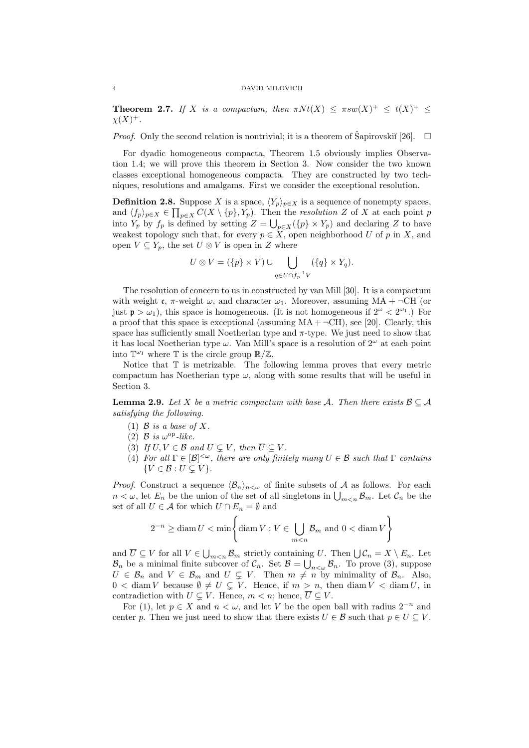**Theorem 2.7.** *If $X$ is a compactum, then $\pi Nt(X) \leq \pi sw(X)^+ \leq t(X)^+ \leq \chi(X)^+$.*

*Proof.* Only the second relation is nontrivial; it is a theorem of Šapirovskiĭ [26]. $\square$

For dyadic homogeneous compacta, Theorem 1.5 obviously implies Observation 1.4; we will prove this theorem in Section 3. Now consider the two known classes exceptional homogeneous compacta. They are constructed by two techniques, resolutions and amalgams. First we consider the exceptional resolution.

**Definition 2.8.** Suppose $X$ is a space, $\langle Y_p\rangle_{p\in X}$ is a sequence of nonempty spaces, and $\langle f_p\rangle_{p\in X} \in \prod_{p\in X} C(X\setminus\{p\}, Y_p)$. Then the *resolution* $Z$ of $X$ at each point $p$ into $Y_p$ by $f_p$ is defined by setting $Z = \bigcup_{p\in X}(\{p\}\times Y_p)$ and declaring $Z$ to have weakest topology such that, for every $p\in X$, open neighborhood $U$ of $p$ in $X$, and open $V\subseteq Y_p$, the set $U\otimes V$ is open in $Z$ where

$$U\otimes V = (\{p\}\times V)\cup \bigcup_{q\in U\cap f_p^{-1}V}(\{q\}\times Y_q).$$

The resolution of concern to us in constructed by van Mill [30]. It is a compactum with weight $\mathfrak{c}$, $\pi$-weight $\omega$, and character $\omega_1$. Moreover, assuming MA + $\neg$CH (or just $\mathfrak{p} > \omega_1$), this space is homogeneous. (It is not homogeneous if $2^\omega < 2^{\omega_1}$.) For a proof that this space is exceptional (assuming MA + $\neg$CH), see [20]. Clearly, this space has sufficiently small Noetherian type and $\pi$-type. We just need to show that it has local Noetherian type $\omega$. Van Mill's space is a resolution of $2^\omega$ at each point into $\mathbb{T}^{\omega_1}$ where $\mathbb{T}$ is the circle group $\mathbb{R}/\mathbb{Z}$.

Notice that $\mathbb{T}$ is metrizable. The following lemma proves that every metric compactum has Noetherian type $\omega$, along with some results that will be useful in Section 3.

**Lemma 2.9.** *Let $X$ be a metric compactum with base $\mathcal{A}$. Then there exists $\mathcal{B}\subseteq\mathcal{A}$ satisfying the following.*

1. *$\mathcal{B}$ is a base of $X$.*
2. *$\mathcal{B}$ is $\omega^{\mathrm{op}}$-like.*
3. *If $U, V\in\mathcal{B}$ and $U\subsetneq V$, then $\overline{U}\subseteq V$.*
4. *For all $\Gamma\in[\mathcal{B}]^{<\omega}$, there are only finitely many $U\in\mathcal{B}$ such that $\Gamma$ contains $\{V\in\mathcal{B} : U\subsetneq V\}$.*

*Proof.* Construct a sequence $\langle\mathcal{B}_n\rangle_{n<\omega}$ of finite subsets of $\mathcal{A}$ as follows. For each $n<\omega$, let $E_n$ be the union of the set of all singletons in $\bigcup_{m<n}\mathcal{B}_m$. Let $\mathcal{C}_n$ be the set of all $U\in\mathcal{A}$ for which $U\cap E_n=\emptyset$ and

$$2^{-n}\geq \operatorname{diam} U < \min\left\{\operatorname{diam} V : V\in\bigcup_{m<n}\mathcal{B}_m \text{ and } 0<\operatorname{diam} V\right\}$$

and $\overline{U}\subseteq V$ for all $V\in\bigcup_{m<n}\mathcal{B}_m$ strictly containing $U$. Then $\bigcup\mathcal{C}_n = X\setminus E_n$. Let $\mathcal{B}_n$ be a minimal finite subcover of $\mathcal{C}_n$. Set $\mathcal{B}=\bigcup_{n<\omega}\mathcal{B}_n$. To prove (3), suppose $U\in\mathcal{B}_n$ and $V\in\mathcal{B}_m$ and $U\subsetneq V$. Then $m\neq n$ by minimality of $\mathcal{B}_n$. Also, $0<\operatorname{diam} V$ because $\emptyset\neq U\subsetneq V$. Hence, if $m>n$, then $\operatorname{diam} V<\operatorname{diam} U$, in contradiction with $U\subsetneq V$. Hence, $m<n$; hence, $\overline{U}\subseteq V$.

For (1), let $p\in X$ and $n<\omega$, and let $V$ be the open ball with radius $2^{-n}$ and center $p$. Then we just need to show that there exists $U\in\mathcal{B}$ such that $p\in U\subseteq V$.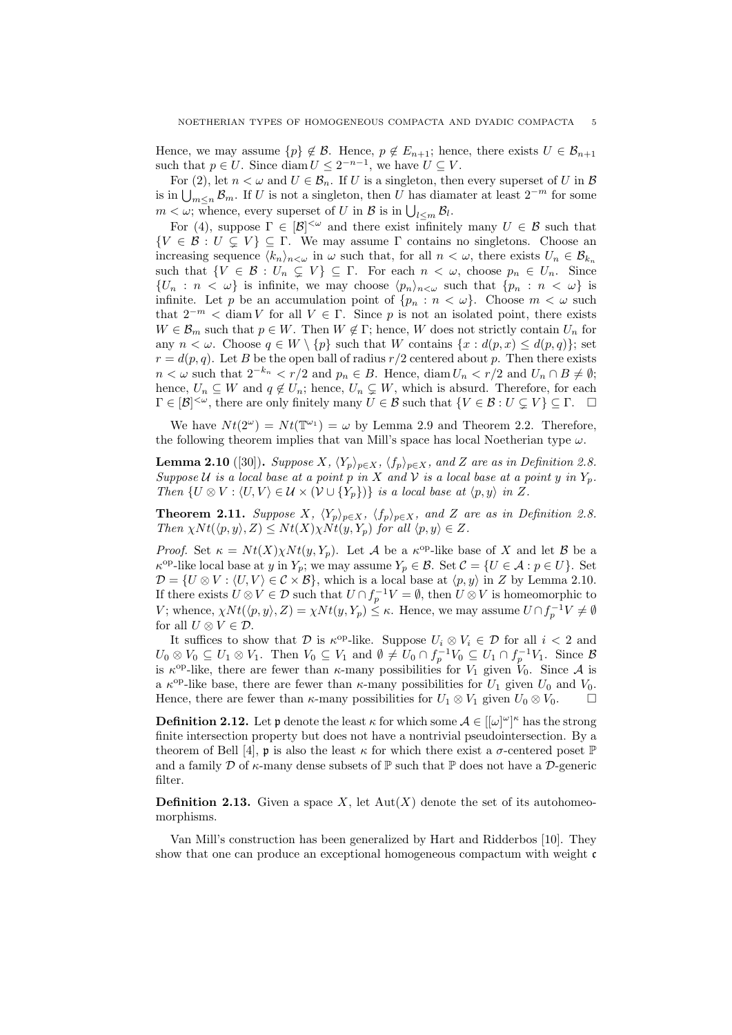Hence, we may assume $\{p\} \notin \mathcal{B}$. Hence, $p \notin E_{n+1}$; hence, there exists $U \in \mathcal{B}_{n+1}$ such that $p \in U$. Since $\operatorname{diam} U \leq 2^{-n-1}$, we have $U \subseteq V$.

For (2), let $n < \omega$ and $U \in \mathcal{B}_n$. If $U$ is a singleton, then every superset of $U$ in $\mathcal{B}$ is in $\bigcup_{m \leq n} \mathcal{B}_m$. If $U$ is not a singleton, then $U$ has diamater at least $2^{-m}$ for some $m < \omega$; whence, every superset of $U$ in $\mathcal{B}$ is in $\bigcup_{l \leq m} \mathcal{B}_l$.

For (4), suppose $\Gamma \in [\mathcal{B}]^{<\omega}$ and there exist infinitely many $U \in \mathcal{B}$ such that $\{V \in \mathcal{B} : U \subsetneq V\} \subseteq \Gamma$. We may assume $\Gamma$ contains no singletons. Choose an increasing sequence $\langle k_n \rangle_{n<\omega}$ in $\omega$ such that, for all $n < \omega$, there exists $U_n \in \mathcal{B}_{k_n}$ such that $\{V \in \mathcal{B} : U_n \subsetneq V\} \subseteq \Gamma$. For each $n < \omega$, choose $p_n \in U_n$. Since $\{U_n : n < \omega\}$ is infinite, we may choose $\langle p_n \rangle_{n<\omega}$ such that $\{p_n : n < \omega\}$ is infinite. Let $p$ be an accumulation point of $\{p_n : n < \omega\}$. Choose $m < \omega$ such that $2^{-m} < \operatorname{diam} V$ for all $V \in \Gamma$. Since $p$ is not an isolated point, there exists $W \in \mathcal{B}_m$ such that $p \in W$. Then $W \notin \Gamma$; hence, $W$ does not strictly contain $U_n$ for any $n < \omega$. Choose $q \in W \setminus \{p\}$ such that $W$ contains $\{x : d(p, x) \leq d(p, q)\}$; set $r = d(p, q)$. Let $B$ be the open ball of radius $r/2$ centered about $p$. Then there exists $n < \omega$ such that $2^{-k_n} < r/2$ and $p_n \in B$. Hence, $\operatorname{diam} U_n < r/2$ and $U_n \cap B \neq \emptyset$; hence, $U_n \subseteq W$ and $q \notin U_n$; hence, $U_n \subsetneq W$, which is absurd. Therefore, for each $\Gamma \in [\mathcal{B}]^{<\omega}$, there are only finitely many $U \in \mathcal{B}$ such that $\{V \in \mathcal{B} : U \subsetneq V\} \subseteq \Gamma$. $\square$

We have $Nt(2^\omega) = Nt(\mathbb{T}^{\omega_1}) = \omega$ by Lemma 2.9 and Theorem 2.2. Therefore, the following theorem implies that van Mill's space has local Noetherian type $\omega$.

**Lemma 2.10** ([30]). *Suppose $X$, $\langle Y_p \rangle_{p \in X}$, $\langle f_p \rangle_{p \in X}$, and $Z$ are as in Definition 2.8. Suppose $\mathcal{U}$ is a local base at a point $p$ in $X$ and $\mathcal{V}$ is a local base at a point $y$ in $Y_p$. Then $\{U \otimes V : \langle U, V \rangle \in \mathcal{U} \times (\mathcal{V} \cup \{Y_p\})\}$ is a local base at $\langle p, y \rangle$ in $Z$.*

**Theorem 2.11.** *Suppose $X$, $\langle Y_p \rangle_{p \in X}$, $\langle f_p \rangle_{p \in X}$, and $Z$ are as in Definition 2.8. Then $\chi Nt(\langle p, y \rangle, Z) \leq Nt(X) \chi Nt(y, Y_p)$ for all $\langle p, y \rangle \in Z$.*

*Proof.* Set $\kappa = Nt(X) \chi Nt(y, Y_p)$. Let $\mathcal{A}$ be a $\kappa^{\mathrm{op}}$-like base of $X$ and let $\mathcal{B}$ be a $\kappa^{\mathrm{op}}$-like local base at $y$ in $Y_p$; we may assume $Y_p \in \mathcal{B}$. Set $\mathcal{C} = \{U \in \mathcal{A} : p \in U\}$. Set $\mathcal{D} = \{U \otimes V : \langle U, V \rangle \in \mathcal{C} \times \mathcal{B}\}$, which is a local base at $\langle p, y \rangle$ in $Z$ by Lemma 2.10. If there exists $U \otimes V \in \mathcal{D}$ such that $U \cap f_p^{-1} V = \emptyset$, then $U \otimes V$ is homeomorphic to $V$; whence, $\chi Nt(\langle p, y \rangle, Z) = \chi Nt(y, Y_p) \leq \kappa$. Hence, we may assume $U \cap f_p^{-1} V \neq \emptyset$ for all $U \otimes V \in \mathcal{D}$.

It suffices to show that $\mathcal{D}$ is $\kappa^{\mathrm{op}}$-like. Suppose $U_i \otimes V_i \in \mathcal{D}$ for all $i < 2$ and $U_0 \otimes V_0 \subseteq U_1 \otimes V_1$. Then $V_0 \subseteq V_1$ and $\emptyset \neq U_0 \cap f_p^{-1} V_0 \subseteq U_1 \cap f_p^{-1} V_1$. Since $\mathcal{B}$ is $\kappa^{\mathrm{op}}$-like, there are fewer than $\kappa$-many possibilities for $V_1$ given $V_0$. Since $\mathcal{A}$ is a $\kappa^{\mathrm{op}}$-like base, there are fewer than $\kappa$-many possibilities for $U_1$ given $U_0$ and $V_0$. Hence, there are fewer than $\kappa$-many possibilities for $U_1 \otimes V_1$ given $U_0 \otimes V_0$. $\square$

**Definition 2.12.** Let $\mathfrak{p}$ denote the least $\kappa$ for which some $\mathcal{A} \in [[\omega]^\omega]^\kappa$ has the strong finite intersection property but does not have a nontrivial pseudointersection. By a theorem of Bell [4], $\mathfrak{p}$ is also the least $\kappa$ for which there exist a $\sigma$-centered poset $\mathbb{P}$ and a family $\mathcal{D}$ of $\kappa$-many dense subsets of $\mathbb{P}$ such that $\mathbb{P}$ does not have a $\mathcal{D}$-generic filter.

**Definition 2.13.** Given a space $X$, let $\operatorname{Aut}(X)$ denote the set of its autohomeomorphisms.

Van Mill's construction has been generalized by Hart and Ridderbos [10]. They show that one can produce an exceptional homogeneous compactum with weight $\mathfrak{c}$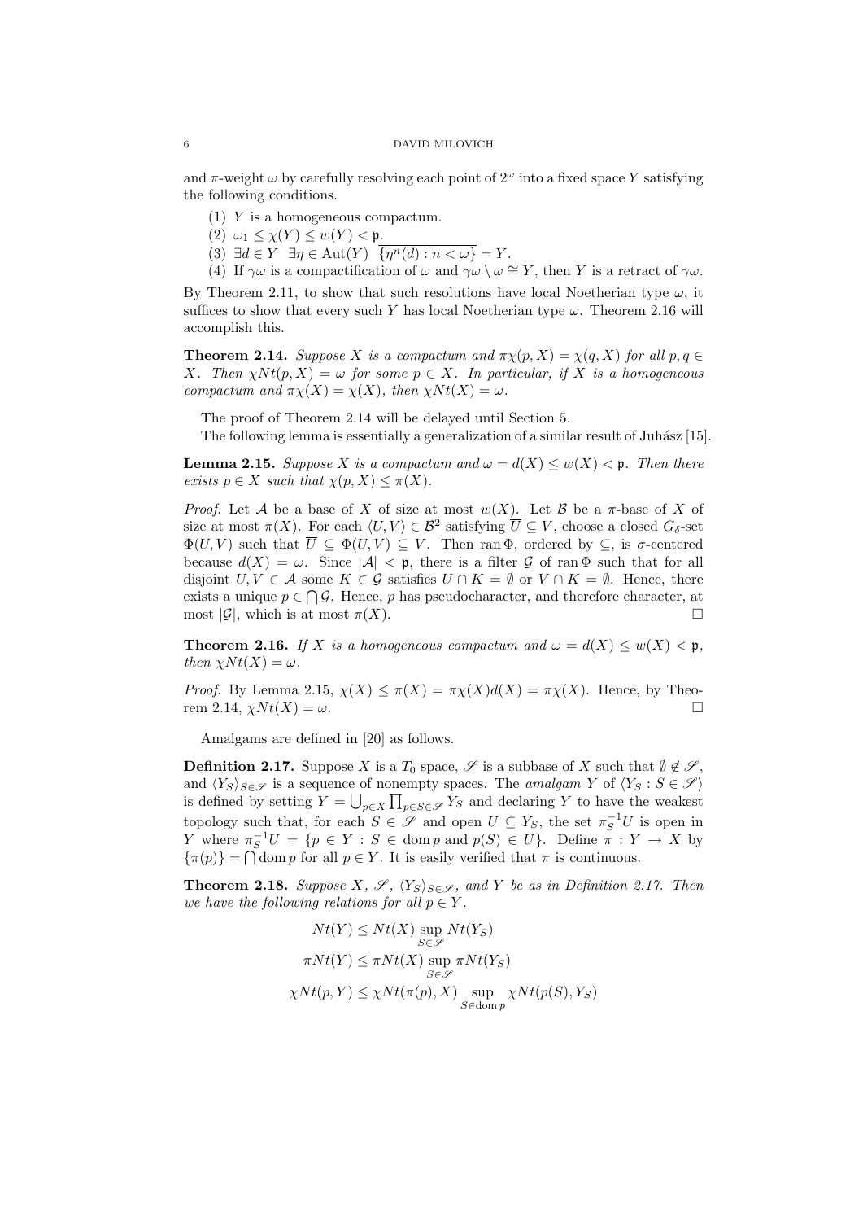and $\pi$-weight $\omega$ by carefully resolving each point of $2^\omega$ into a fixed space $Y$ satisfying the following conditions.

1. $Y$ is a homogeneous compactum.
2. $\omega_1 \leq \chi(Y) \leq w(Y) < \mathfrak{p}$.
3. $\exists d \in Y \;\; \exists \eta \in \operatorname{Aut}(Y) \;\; \overline{\{\eta^n(d) : n < \omega\}} = Y$.
4. If $\gamma\omega$ is a compactification of $\omega$ and $\gamma\omega \setminus \omega \cong Y$, then $Y$ is a retract of $\gamma\omega$.

By Theorem 2.11, to show that such resolutions have local Noetherian type $\omega$, it suffices to show that every such $Y$ has local Noetherian type $\omega$. Theorem 2.16 will accomplish this.

**Theorem 2.14.** *Suppose $X$ is a compactum and $\pi\chi(p, X) = \chi(q, X)$ for all $p, q \in X$. Then $\chi Nt(p, X) = \omega$ for some $p \in X$. In particular, if $X$ is a homogeneous compactum and $\pi\chi(X) = \chi(X)$, then $\chi Nt(X) = \omega$.*

The proof of Theorem 2.14 will be delayed until Section 5.

The following lemma is essentially a generalization of a similar result of Juhász [15].

**Lemma 2.15.** *Suppose $X$ is a compactum and $\omega = d(X) \leq w(X) < \mathfrak{p}$. Then there exists $p \in X$ such that $\chi(p, X) \leq \pi(X)$.*

*Proof.* Let $\mathcal{A}$ be a base of $X$ of size at most $w(X)$. Let $\mathcal{B}$ be a $\pi$-base of $X$ of size at most $\pi(X)$. For each $\langle U, V\rangle \in \mathcal{B}^2$ satisfying $\overline{U} \subseteq V$, choose a closed $G_\delta$-set $\Phi(U, V)$ such that $\overline{U} \subseteq \Phi(U, V) \subseteq V$. Then $\operatorname{ran}\Phi$, ordered by $\subseteq$, is $\sigma$-centered because $d(X) = \omega$. Since $|\mathcal{A}| < \mathfrak{p}$, there is a filter $\mathcal{G}$ of $\operatorname{ran}\Phi$ such that for all disjoint $U, V \in \mathcal{A}$ some $K \in \mathcal{G}$ satisfies $U \cap K = \emptyset$ or $V \cap K = \emptyset$. Hence, there exists a unique $p \in \bigcap \mathcal{G}$. Hence, $p$ has pseudocharacter, and therefore character, at most $|\mathcal{G}|$, which is at most $\pi(X)$. $\square$

**Theorem 2.16.** *If $X$ is a homogeneous compactum and $\omega = d(X) \leq w(X) < \mathfrak{p}$, then $\chi Nt(X) = \omega$.*

*Proof.* By Lemma 2.15, $\chi(X) \leq \pi(X) = \pi\chi(X)d(X) = \pi\chi(X)$. Hence, by Theorem 2.14, $\chi Nt(X) = \omega$. $\square$

Amalgams are defined in [20] as follows.

**Definition 2.17.** Suppose $X$ is a $T_0$ space, $\mathscr{S}$ is a subbase of $X$ such that $\emptyset \notin \mathscr{S}$, and $\langle Y_S\rangle_{S\in\mathscr{S}}$ is a sequence of nonempty spaces. The *amalgam* $Y$ of $\langle Y_S : S \in \mathscr{S}\rangle$ is defined by setting $Y = \bigcup_{p\in X}\prod_{p\in S\in\mathscr{S}} Y_S$ and declaring $Y$ to have the weakest topology such that, for each $S \in \mathscr{S}$ and open $U \subseteq Y_S$, the set $\pi_S^{-1}U$ is open in $Y$ where $\pi_S^{-1}U = \{p \in Y : S \in \operatorname{dom} p \text{ and } p(S) \in U\}$. Define $\pi : Y \to X$ by $\{\pi(p)\} = \bigcap \operatorname{dom} p$ for all $p \in Y$. It is easily verified that $\pi$ is continuous.

**Theorem 2.18.** *Suppose $X$, $\mathscr{S}$, $\langle Y_S\rangle_{S\in\mathscr{S}}$, and $Y$ be as in Definition 2.17. Then we have the following relations for all $p \in Y$.*

$$Nt(Y) \leq Nt(X) \sup_{S\in\mathscr{S}} Nt(Y_S)$$

$$\pi Nt(Y) \leq \pi Nt(X) \sup_{S\in\mathscr{S}} \pi Nt(Y_S)$$

$$\chi Nt(p, Y) \leq \chi Nt(\pi(p), X) \sup_{S\in\operatorname{dom} p} \chi Nt(p(S), Y_S)$$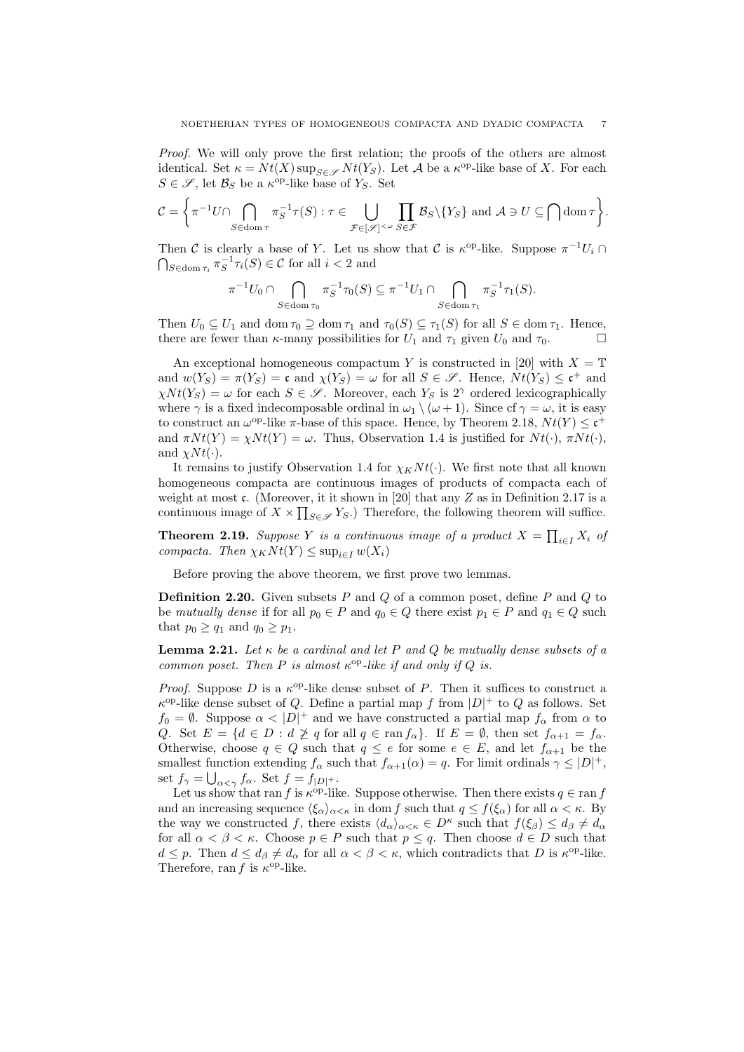*Proof.* We will only prove the first relation; the proofs of the others are almost identical. Set $\kappa = Nt(X)\sup_{S\in\mathscr{S}} Nt(Y_S)$. Let $\mathcal{A}$ be a $\kappa^{\mathrm{op}}$-like base of $X$. For each $S \in \mathscr{S}$, let $\mathcal{B}_S$ be a $\kappa^{\mathrm{op}}$-like base of $Y_S$. Set

$$\mathcal{C} = \left\{ \pi^{-1}U \cap \bigcap_{S\in\operatorname{dom}\tau} \pi_S^{-1}\tau(S) : \tau \in \bigcup_{\mathcal{F}\in[\mathscr{S}]^{<\omega}} \prod_{S\in\mathcal{F}} \mathcal{B}_S\setminus\{Y_S\} \text{ and } \mathcal{A} \ni U \subseteq \bigcap \operatorname{dom}\tau \right\}.$$

Then $\mathcal{C}$ is clearly a base of $Y$. Let us show that $\mathcal{C}$ is $\kappa^{\mathrm{op}}$-like. Suppose $\pi^{-1}U_i \cap \bigcap_{S\in\operatorname{dom}\tau_i} \pi_S^{-1}\tau_i(S) \in \mathcal{C}$ for all $i < 2$ and

$$\pi^{-1}U_0 \cap \bigcap_{S\in\operatorname{dom}\tau_0} \pi_S^{-1}\tau_0(S) \subseteq \pi^{-1}U_1 \cap \bigcap_{S\in\operatorname{dom}\tau_1} \pi_S^{-1}\tau_1(S).$$

Then $U_0 \subseteq U_1$ and $\operatorname{dom}\tau_0 \supseteq \operatorname{dom}\tau_1$ and $\tau_0(S) \subseteq \tau_1(S)$ for all $S \in \operatorname{dom}\tau_1$. Hence, there are fewer than $\kappa$-many possibilities for $U_1$ and $\tau_1$ given $U_0$ and $\tau_0$. $\square$

An exceptional homogeneous compactum $Y$ is constructed in [20] with $X = \mathbb{T}$ and $w(Y_S) = \pi(Y_S) = \mathfrak{c}$ and $\chi(Y_S) = \omega$ for all $S \in \mathscr{S}$. Hence, $Nt(Y_S) \leq \mathfrak{c}^+$ and $\chi Nt(Y_S) = \omega$ for each $S \in \mathscr{S}$. Moreover, each $Y_S$ is $2^\gamma$ ordered lexicographically where $\gamma$ is a fixed indecomposable ordinal in $\omega_1 \setminus (\omega+1)$. Since $\operatorname{cf}\gamma = \omega$, it is easy to construct an $\omega^{\mathrm{op}}$-like $\pi$-base of this space. Hence, by Theorem 2.18, $Nt(Y) \leq \mathfrak{c}^+$ and $\pi Nt(Y) = \chi Nt(Y) = \omega$. Thus, Observation 1.4 is justified for $Nt(\cdot)$, $\pi Nt(\cdot)$, and $\chi Nt(\cdot)$.

It remains to justify Observation 1.4 for $\chi_K Nt(\cdot)$. We first note that all known homogeneous compacta are continuous images of products of compacta each of weight at most $\mathfrak{c}$. (Moreover, it it shown in [20] that any $Z$ as in Definition 2.17 is a continuous image of $X \times \prod_{S\in\mathscr{S}} Y_S$.) Therefore, the following theorem will suffice.

**Theorem 2.19.** *Suppose $Y$ is a continuous image of a product $X = \prod_{i\in I} X_i$ of compacta. Then $\chi_K Nt(Y) \leq \sup_{i\in I} w(X_i)$*

Before proving the above theorem, we first prove two lemmas.

**Definition 2.20.** Given subsets $P$ and $Q$ of a common poset, define $P$ and $Q$ to be *mutually dense* if for all $p_0 \in P$ and $q_0 \in Q$ there exist $p_1 \in P$ and $q_1 \in Q$ such that $p_0 \geq q_1$ and $q_0 \geq p_1$.

**Lemma 2.21.** *Let $\kappa$ be a cardinal and let $P$ and $Q$ be mutually dense subsets of a common poset. Then $P$ is almost $\kappa^{\mathrm{op}}$-like if and only if $Q$ is.*

*Proof.* Suppose $D$ is a $\kappa^{\mathrm{op}}$-like dense subset of $P$. Then it suffices to construct a $\kappa^{\mathrm{op}}$-like dense subset of $Q$. Define a partial map $f$ from $|D|^+$ to $Q$ as follows. Set $f_0 = \emptyset$. Suppose $\alpha < |D|^+$ and we have constructed a partial map $f_\alpha$ from $\alpha$ to $Q$. Set $E = \{d \in D : d \not\geq q \text{ for all } q \in \operatorname{ran} f_\alpha\}$. If $E = \emptyset$, then set $f_{\alpha+1} = f_\alpha$. Otherwise, choose $q \in Q$ such that $q \leq e$ for some $e \in E$, and let $f_{\alpha+1}$ be the smallest function extending $f_\alpha$ such that $f_{\alpha+1}(\alpha) = q$. For limit ordinals $\gamma \leq |D|^+$, set $f_\gamma = \bigcup_{\alpha<\gamma} f_\alpha$. Set $f = f_{|D|^+}$.

Let us show that $\operatorname{ran} f$ is $\kappa^{\mathrm{op}}$-like. Suppose otherwise. Then there exists $q \in \operatorname{ran} f$ and an increasing sequence $\langle \xi_\alpha \rangle_{\alpha<\kappa}$ in $\operatorname{dom} f$ such that $q \leq f(\xi_\alpha)$ for all $\alpha < \kappa$. By the way we constructed $f$, there exists $\langle d_\alpha \rangle_{\alpha<\kappa} \in D^\kappa$ such that $f(\xi_\beta) \leq d_\beta \neq d_\alpha$ for all $\alpha < \beta < \kappa$. Choose $p \in P$ such that $p \leq q$. Then choose $d \in D$ such that $d \leq p$. Then $d \leq d_\beta \neq d_\alpha$ for all $\alpha < \beta < \kappa$, which contradicts that $D$ is $\kappa^{\mathrm{op}}$-like. Therefore, $\operatorname{ran} f$ is $\kappa^{\mathrm{op}}$-like.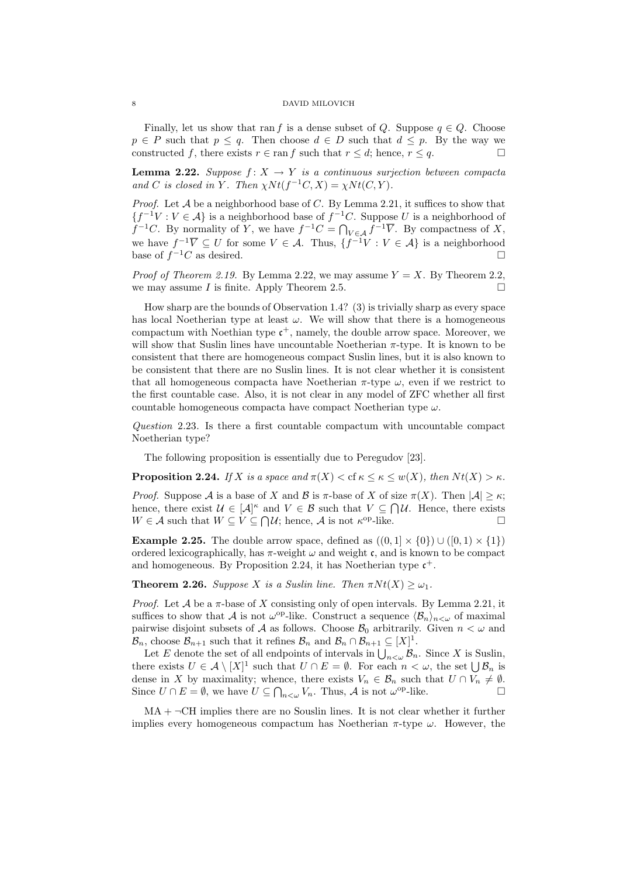Finally, let us show that $\operatorname{ran} f$ is a dense subset of $Q$. Suppose $q \in Q$. Choose $p \in P$ such that $p \leq q$. Then choose $d \in D$ such that $d \leq p$. By the way we constructed $f$, there exists $r \in \operatorname{ran} f$ such that $r \leq d$; hence, $r \leq q$. $\square$

**Lemma 2.22.** *Suppose $f\colon X \to Y$ is a continuous surjection between compacta and $C$ is closed in $Y$. Then $\chi Nt(f^{-1}C, X) = \chi Nt(C, Y)$.*

*Proof.* Let $\mathcal{A}$ be a neighborhood base of $C$. By Lemma 2.21, it suffices to show that $\{f^{-1}V : V \in \mathcal{A}\}$ is a neighborhood base of $f^{-1}C$. Suppose $U$ is a neighborhood of $f^{-1}C$. By normality of $Y$, we have $f^{-1}C = \bigcap_{V \in \mathcal{A}} f^{-1}\overline{V}$. By compactness of $X$, we have $f^{-1}\overline{V} \subseteq U$ for some $V \in \mathcal{A}$. Thus, $\{f^{-1}V : V \in \mathcal{A}\}$ is a neighborhood base of $f^{-1}C$ as desired. $\square$

*Proof of Theorem 2.19.* By Lemma 2.22, we may assume $Y = X$. By Theorem 2.2, we may assume $I$ is finite. Apply Theorem 2.5. $\square$

How sharp are the bounds of Observation 1.4? (3) is trivially sharp as every space has local Noetherian type at least $\omega$. We will show that there is a homogeneous compactum with Noethian type $\mathfrak{c}^+$, namely, the double arrow space. Moreover, we will show that Suslin lines have uncountable Noetherian $\pi$-type. It is known to be consistent that there are homogeneous compact Suslin lines, but it is also known to be consistent that there are no Suslin lines. It is not clear whether it is consistent that all homogeneous compacta have Noetherian $\pi$-type $\omega$, even if we restrict to the first countable case. Also, it is not clear in any model of ZFC whether all first countable homogeneous compacta have compact Noetherian type $\omega$.

*Question* 2.23. Is there a first countable compactum with uncountable compact Noetherian type?

The following proposition is essentially due to Peregudov [23].

**Proposition 2.24.** *If $X$ is a space and $\pi(X) < \operatorname{cf} \kappa \leq \kappa \leq w(X)$, then $Nt(X) > \kappa$.*

*Proof.* Suppose $\mathcal{A}$ is a base of $X$ and $\mathcal{B}$ is $\pi$-base of $X$ of size $\pi(X)$. Then $|\mathcal{A}| \geq \kappa$; hence, there exist $\mathcal{U} \in [\mathcal{A}]^\kappa$ and $V \in \mathcal{B}$ such that $V \subseteq \bigcap \mathcal{U}$. Hence, there exists $W \in \mathcal{A}$ such that $W \subseteq V \subseteq \bigcap \mathcal{U}$; hence, $\mathcal{A}$ is not $\kappa^{\mathrm{op}}$-like. $\square$

**Example 2.25.** The double arrow space, defined as $((0, 1] \times \{0\}) \cup ([0, 1) \times \{1\})$ ordered lexicographically, has $\pi$-weight $\omega$ and weight $\mathfrak{c}$, and is known to be compact and homogeneous. By Proposition 2.24, it has Noetherian type $\mathfrak{c}^+$.

**Theorem 2.26.** *Suppose $X$ is a Suslin line. Then $\pi Nt(X) \geq \omega_1$.*

*Proof.* Let $\mathcal{A}$ be a $\pi$-base of $X$ consisting only of open intervals. By Lemma 2.21, it suffices to show that $\mathcal{A}$ is not $\omega^{\mathrm{op}}$-like. Construct a sequence $\langle \mathcal{B}_n \rangle_{n<\omega}$ of maximal pairwise disjoint subsets of $\mathcal{A}$ as follows. Choose $\mathcal{B}_0$ arbitrarily. Given $n < \omega$ and $\mathcal{B}_n$, choose $\mathcal{B}_{n+1}$ such that it refines $\mathcal{B}_n$ and $\mathcal{B}_n \cap \mathcal{B}_{n+1} \subseteq [X]^1$.

Let $E$ denote the set of all endpoints of intervals in $\bigcup_{n<\omega} \mathcal{B}_n$. Since $X$ is Suslin, there exists $U \in \mathcal{A} \setminus [X]^1$ such that $U \cap E = \emptyset$. For each $n < \omega$, the set $\bigcup \mathcal{B}_n$ is dense in $X$ by maximality; whence, there exists $V_n \in \mathcal{B}_n$ such that $U \cap V_n \neq \emptyset$. Since $U \cap E = \emptyset$, we have $U \subseteq \bigcap_{n<\omega} V_n$. Thus, $\mathcal{A}$ is not $\omega^{\mathrm{op}}$-like. $\square$

MA + $\neg$CH implies there are no Souslin lines. It is not clear whether it further implies every homogeneous compactum has Noetherian $\pi$-type $\omega$. However, the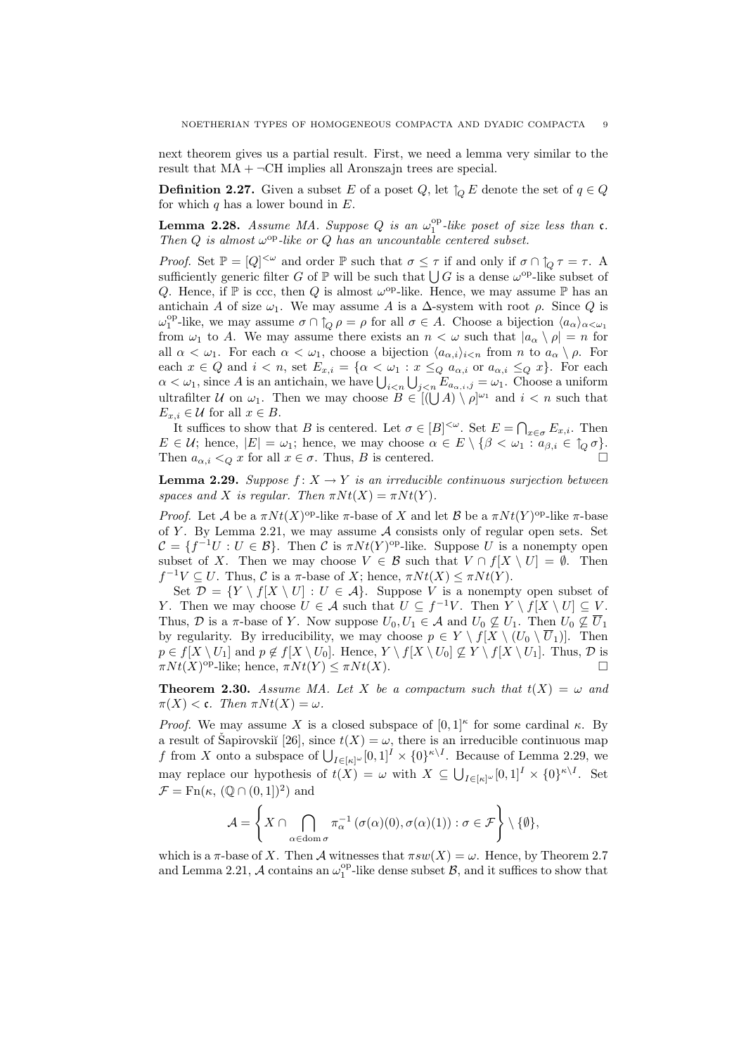next theorem gives us a partial result. First, we need a lemma very similar to the result that MA + ¬CH implies all Aronszajn trees are special.

**Definition 2.27.** Given a subset $E$ of a poset $Q$, let $\uparrow_Q E$ denote the set of $q \in Q$ for which $q$ has a lower bound in $E$.

**Lemma 2.28.** *Assume MA. Suppose $Q$ is an $\omega_1^{\mathrm{op}}$-like poset of size less than $\mathfrak{c}$. Then $Q$ is almost $\omega^{\mathrm{op}}$-like or $Q$ has an uncountable centered subset.*

*Proof.* Set $\mathbb{P} = [Q]^{<\omega}$ and order $\mathbb{P}$ such that $\sigma \leq \tau$ if and only if $\sigma \cap \uparrow_Q \tau = \tau$. A sufficiently generic filter $G$ of $\mathbb{P}$ will be such that $\bigcup G$ is a dense $\omega^{\mathrm{op}}$-like subset of $Q$. Hence, if $\mathbb{P}$ is ccc, then $Q$ is almost $\omega^{\mathrm{op}}$-like. Hence, we may assume $\mathbb{P}$ has an antichain $A$ of size $\omega_1$. We may assume $A$ is a $\Delta$-system with root $\rho$. Since $Q$ is $\omega_1^{\mathrm{op}}$-like, we may assume $\sigma \cap \uparrow_Q \rho = \rho$ for all $\sigma \in A$. Choose a bijection $\langle a_\alpha \rangle_{\alpha<\omega_1}$ from $\omega_1$ to $A$. We may assume there exists an $n < \omega$ such that $|a_\alpha \setminus \rho| = n$ for all $\alpha < \omega_1$. For each $\alpha < \omega_1$, choose a bijection $\langle a_{\alpha,i} \rangle_{i<n}$ from $n$ to $a_\alpha \setminus \rho$. For each $x \in Q$ and $i < n$, set $E_{x,i} = \{\alpha < \omega_1 : x \leq_Q a_{\alpha,i} \text{ or } a_{\alpha,i} \leq_Q x\}$. For each $\alpha < \omega_1$, since $A$ is an antichain, we have $\bigcup_{i<n} \bigcup_{j<n} E_{a_{\alpha,i},j} = \omega_1$. Choose a uniform ultrafilter $\mathcal{U}$ on $\omega_1$. Then we may choose $B \in [(\bigcup A) \setminus \rho]^{\omega_1}$ and $i < n$ such that $E_{x,i} \in \mathcal{U}$ for all $x \in B$.

It suffices to show that $B$ is centered. Let $\sigma \in [B]^{<\omega}$. Set $E = \bigcap_{x\in\sigma} E_{x,i}$. Then $E \in \mathcal{U}$; hence, $|E| = \omega_1$; hence, we may choose $\alpha \in E \setminus \{\beta < \omega_1 : a_{\beta,i} \in \uparrow_Q \sigma\}$. Then $a_{\alpha,i} <_Q x$ for all $x \in \sigma$. Thus, $B$ is centered. $\square$

**Lemma 2.29.** *Suppose $f \colon X \to Y$ is an irreducible continuous surjection between spaces and $X$ is regular. Then $\pi Nt(X) = \pi Nt(Y)$.*

*Proof.* Let $\mathcal{A}$ be a $\pi Nt(X)^{\mathrm{op}}$-like $\pi$-base of $X$ and let $\mathcal{B}$ be a $\pi Nt(Y)^{\mathrm{op}}$-like $\pi$-base of $Y$. By Lemma 2.21, we may assume $\mathcal{A}$ consists only of regular open sets. Set $\mathcal{C} = \{f^{-1}U : U \in \mathcal{B}\}$. Then $\mathcal{C}$ is $\pi Nt(Y)^{\mathrm{op}}$-like. Suppose $U$ is a nonempty open subset of $X$. Then we may choose $V \in \mathcal{B}$ such that $V \cap f[X \setminus U] = \emptyset$. Then $f^{-1}V \subseteq U$. Thus, $\mathcal{C}$ is a $\pi$-base of $X$; hence, $\pi Nt(X) \leq \pi Nt(Y)$.

Set $\mathcal{D} = \{Y \setminus f[X \setminus U] : U \in \mathcal{A}\}$. Suppose $V$ is a nonempty open subset of $Y$. Then we may choose $U \in \mathcal{A}$ such that $U \subseteq f^{-1}V$. Then $Y \setminus f[X \setminus U] \subseteq V$. Thus, $\mathcal{D}$ is a $\pi$-base of $Y$. Now suppose $U_0, U_1 \in \mathcal{A}$ and $U_0 \not\subseteq U_1$. Then $U_0 \not\subseteq \overline{U}_1$ by regularity. By irreducibility, we may choose $p \in Y \setminus f[X \setminus (U_0 \setminus \overline{U}_1)]$. Then $p \in f[X \setminus U_1]$ and $p \notin f[X \setminus U_0]$. Hence, $Y \setminus f[X \setminus U_0] \not\subseteq Y \setminus f[X \setminus U_1]$. Thus, $\mathcal{D}$ is $\pi Nt(X)^{\mathrm{op}}$-like; hence, $\pi Nt(Y) \leq \pi Nt(X)$. $\square$

**Theorem 2.30.** *Assume MA. Let $X$ be a compactum such that $t(X) = \omega$ and $\pi(X) < \mathfrak{c}$. Then $\pi Nt(X) = \omega$.*

*Proof.* We may assume $X$ is a closed subspace of $[0,1]^\kappa$ for some cardinal $\kappa$. By a result of Šapirovskiĭ [26], since $t(X) = \omega$, there is an irreducible continuous map $f$ from $X$ onto a subspace of $\bigcup_{I\in[\kappa]^\omega} [0,1]^I \times \{0\}^{\kappa\setminus I}$. Because of Lemma 2.29, we may replace our hypothesis of $t(X) = \omega$ with $X \subseteq \bigcup_{I\in[\kappa]^\omega} [0,1]^I \times \{0\}^{\kappa\setminus I}$. Set $\mathcal{F} = \mathrm{Fn}(\kappa, (\mathbb{Q} \cap (0,1])^2)$ and

$$\mathcal{A} = \left\{ X \cap \bigcap_{\alpha\in\operatorname{dom}\sigma} \pi_\alpha^{-1}\left(\sigma(\alpha)(0), \sigma(\alpha)(1)\right) : \sigma \in \mathcal{F} \right\} \setminus \{\emptyset\},$$

which is a $\pi$-base of $X$. Then $\mathcal{A}$ witnesses that $\pi sw(X) = \omega$. Hence, by Theorem 2.7 and Lemma 2.21, $\mathcal{A}$ contains an $\omega_1^{\mathrm{op}}$-like dense subset $\mathcal{B}$, and it suffices to show that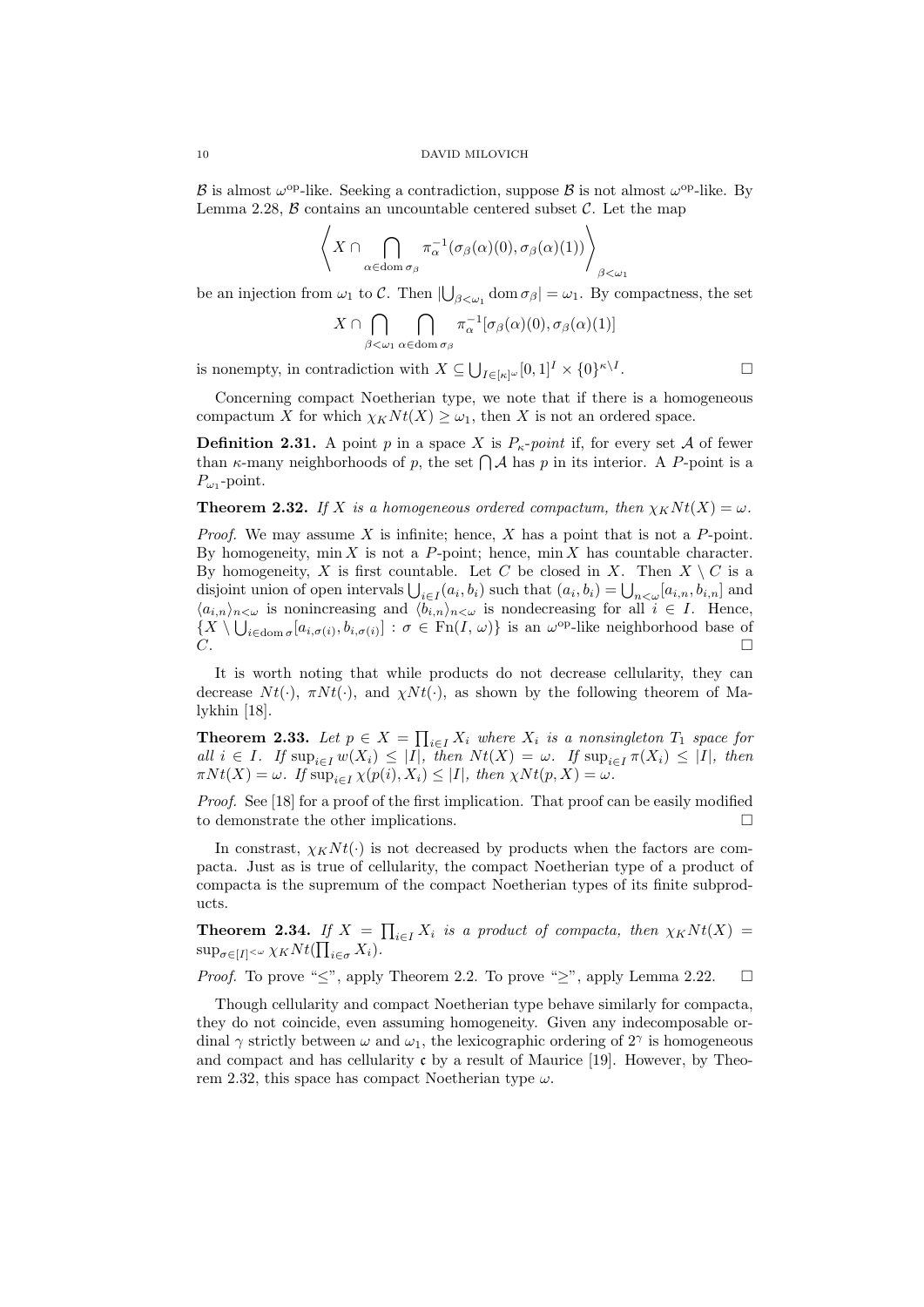$\mathcal{B}$ is almost $\omega^{\mathrm{op}}$-like. Seeking a contradiction, suppose $\mathcal{B}$ is not almost $\omega^{\mathrm{op}}$-like. By Lemma 2.28, $\mathcal{B}$ contains an uncountable centered subset $\mathcal{C}$. Let the map

$$\left\langle X \cap \bigcap_{\alpha \in \operatorname{dom} \sigma_\beta} \pi_\alpha^{-1}(\sigma_\beta(\alpha)(0), \sigma_\beta(\alpha)(1)) \right\rangle_{\beta < \omega_1}$$

be an injection from $\omega_1$ to $\mathcal{C}$. Then $|\bigcup_{\beta<\omega_1} \operatorname{dom} \sigma_\beta| = \omega_1$. By compactness, the set

$$X \cap \bigcap_{\beta<\omega_1} \bigcap_{\alpha \in \operatorname{dom} \sigma_\beta} \pi_\alpha^{-1}[\sigma_\beta(\alpha)(0), \sigma_\beta(\alpha)(1)]$$

is nonempty, in contradiction with $X \subseteq \bigcup_{I \in [\kappa]^\omega} [0,1]^I \times \{0\}^{\kappa \setminus I}$. $\square$

Concerning compact Noetherian type, we note that if there is a homogeneous compactum $X$ for which $\chi_K Nt(X) \geq \omega_1$, then $X$ is not an ordered space.

**Definition 2.31.** A point $p$ in a space $X$ is $P_\kappa$*-point* if, for every set $\mathcal{A}$ of fewer than $\kappa$-many neighborhoods of $p$, the set $\bigcap \mathcal{A}$ has $p$ in its interior. A $P$-point is a $P_{\omega_1}$-point.

**Theorem 2.32.** *If $X$ is a homogeneous ordered compactum, then $\chi_K Nt(X) = \omega$.*

*Proof.* We may assume $X$ is infinite; hence, $X$ has a point that is not a $P$-point. By homogeneity, $\min X$ is not a $P$-point; hence, $\min X$ has countable character. By homogeneity, $X$ is first countable. Let $C$ be closed in $X$. Then $X \setminus C$ is a disjoint union of open intervals $\bigcup_{i \in I} (a_i, b_i)$ such that $(a_i, b_i) = \bigcup_{n<\omega} [a_{i,n}, b_{i,n}]$ and $\langle a_{i,n} \rangle_{n<\omega}$ is nonincreasing and $\langle b_{i,n} \rangle_{n<\omega}$ is nondecreasing for all $i \in I$. Hence, $\{X \setminus \bigcup_{i \in \operatorname{dom} \sigma} [a_{i,\sigma(i)}, b_{i,\sigma(i)}] : \sigma \in \operatorname{Fn}(I, \omega)\}$ is an $\omega^{\mathrm{op}}$-like neighborhood base of $C$. $\square$

It is worth noting that while products do not decrease cellularity, they can decrease $Nt(\cdot)$, $\pi Nt(\cdot)$, and $\chi Nt(\cdot)$, as shown by the following theorem of Malykhin [18].

**Theorem 2.33.** *Let $p \in X = \prod_{i \in I} X_i$ where $X_i$ is a nonsingleton $T_1$ space for all $i \in I$. If $\sup_{i \in I} w(X_i) \leq |I|$, then $Nt(X) = \omega$. If $\sup_{i \in I} \pi(X_i) \leq |I|$, then $\pi Nt(X) = \omega$. If $\sup_{i \in I} \chi(p(i), X_i) \leq |I|$, then $\chi Nt(p, X) = \omega$.*

*Proof.* See [18] for a proof of the first implication. That proof can be easily modified to demonstrate the other implications. $\square$

In constrast, $\chi_K Nt(\cdot)$ is not decreased by products when the factors are compacta. Just as is true of cellularity, the compact Noetherian type of a product of compacta is the supremum of the compact Noetherian types of its finite subproducts.

**Theorem 2.34.** *If $X = \prod_{i \in I} X_i$ is a product of compacta, then $\chi_K Nt(X) = \sup_{\sigma \in [I]^{<\omega}} \chi_K Nt(\prod_{i \in \sigma} X_i)$.*

*Proof.* To prove "$\leq$", apply Theorem 2.2. To prove "$\geq$", apply Lemma 2.22. $\square$

Though cellularity and compact Noetherian type behave similarly for compacta, they do not coincide, even assuming homogeneity. Given any indecomposable ordinal $\gamma$ strictly between $\omega$ and $\omega_1$, the lexicographic ordering of $2^\gamma$ is homogeneous and compact and has cellularity $\mathfrak{c}$ by a result of Maurice [19]. However, by Theorem 2.32, this space has compact Noetherian type $\omega$.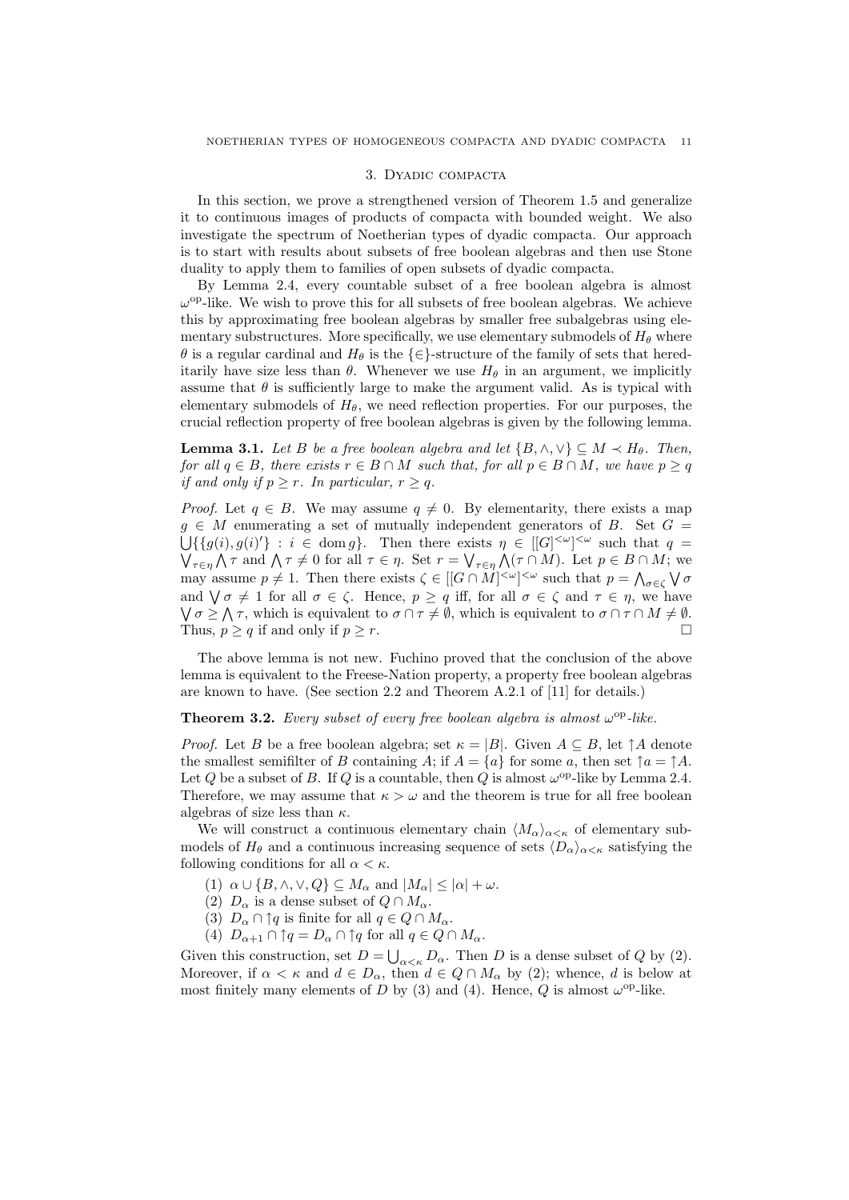## 3. Dyadic compacta

In this section, we prove a strengthened version of Theorem 1.5 and generalize it to continuous images of products of compacta with bounded weight. We also investigate the spectrum of Noetherian types of dyadic compacta. Our approach is to start with results about subsets of free boolean algebras and then use Stone duality to apply them to families of open subsets of dyadic compacta.

By Lemma 2.4, every countable subset of a free boolean algebra is almost $\omega^{\mathrm{op}}$-like. We wish to prove this for all subsets of free boolean algebras. We achieve this by approximating free boolean algebras by smaller free subalgebras using elementary substructures. More specifically, we use elementary submodels of $H_\theta$ where $\theta$ is a regular cardinal and $H_\theta$ is the $\{\in\}$-structure of the family of sets that hereditarily have size less than $\theta$. Whenever we use $H_\theta$ in an argument, we implicitly assume that $\theta$ is sufficiently large to make the argument valid. As is typical with elementary submodels of $H_\theta$, we need reflection properties. For our purposes, the crucial reflection property of free boolean algebras is given by the following lemma.

**Lemma 3.1.** *Let $B$ be a free boolean algebra and let $\{B, \wedge, \vee\} \subseteq M \prec H_\theta$. Then, for all $q \in B$, there exists $r \in B \cap M$ such that, for all $p \in B \cap M$, we have $p \geq q$ if and only if $p \geq r$. In particular, $r \geq q$.*

*Proof.* Let $q \in B$. We may assume $q \neq 0$. By elementarity, there exists a map $g \in M$ enumerating a set of mutually independent generators of $B$. Set $G = \bigcup \{\{g(i), g(i)'\} : i \in \operatorname{dom} g\}$. Then there exists $\eta \in [[G]^{<\omega}]^{<\omega}$ such that $q = \bigvee_{\tau\in\eta} \bigwedge \tau$ and $\bigwedge \tau \neq 0$ for all $\tau \in \eta$. Set $r = \bigvee_{\tau\in\eta} \bigwedge (\tau \cap M)$. Let $p \in B \cap M$; we may assume $p \neq 1$. Then there exists $\zeta \in [[G \cap M]^{<\omega}]^{<\omega}$ such that $p = \bigwedge_{\sigma\in\zeta} \bigvee \sigma$ and $\bigvee \sigma \neq 1$ for all $\sigma \in \zeta$. Hence, $p \geq q$ iff, for all $\sigma \in \zeta$ and $\tau \in \eta$, we have $\bigvee \sigma \geq \bigwedge \tau$, which is equivalent to $\sigma \cap \tau \neq \emptyset$, which is equivalent to $\sigma \cap \tau \cap M \neq \emptyset$. Thus, $p \geq q$ if and only if $p \geq r$. $\square$

The above lemma is not new. Fuchino proved that the conclusion of the above lemma is equivalent to the Freese-Nation property, a property free boolean algebras are known to have. (See section 2.2 and Theorem A.2.1 of [11] for details.)

**Theorem 3.2.** *Every subset of every free boolean algebra is almost $\omega^{\mathrm{op}}$-like.*

*Proof.* Let $B$ be a free boolean algebra; set $\kappa = |B|$. Given $A \subseteq B$, let $\uparrow A$ denote the smallest semifilter of $B$ containing $A$; if $A = \{a\}$ for some $a$, then set $\uparrow a = \uparrow A$. Let $Q$ be a subset of $B$. If $Q$ is a countable, then $Q$ is almost $\omega^{\mathrm{op}}$-like by Lemma 2.4. Therefore, we may assume that $\kappa > \omega$ and the theorem is true for all free boolean algebras of size less than $\kappa$.

We will construct a continuous elementary chain $\langle M_\alpha \rangle_{\alpha<\kappa}$ of elementary submodels of $H_\theta$ and a continuous increasing sequence of sets $\langle D_\alpha \rangle_{\alpha<\kappa}$ satisfying the following conditions for all $\alpha < \kappa$.

(1) $\alpha \cup \{B, \wedge, \vee, Q\} \subseteq M_\alpha$ and $|M_\alpha| \leq |\alpha| + \omega$.
(2) $D_\alpha$ is a dense subset of $Q \cap M_\alpha$.
(3) $D_\alpha \cap \uparrow q$ is finite for all $q \in Q \cap M_\alpha$.
(4) $D_{\alpha+1} \cap \uparrow q = D_\alpha \cap \uparrow q$ for all $q \in Q \cap M_\alpha$.

Given this construction, set $D = \bigcup_{\alpha<\kappa} D_\alpha$. Then $D$ is a dense subset of $Q$ by (2). Moreover, if $\alpha < \kappa$ and $d \in D_\alpha$, then $d \in Q \cap M_\alpha$ by (2); whence, $d$ is below at most finitely many elements of $D$ by (3) and (4). Hence, $Q$ is almost $\omega^{\mathrm{op}}$-like.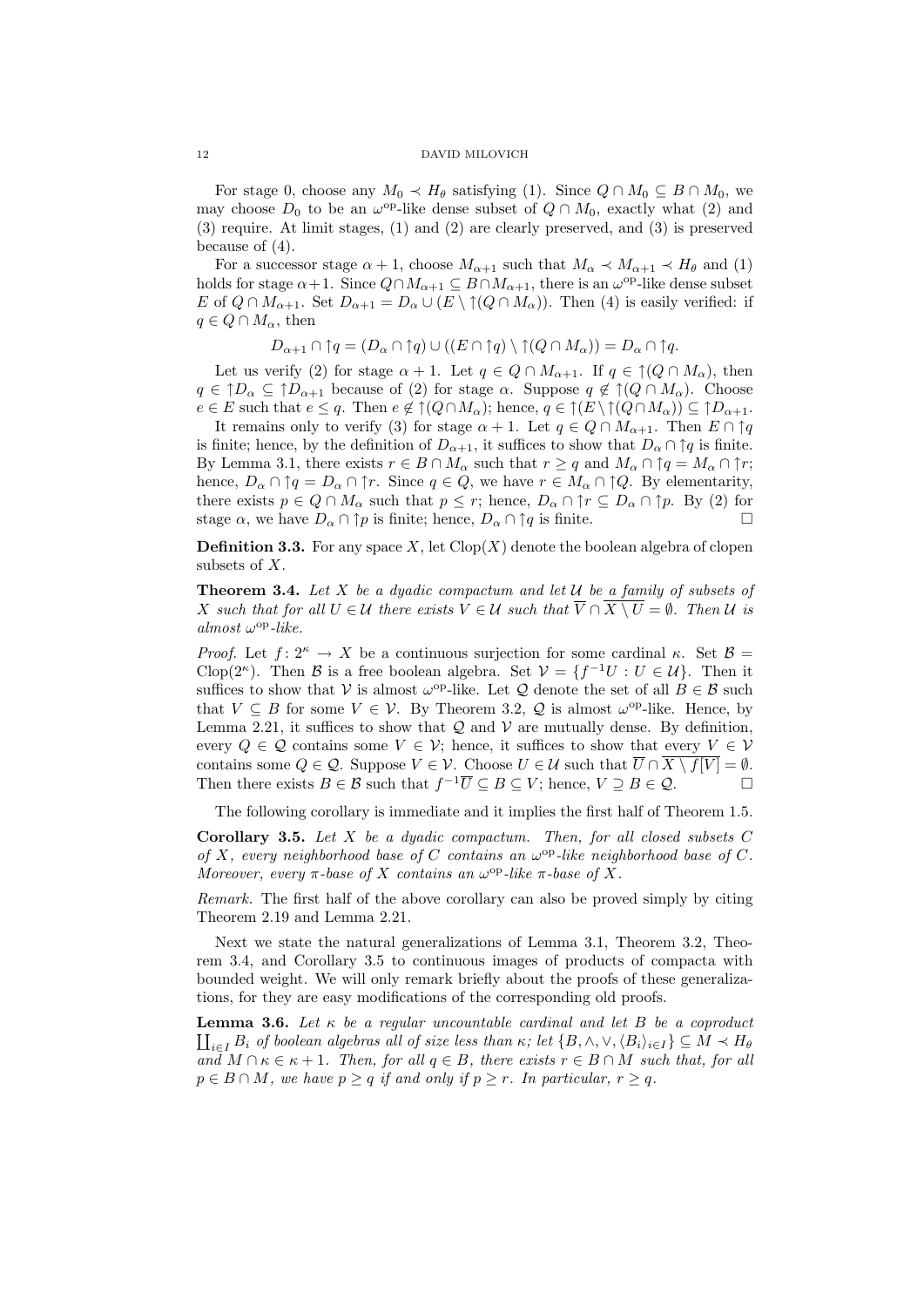For stage 0, choose any $M_0 \prec H_\theta$ satisfying (1). Since $Q \cap M_0 \subseteq B \cap M_0$, we may choose $D_0$ to be an $\omega^{\mathrm{op}}$-like dense subset of $Q \cap M_0$, exactly what (2) and (3) require. At limit stages, (1) and (2) are clearly preserved, and (3) is preserved because of (4).

For a successor stage $\alpha+1$, choose $M_{\alpha+1}$ such that $M_\alpha \prec M_{\alpha+1} \prec H_\theta$ and (1) holds for stage $\alpha+1$. Since $Q \cap M_{\alpha+1} \subseteq B \cap M_{\alpha+1}$, there is an $\omega^{\mathrm{op}}$-like dense subset $E$ of $Q \cap M_{\alpha+1}$. Set $D_{\alpha+1} = D_\alpha \cup (E \setminus \uparrow(Q \cap M_\alpha))$. Then (4) is easily verified: if $q \in Q \cap M_\alpha$, then

$$D_{\alpha+1} \cap \uparrow q = (D_\alpha \cap \uparrow q) \cup ((E \cap \uparrow q) \setminus \uparrow(Q \cap M_\alpha)) = D_\alpha \cap \uparrow q.$$

Let us verify (2) for stage $\alpha+1$. Let $q \in Q \cap M_{\alpha+1}$. If $q \in \uparrow(Q \cap M_\alpha)$, then $q \in \uparrow D_\alpha \subseteq \uparrow D_{\alpha+1}$ because of (2) for stage $\alpha$. Suppose $q \notin \uparrow(Q \cap M_\alpha)$. Choose $e \in E$ such that $e \leq q$. Then $e \notin \uparrow(Q \cap M_\alpha)$; hence, $q \in \uparrow(E \setminus \uparrow(Q \cap M_\alpha)) \subseteq \uparrow D_{\alpha+1}$.

It remains only to verify (3) for stage $\alpha+1$. Let $q \in Q \cap M_{\alpha+1}$. Then $E \cap \uparrow q$ is finite; hence, by the definition of $D_{\alpha+1}$, it suffices to show that $D_\alpha \cap \uparrow q$ is finite. By Lemma 3.1, there exists $r \in B \cap M_\alpha$ such that $r \geq q$ and $M_\alpha \cap \uparrow q = M_\alpha \cap \uparrow r$; hence, $D_\alpha \cap \uparrow q = D_\alpha \cap \uparrow r$. Since $q \in Q$, we have $r \in M_\alpha \cap \uparrow Q$. By elementarity, there exists $p \in Q \cap M_\alpha$ such that $p \leq r$; hence, $D_\alpha \cap \uparrow r \subseteq D_\alpha \cap \uparrow p$. By (2) for stage $\alpha$, we have $D_\alpha \cap \uparrow p$ is finite; hence, $D_\alpha \cap \uparrow q$ is finite. $\square$

**Definition 3.3.** For any space $X$, let $\mathrm{Clop}(X)$ denote the boolean algebra of clopen subsets of $X$.

**Theorem 3.4.** *Let $X$ be a dyadic compactum and let $\mathcal{U}$ be a family of subsets of $X$ such that for all $U \in \mathcal{U}$ there exists $V \in \mathcal{U}$ such that $\overline{V} \cap \overline{X \setminus U} = \emptyset$. Then $\mathcal{U}$ is almost $\omega^{\mathrm{op}}$-like.*

*Proof.* Let $f\colon 2^\kappa \to X$ be a continuous surjection for some cardinal $\kappa$. Set $\mathcal{B} = \mathrm{Clop}(2^\kappa)$. Then $\mathcal{B}$ is a free boolean algebra. Set $\mathcal{V} = \{f^{-1}U : U \in \mathcal{U}\}$. Then it suffices to show that $\mathcal{V}$ is almost $\omega^{\mathrm{op}}$-like. Let $\mathcal{Q}$ denote the set of all $B \in \mathcal{B}$ such that $V \subseteq B$ for some $V \in \mathcal{V}$. By Theorem 3.2, $\mathcal{Q}$ is almost $\omega^{\mathrm{op}}$-like. Hence, by Lemma 2.21, it suffices to show that $\mathcal{Q}$ and $\mathcal{V}$ are mutually dense. By definition, every $Q \in \mathcal{Q}$ contains some $V \in \mathcal{V}$; hence, it suffices to show that every $V \in \mathcal{V}$ contains some $Q \in \mathcal{Q}$. Suppose $V \in \mathcal{V}$. Choose $U \in \mathcal{U}$ such that $\overline{U} \cap \overline{X \setminus f[V]} = \emptyset$. Then there exists $B \in \mathcal{B}$ such that $f^{-1}\overline{U} \subseteq B \subseteq V$; hence, $V \supseteq B \in \mathcal{Q}$. $\square$

The following corollary is immediate and it implies the first half of Theorem 1.5.

**Corollary 3.5.** *Let $X$ be a dyadic compactum. Then, for all closed subsets $C$ of $X$, every neighborhood base of $C$ contains an $\omega^{\mathrm{op}}$-like neighborhood base of $C$. Moreover, every $\pi$-base of $X$ contains an $\omega^{\mathrm{op}}$-like $\pi$-base of $X$.*

*Remark.* The first half of the above corollary can also be proved simply by citing Theorem 2.19 and Lemma 2.21.

Next we state the natural generalizations of Lemma 3.1, Theorem 3.2, Theorem 3.4, and Corollary 3.5 to continuous images of products of compacta with bounded weight. We will only remark briefly about the proofs of these generalizations, for they are easy modifications of the corresponding old proofs.

**Lemma 3.6.** *Let $\kappa$ be a regular uncountable cardinal and let $B$ be a coproduct $\coprod_{i \in I} B_i$ of boolean algebras all of size less than $\kappa$; let $\{B, \wedge, \vee, \langle B_i \rangle_{i \in I}\} \subseteq M \prec H_\theta$ and $M \cap \kappa \in \kappa + 1$. Then, for all $q \in B$, there exists $r \in B \cap M$ such that, for all $p \in B \cap M$, we have $p \geq q$ if and only if $p \geq r$. In particular, $r \geq q$.*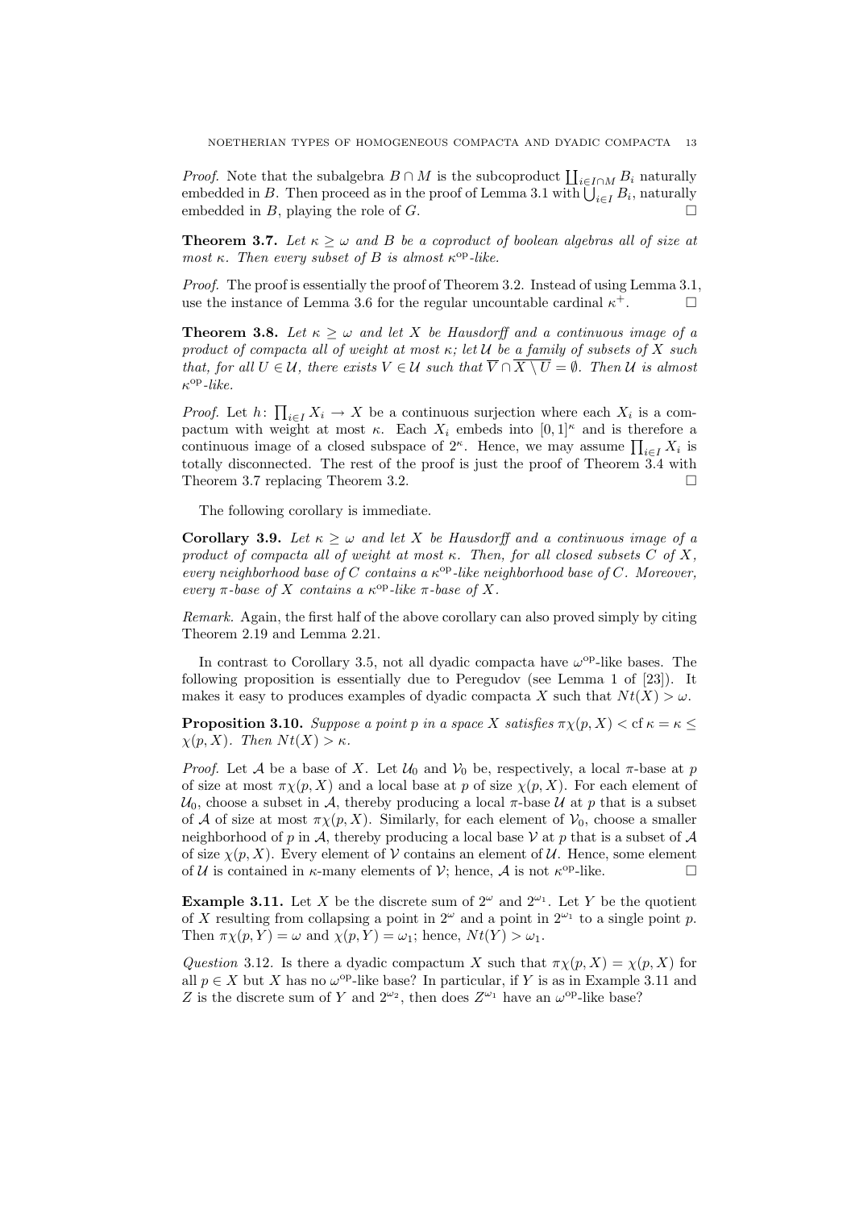*Proof.* Note that the subalgebra $B \cap M$ is the subcoproduct $\coprod_{i \in I \cap M} B_i$ naturally embedded in $B$. Then proceed as in the proof of Lemma 3.1 with $\bigcup_{i \in I} B_i$, naturally embedded in $B$, playing the role of $G$. □

**Theorem 3.7.** *Let $\kappa \geq \omega$ and $B$ be a coproduct of boolean algebras all of size at most $\kappa$. Then every subset of $B$ is almost $\kappa^{\mathrm{op}}$-like.*

*Proof.* The proof is essentially the proof of Theorem 3.2. Instead of using Lemma 3.1, use the instance of Lemma 3.6 for the regular uncountable cardinal $\kappa^+$. □

**Theorem 3.8.** *Let $\kappa \geq \omega$ and let $X$ be Hausdorff and a continuous image of a product of compacta all of weight at most $\kappa$; let $\mathcal{U}$ be a family of subsets of $X$ such that, for all $U \in \mathcal{U}$, there exists $V \in \mathcal{U}$ such that $\overline{V} \cap \overline{X \setminus U} = \emptyset$. Then $\mathcal{U}$ is almost $\kappa^{\mathrm{op}}$-like.*

*Proof.* Let $h\colon \prod_{i \in I} X_i \to X$ be a continuous surjection where each $X_i$ is a compactum with weight at most $\kappa$. Each $X_i$ embeds into $[0,1]^\kappa$ and is therefore a continuous image of a closed subspace of $2^\kappa$. Hence, we may assume $\prod_{i \in I} X_i$ is totally disconnected. The rest of the proof is just the proof of Theorem 3.4 with Theorem 3.7 replacing Theorem 3.2. □

The following corollary is immediate.

**Corollary 3.9.** *Let $\kappa \geq \omega$ and let $X$ be Hausdorff and a continuous image of a product of compacta all of weight at most $\kappa$. Then, for all closed subsets $C$ of $X$, every neighborhood base of $C$ contains a $\kappa^{\mathrm{op}}$-like neighborhood base of $C$. Moreover, every $\pi$-base of $X$ contains a $\kappa^{\mathrm{op}}$-like $\pi$-base of $X$.*

*Remark.* Again, the first half of the above corollary can also proved simply by citing Theorem 2.19 and Lemma 2.21.

In contrast to Corollary 3.5, not all dyadic compacta have $\omega^{\mathrm{op}}$-like bases. The following proposition is essentially due to Peregudov (see Lemma 1 of [23]). It makes it easy to produces examples of dyadic compacta $X$ such that $Nt(X) > \omega$.

**Proposition 3.10.** *Suppose a point $p$ in a space $X$ satisfies $\pi\chi(p, X) < \operatorname{cf} \kappa = \kappa \leq \chi(p, X)$. Then $Nt(X) > \kappa$.*

*Proof.* Let $\mathcal{A}$ be a base of $X$. Let $\mathcal{U}_0$ and $\mathcal{V}_0$ be, respectively, a local $\pi$-base at $p$ of size at most $\pi\chi(p, X)$ and a local base at $p$ of size $\chi(p, X)$. For each element of $\mathcal{U}_0$, choose a subset in $\mathcal{A}$, thereby producing a local $\pi$-base $\mathcal{U}$ at $p$ that is a subset of $\mathcal{A}$ of size at most $\pi\chi(p, X)$. Similarly, for each element of $\mathcal{V}_0$, choose a smaller neighborhood of $p$ in $\mathcal{A}$, thereby producing a local base $\mathcal{V}$ at $p$ that is a subset of $\mathcal{A}$ of size $\chi(p, X)$. Every element of $\mathcal{V}$ contains an element of $\mathcal{U}$. Hence, some element of $\mathcal{U}$ is contained in $\kappa$-many elements of $\mathcal{V}$; hence, $\mathcal{A}$ is not $\kappa^{\mathrm{op}}$-like. □

**Example 3.11.** Let $X$ be the discrete sum of $2^\omega$ and $2^{\omega_1}$. Let $Y$ be the quotient of $X$ resulting from collapsing a point in $2^\omega$ and a point in $2^{\omega_1}$ to a single point $p$. Then $\pi\chi(p, Y) = \omega$ and $\chi(p, Y) = \omega_1$; hence, $Nt(Y) > \omega_1$.

*Question* 3.12. Is there a dyadic compactum $X$ such that $\pi\chi(p, X) = \chi(p, X)$ for all $p \in X$ but $X$ has no $\omega^{\mathrm{op}}$-like base? In particular, if $Y$ is as in Example 3.11 and $Z$ is the discrete sum of $Y$ and $2^{\omega_2}$, then does $Z^{\omega_1}$ have an $\omega^{\mathrm{op}}$-like base?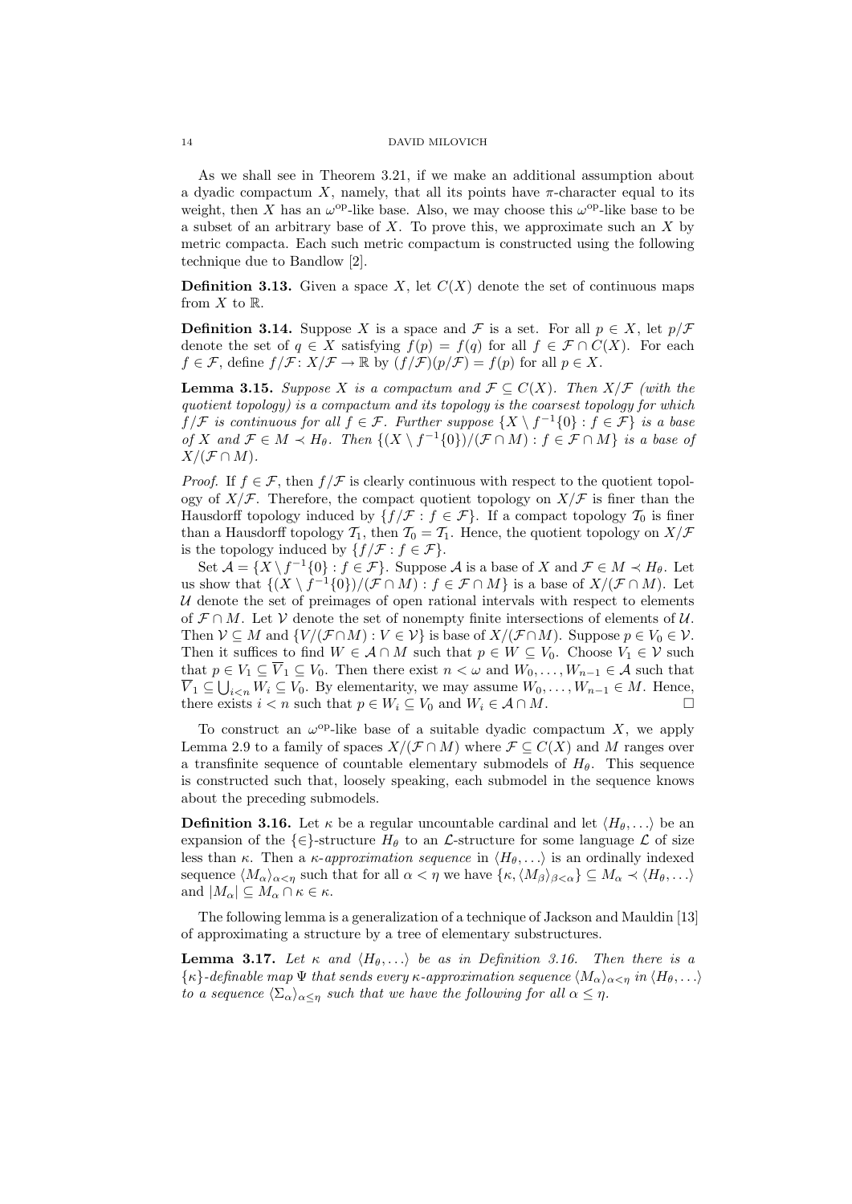As we shall see in Theorem 3.21, if we make an additional assumption about a dyadic compactum $X$, namely, that all its points have $\pi$-character equal to its weight, then $X$ has an $\omega^{\mathrm{op}}$-like base. Also, we may choose this $\omega^{\mathrm{op}}$-like base to be a subset of an arbitrary base of $X$. To prove this, we approximate such an $X$ by metric compacta. Each such metric compactum is constructed using the following technique due to Bandlow [2].

**Definition 3.13.** Given a space $X$, let $C(X)$ denote the set of continuous maps from $X$ to $\mathbb{R}$.

**Definition 3.14.** Suppose $X$ is a space and $\mathcal{F}$ is a set. For all $p \in X$, let $p/\mathcal{F}$ denote the set of $q \in X$ satisfying $f(p) = f(q)$ for all $f \in \mathcal{F} \cap C(X)$. For each $f \in \mathcal{F}$, define $f/\mathcal{F} \colon X/\mathcal{F} \to \mathbb{R}$ by $(f/\mathcal{F})(p/\mathcal{F}) = f(p)$ for all $p \in X$.

**Lemma 3.15.** *Suppose $X$ is a compactum and $\mathcal{F} \subseteq C(X)$. Then $X/\mathcal{F}$ (with the quotient topology) is a compactum and its topology is the coarsest topology for which $f/\mathcal{F}$ is continuous for all $f \in \mathcal{F}$. Further suppose $\{X \setminus f^{-1}\{0\} : f \in \mathcal{F}\}$ is a base of $X$ and $\mathcal{F} \in M \prec H_\theta$. Then $\{(X \setminus f^{-1}\{0\})/(\mathcal{F} \cap M) : f \in \mathcal{F} \cap M\}$ is a base of $X/(\mathcal{F} \cap M)$.*

*Proof.* If $f \in \mathcal{F}$, then $f/\mathcal{F}$ is clearly continuous with respect to the quotient topology of $X/\mathcal{F}$. Therefore, the compact quotient topology on $X/\mathcal{F}$ is finer than the Hausdorff topology induced by $\{f/\mathcal{F} : f \in \mathcal{F}\}$. If a compact topology $\mathcal{T}_0$ is finer than a Hausdorff topology $\mathcal{T}_1$, then $\mathcal{T}_0 = \mathcal{T}_1$. Hence, the quotient topology on $X/\mathcal{F}$ is the topology induced by $\{f/\mathcal{F} : f \in \mathcal{F}\}$.

Set $\mathcal{A} = \{X \setminus f^{-1}\{0\} : f \in \mathcal{F}\}$. Suppose $\mathcal{A}$ is a base of $X$ and $\mathcal{F} \in M \prec H_\theta$. Let us show that $\{(X \setminus f^{-1}\{0\})/(\mathcal{F} \cap M) : f \in \mathcal{F} \cap M\}$ is a base of $X/(\mathcal{F} \cap M)$. Let $\mathcal{U}$ denote the set of preimages of open rational intervals with respect to elements of $\mathcal{F} \cap M$. Let $\mathcal{V}$ denote the set of nonempty finite intersections of elements of $\mathcal{U}$. Then $\mathcal{V} \subseteq M$ and $\{V/(\mathcal{F} \cap M) : V \in \mathcal{V}\}$ is base of $X/(\mathcal{F} \cap M)$. Suppose $p \in V_0 \in \mathcal{V}$. Then it suffices to find $W \in \mathcal{A} \cap M$ such that $p \in W \subseteq V_0$. Choose $V_1 \in \mathcal{V}$ such that $p \in V_1 \subseteq \overline{V}_1 \subseteq V_0$. Then there exist $n < \omega$ and $W_0, \ldots, W_{n-1} \in \mathcal{A}$ such that $\overline{V}_1 \subseteq \bigcup_{i<n} W_i \subseteq V_0$. By elementarity, we may assume $W_0, \ldots, W_{n-1} \in M$. Hence, there exists $i < n$ such that $p \in W_i \subseteq V_0$ and $W_i \in \mathcal{A} \cap M$. $\square$

To construct an $\omega^{\mathrm{op}}$-like base of a suitable dyadic compactum $X$, we apply Lemma 2.9 to a family of spaces $X/(\mathcal{F} \cap M)$ where $\mathcal{F} \subseteq C(X)$ and $M$ ranges over a transfinite sequence of countable elementary submodels of $H_\theta$. This sequence is constructed such that, loosely speaking, each submodel in the sequence knows about the preceding submodels.

**Definition 3.16.** Let $\kappa$ be a regular uncountable cardinal and let $\langle H_\theta, \ldots \rangle$ be an expansion of the $\{\in\}$-structure $H_\theta$ to an $\mathcal{L}$-structure for some language $\mathcal{L}$ of size less than $\kappa$. Then a *$\kappa$-approximation sequence* in $\langle H_\theta, \ldots \rangle$ is an ordinally indexed sequence $\langle M_\alpha \rangle_{\alpha<\eta}$ such that for all $\alpha < \eta$ we have $\{\kappa, \langle M_\beta \rangle_{\beta<\alpha}\} \subseteq M_\alpha \prec \langle H_\theta, \ldots \rangle$ and $|M_\alpha| \subseteq M_\alpha \cap \kappa \in \kappa$.

The following lemma is a generalization of a technique of Jackson and Mauldin [13] of approximating a structure by a tree of elementary substructures.

**Lemma 3.17.** *Let $\kappa$ and $\langle H_\theta, \ldots \rangle$ be as in Definition 3.16. Then there is a $\{\kappa\}$-definable map $\Psi$ that sends every $\kappa$-approximation sequence $\langle M_\alpha \rangle_{\alpha<\eta}$ in $\langle H_\theta, \ldots \rangle$ to a sequence $\langle \Sigma_\alpha \rangle_{\alpha\leq\eta}$ such that we have the following for all $\alpha \leq \eta$.*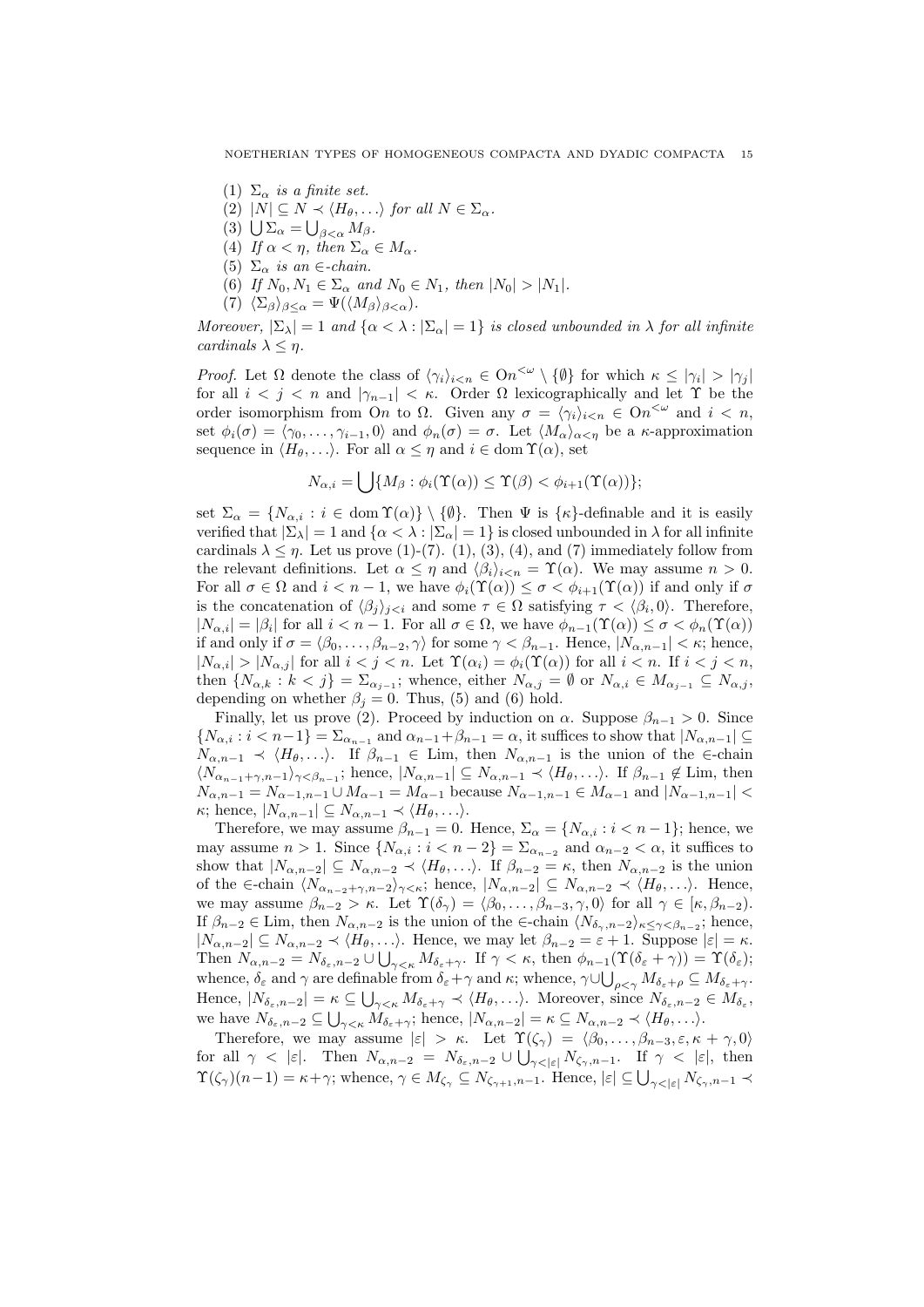(1) $\Sigma_\alpha$ *is a finite set.*
(2) $|N| \subseteq N \prec \langle H_\theta, \ldots\rangle$ *for all* $N \in \Sigma_\alpha$.
(3) $\bigcup \Sigma_\alpha = \bigcup_{\beta<\alpha} M_\beta$.
(4) *If* $\alpha < \eta$, *then* $\Sigma_\alpha \in M_\alpha$.
(5) $\Sigma_\alpha$ *is an* $\in$*-chain.*
(6) *If* $N_0, N_1 \in \Sigma_\alpha$ *and* $N_0 \in N_1$, *then* $|N_0| > |N_1|$.
(7) $\langle \Sigma_\beta\rangle_{\beta\leq\alpha} = \Psi(\langle M_\beta\rangle_{\beta<\alpha})$.

*Moreover,* $|\Sigma_\lambda| = 1$ *and* $\{\alpha < \lambda : |\Sigma_\alpha| = 1\}$ *is closed unbounded in* $\lambda$ *for all infinite cardinals* $\lambda \leq \eta$.

*Proof.* Let $\Omega$ denote the class of $\langle\gamma_i\rangle_{i<n} \in \mathrm{O}n^{<\omega} \setminus \{\emptyset\}$ for which $\kappa \leq |\gamma_i| > |\gamma_j|$ for all $i < j < n$ and $|\gamma_{n-1}| < \kappa$. Order $\Omega$ lexicographically and let $\Upsilon$ be the order isomorphism from $\mathrm{O}n$ to $\Omega$. Given any $\sigma = \langle\gamma_i\rangle_{i<n} \in \mathrm{O}n^{<\omega}$ and $i < n$, set $\phi_i(\sigma) = \langle\gamma_0, \ldots, \gamma_{i-1}, 0\rangle$ and $\phi_n(\sigma) = \sigma$. Let $\langle M_\alpha\rangle_{\alpha<\eta}$ be a $\kappa$-approximation sequence in $\langle H_\theta, \ldots\rangle$. For all $\alpha \leq \eta$ and $i \in \operatorname{dom}\Upsilon(\alpha)$, set

$$N_{\alpha,i} = \bigcup\{M_\beta : \phi_i(\Upsilon(\alpha)) \leq \Upsilon(\beta) < \phi_{i+1}(\Upsilon(\alpha))\};$$

set $\Sigma_\alpha = \{N_{\alpha,i} : i \in \operatorname{dom}\Upsilon(\alpha)\} \setminus \{\emptyset\}$. Then $\Psi$ is $\{\kappa\}$-definable and it is easily verified that $|\Sigma_\lambda| = 1$ and $\{\alpha < \lambda : |\Sigma_\alpha| = 1\}$ is closed unbounded in $\lambda$ for all infinite cardinals $\lambda \leq \eta$. Let us prove (1)-(7). (1), (3), (4), and (7) immediately follow from the relevant definitions. Let $\alpha \leq \eta$ and $\langle\beta_i\rangle_{i<n} = \Upsilon(\alpha)$. We may assume $n > 0$. For all $\sigma \in \Omega$ and $i < n-1$, we have $\phi_i(\Upsilon(\alpha)) \leq \sigma < \phi_{i+1}(\Upsilon(\alpha))$ if and only if $\sigma$ is the concatenation of $\langle\beta_j\rangle_{j<i}$ and some $\tau \in \Omega$ satisfying $\tau < \langle\beta_i, 0\rangle$. Therefore, $|N_{\alpha,i}| = |\beta_i|$ for all $i < n-1$. For all $\sigma \in \Omega$, we have $\phi_{n-1}(\Upsilon(\alpha)) \leq \sigma < \phi_n(\Upsilon(\alpha))$ if and only if $\sigma = \langle\beta_0, \ldots, \beta_{n-2}, \gamma\rangle$ for some $\gamma < \beta_{n-1}$. Hence, $|N_{\alpha,n-1}| < \kappa$; hence, $|N_{\alpha,i}| > |N_{\alpha,j}|$ for all $i < j < n$. Let $\Upsilon(\alpha_i) = \phi_i(\Upsilon(\alpha))$ for all $i < n$. If $i < j < n$, then $\{N_{\alpha,k} : k < j\} = \Sigma_{\alpha_{j-1}}$; whence, either $N_{\alpha,j} = \emptyset$ or $N_{\alpha,i} \in M_{\alpha_{j-1}} \subseteq N_{\alpha,j}$, depending on whether $\beta_j = 0$. Thus, (5) and (6) hold.

Finally, let us prove (2). Proceed by induction on $\alpha$. Suppose $\beta_{n-1} > 0$. Since $\{N_{\alpha,i} : i < n-1\} = \Sigma_{\alpha_{n-1}}$ and $\alpha_{n-1}+\beta_{n-1} = \alpha$, it suffices to show that $|N_{\alpha,n-1}| \subseteq N_{\alpha,n-1} \prec \langle H_\theta, \ldots\rangle$. If $\beta_{n-1} \in \mathrm{Lim}$, then $N_{\alpha,n-1}$ is the union of the $\in$-chain $\langle N_{\alpha_{n-1}+\gamma,n-1}\rangle_{\gamma<\beta_{n-1}}$; hence, $|N_{\alpha,n-1}| \subseteq N_{\alpha,n-1} \prec \langle H_\theta, \ldots\rangle$. If $\beta_{n-1} \notin \mathrm{Lim}$, then $N_{\alpha,n-1} = N_{\alpha-1,n-1} \cup M_{\alpha-1} = M_{\alpha-1}$ because $N_{\alpha-1,n-1} \in M_{\alpha-1}$ and $|N_{\alpha-1,n-1}| < \kappa$; hence, $|N_{\alpha,n-1}| \subseteq N_{\alpha,n-1} \prec \langle H_\theta, \ldots\rangle$.

Therefore, we may assume $\beta_{n-1} = 0$. Hence, $\Sigma_\alpha = \{N_{\alpha,i} : i < n-1\}$; hence, we may assume $n > 1$. Since $\{N_{\alpha,i} : i < n-2\} = \Sigma_{\alpha_{n-2}}$ and $\alpha_{n-2} < \alpha$, it suffices to show that $|N_{\alpha,n-2}| \subseteq N_{\alpha,n-2} \prec \langle H_\theta, \ldots\rangle$. If $\beta_{n-2} = \kappa$, then $N_{\alpha,n-2}$ is the union of the $\in$-chain $\langle N_{\alpha_{n-2}+\gamma,n-2}\rangle_{\gamma<\kappa}$; hence, $|N_{\alpha,n-2}| \subseteq N_{\alpha,n-2} \prec \langle H_\theta, \ldots\rangle$. Hence, we may assume $\beta_{n-2} > \kappa$. Let $\Upsilon(\delta_\gamma) = \langle\beta_0, \ldots, \beta_{n-3}, \gamma, 0\rangle$ for all $\gamma \in [\kappa, \beta_{n-2})$. If $\beta_{n-2} \in \mathrm{Lim}$, then $N_{\alpha,n-2}$ is the union of the $\in$-chain $\langle N_{\delta_\gamma,n-2}\rangle_{\kappa\leq\gamma<\beta_{n-2}}$; hence, $|N_{\alpha,n-2}| \subseteq N_{\alpha,n-2} \prec \langle H_\theta, \ldots\rangle$. Hence, we may let $\beta_{n-2} = \varepsilon + 1$. Suppose $|\varepsilon| = \kappa$. Then $N_{\alpha,n-2} = N_{\delta_\varepsilon,n-2} \cup \bigcup_{\gamma<\kappa} M_{\delta_\varepsilon+\gamma}$. If $\gamma < \kappa$, then $\phi_{n-1}(\Upsilon(\delta_\varepsilon + \gamma)) = \Upsilon(\delta_\varepsilon)$; whence, $\delta_\varepsilon$ and $\gamma$ are definable from $\delta_\varepsilon+\gamma$ and $\kappa$; whence, $\gamma \cup \bigcup_{\rho<\gamma} M_{\delta_\varepsilon+\rho} \subseteq M_{\delta_\varepsilon+\gamma}$. Hence, $|N_{\delta_\varepsilon,n-2}| = \kappa \subseteq \bigcup_{\gamma<\kappa} M_{\delta_\varepsilon+\gamma} \prec \langle H_\theta, \ldots\rangle$. Moreover, since $N_{\delta_\varepsilon,n-2} \in M_{\delta_\varepsilon}$, we have $N_{\delta_\varepsilon,n-2} \subseteq \bigcup_{\gamma<\kappa} M_{\delta_\varepsilon+\gamma}$; hence, $|N_{\alpha,n-2}| = \kappa \subseteq N_{\alpha,n-2} \prec \langle H_\theta, \ldots\rangle$.

Therefore, we may assume $|\varepsilon| > \kappa$. Let $\Upsilon(\zeta_\gamma) = \langle\beta_0, \ldots, \beta_{n-3}, \varepsilon, \kappa + \gamma, 0\rangle$ for all $\gamma < |\varepsilon|$. Then $N_{\alpha,n-2} = N_{\delta_\varepsilon,n-2} \cup \bigcup_{\gamma<|\varepsilon|} N_{\zeta_\gamma,n-1}$. If $\gamma < |\varepsilon|$, then $\Upsilon(\zeta_\gamma)(n-1) = \kappa+\gamma$; whence, $\gamma \in M_{\zeta_\gamma} \subseteq N_{\zeta_{\gamma+1},n-1}$. Hence, $|\varepsilon| \subseteq \bigcup_{\gamma<|\varepsilon|} N_{\zeta_\gamma,n-1} \prec$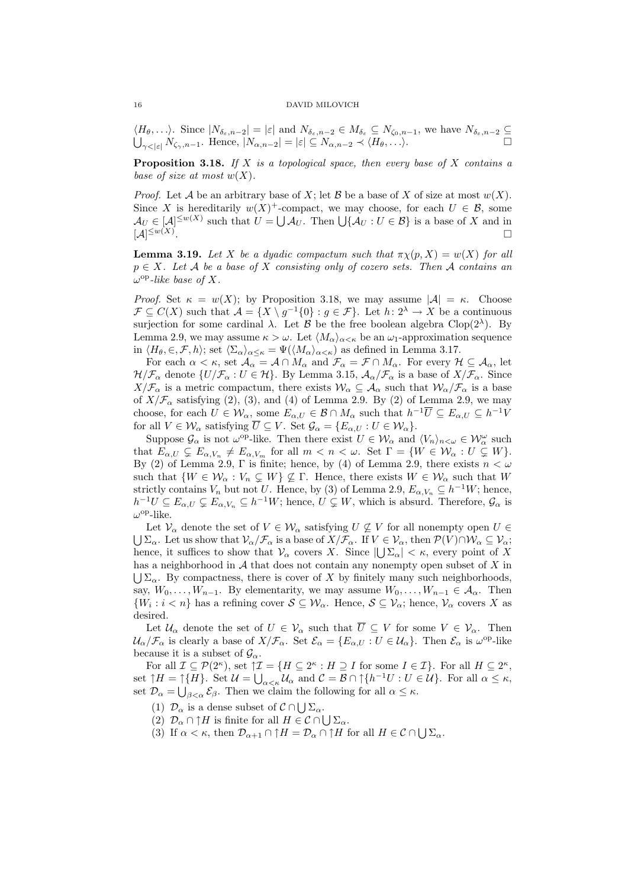$\langle H_\theta, \ldots\rangle$. Since $|N_{\delta_\varepsilon,n-2}| = |\varepsilon|$ and $N_{\delta_\varepsilon,n-2} \in M_{\delta_\varepsilon} \subseteq N_{\zeta_0,n-1}$, we have $N_{\delta_\varepsilon,n-2} \subseteq \bigcup_{\gamma<|\varepsilon|} N_{\zeta_\gamma,n-1}$. Hence, $|N_{\alpha,n-2}| = |\varepsilon| \subseteq N_{\alpha,n-2} \prec \langle H_\theta, \ldots\rangle$. $\square$

**Proposition 3.18.** *If $X$ is a topological space, then every base of $X$ contains a base of size at most $w(X)$.*

*Proof.* Let $\mathcal{A}$ be an arbitrary base of $X$; let $\mathcal{B}$ be a base of $X$ of size at most $w(X)$. Since $X$ is hereditarily $w(X)^+$-compact, we may choose, for each $U \in \mathcal{B}$, some $\mathcal{A}_U \in [\mathcal{A}]^{\leq w(X)}$ such that $U = \bigcup \mathcal{A}_U$. Then $\bigcup\{\mathcal{A}_U : U \in \mathcal{B}\}$ is a base of $X$ and in $[\mathcal{A}]^{\leq w(X)}$. $\square$

**Lemma 3.19.** *Let $X$ be a dyadic compactum such that $\pi\chi(p, X) = w(X)$ for all $p \in X$. Let $\mathcal{A}$ be a base of $X$ consisting only of cozero sets. Then $\mathcal{A}$ contains an $\omega^{\mathrm{op}}$-like base of $X$.*

*Proof.* Set $\kappa = w(X)$; by Proposition 3.18, we may assume $|\mathcal{A}| = \kappa$. Choose $\mathcal{F} \subseteq C(X)$ such that $\mathcal{A} = \{X \setminus g^{-1}\{0\} : g \in \mathcal{F}\}$. Let $h\colon 2^\lambda \to X$ be a continuous surjection for some cardinal $\lambda$. Let $\mathcal{B}$ be the free boolean algebra $\mathrm{Clop}(2^\lambda)$. By Lemma 2.9, we may assume $\kappa > \omega$. Let $\langle M_\alpha\rangle_{\alpha<\kappa}$ be an $\omega_1$-approximation sequence in $\langle H_\theta, \in, \mathcal{F}, h\rangle$; set $\langle \Sigma_\alpha\rangle_{\alpha\leq\kappa} = \Psi(\langle M_\alpha\rangle_{\alpha<\kappa})$ as defined in Lemma 3.17.

For each $\alpha < \kappa$, set $\mathcal{A}_\alpha = \mathcal{A} \cap M_\alpha$ and $\mathcal{F}_\alpha = \mathcal{F} \cap M_\alpha$. For every $\mathcal{H} \subseteq \mathcal{A}_\alpha$, let $\mathcal{H}/\mathcal{F}_\alpha$ denote $\{U/\mathcal{F}_\alpha : U \in \mathcal{H}\}$. By Lemma 3.15, $\mathcal{A}_\alpha/\mathcal{F}_\alpha$ is a base of $X/\mathcal{F}_\alpha$. Since $X/\mathcal{F}_\alpha$ is a metric compactum, there exists $\mathcal{W}_\alpha \subseteq \mathcal{A}_\alpha$ such that $\mathcal{W}_\alpha/\mathcal{F}_\alpha$ is a base of $X/\mathcal{F}_\alpha$ satisfying (2), (3), and (4) of Lemma 2.9. By (2) of Lemma 2.9, we may choose, for each $U \in \mathcal{W}_\alpha$, some $E_{\alpha,U} \in \mathcal{B} \cap M_\alpha$ such that $h^{-1}\overline{U} \subseteq E_{\alpha,U} \subseteq h^{-1}V$ for all $V \in \mathcal{W}_\alpha$ satisfying $\overline{U} \subseteq V$. Set $\mathcal{G}_\alpha = \{E_{\alpha,U} : U \in \mathcal{W}_\alpha\}$.

Suppose $\mathcal{G}_\alpha$ is not $\omega^{\mathrm{op}}$-like. Then there exist $U \in \mathcal{W}_\alpha$ and $\langle V_n\rangle_{n<\omega} \in \mathcal{W}_\alpha^\omega$ such that $E_{\alpha,U} \subsetneq E_{\alpha,V_n} \neq E_{\alpha,V_m}$ for all $m < n < \omega$. Set $\Gamma = \{W \in \mathcal{W}_\alpha : U \subsetneq W\}$. By (2) of Lemma 2.9, $\Gamma$ is finite; hence, by (4) of Lemma 2.9, there exists $n < \omega$ such that $\{W \in \mathcal{W}_\alpha : V_n \subsetneq W\} \not\subseteq \Gamma$. Hence, there exists $W \in \mathcal{W}_\alpha$ such that $W$ strictly contains $V_n$ but not $U$. Hence, by (3) of Lemma 2.9, $E_{\alpha,V_n} \subseteq h^{-1}W$; hence, $h^{-1}U \subseteq E_{\alpha,U} \subsetneq E_{\alpha,V_n} \subseteq h^{-1}W$; hence, $U \subsetneq W$, which is absurd. Therefore, $\mathcal{G}_\alpha$ is $\omega^{\mathrm{op}}$-like.

Let $\mathcal{V}_\alpha$ denote the set of $V \in \mathcal{W}_\alpha$ satisfying $U \not\subseteq V$ for all nonempty open $U \in \bigcup \Sigma_\alpha$. Let us show that $\mathcal{V}_\alpha/\mathcal{F}_\alpha$ is a base of $X/\mathcal{F}_\alpha$. If $V \in \mathcal{V}_\alpha$, then $\mathcal{P}(V) \cap \mathcal{W}_\alpha \subseteq \mathcal{V}_\alpha$; hence, it suffices to show that $\mathcal{V}_\alpha$ covers $X$. Since $|\bigcup \Sigma_\alpha| < \kappa$, every point of $X$ has a neighborhood in $\mathcal{A}$ that does not contain any nonempty open subset of $X$ in $\bigcup \Sigma_\alpha$. By compactness, there is cover of $X$ by finitely many such neighborhoods, say, $W_0, \ldots, W_{n-1}$. By elementarity, we may assume $W_0, \ldots, W_{n-1} \in \mathcal{A}_\alpha$. Then $\{W_i : i < n\}$ has a refining cover $\mathcal{S} \subseteq \mathcal{W}_\alpha$. Hence, $\mathcal{S} \subseteq \mathcal{V}_\alpha$; hence, $\mathcal{V}_\alpha$ covers $X$ as desired.

Let $\mathcal{U}_\alpha$ denote the set of $U \in \mathcal{V}_\alpha$ such that $\overline{U} \subseteq V$ for some $V \in \mathcal{V}_\alpha$. Then $\mathcal{U}_\alpha/\mathcal{F}_\alpha$ is clearly a base of $X/\mathcal{F}_\alpha$. Set $\mathcal{E}_\alpha = \{E_{\alpha,U} : U \in \mathcal{U}_\alpha\}$. Then $\mathcal{E}_\alpha$ is $\omega^{\mathrm{op}}$-like because it is a subset of $\mathcal{G}_\alpha$.

For all $\mathcal{I} \subseteq \mathcal{P}(2^\kappa)$, set $\uparrow\mathcal{I} = \{H \subseteq 2^\kappa : H \supseteq I \text{ for some } I \in \mathcal{I}\}$. For all $H \subseteq 2^\kappa$, set $\uparrow H = \uparrow\{H\}$. Set $\mathcal{U} = \bigcup_{\alpha<\kappa} \mathcal{U}_\alpha$ and $\mathcal{C} = \mathcal{B} \cap \uparrow\{h^{-1}U : U \in \mathcal{U}\}$. For all $\alpha \leq \kappa$, set $\mathcal{D}_\alpha = \bigcup_{\beta<\alpha} \mathcal{E}_\beta$. Then we claim the following for all $\alpha \leq \kappa$.

1. $\mathcal{D}_\alpha$ is a dense subset of $\mathcal{C} \cap \bigcup \Sigma_\alpha$.
2. $\mathcal{D}_\alpha \cap \uparrow H$ is finite for all $H \in \mathcal{C} \cap \bigcup \Sigma_\alpha$.
3. If $\alpha < \kappa$, then $\mathcal{D}_{\alpha+1} \cap \uparrow H = \mathcal{D}_\alpha \cap \uparrow H$ for all $H \in \mathcal{C} \cap \bigcup \Sigma_\alpha$.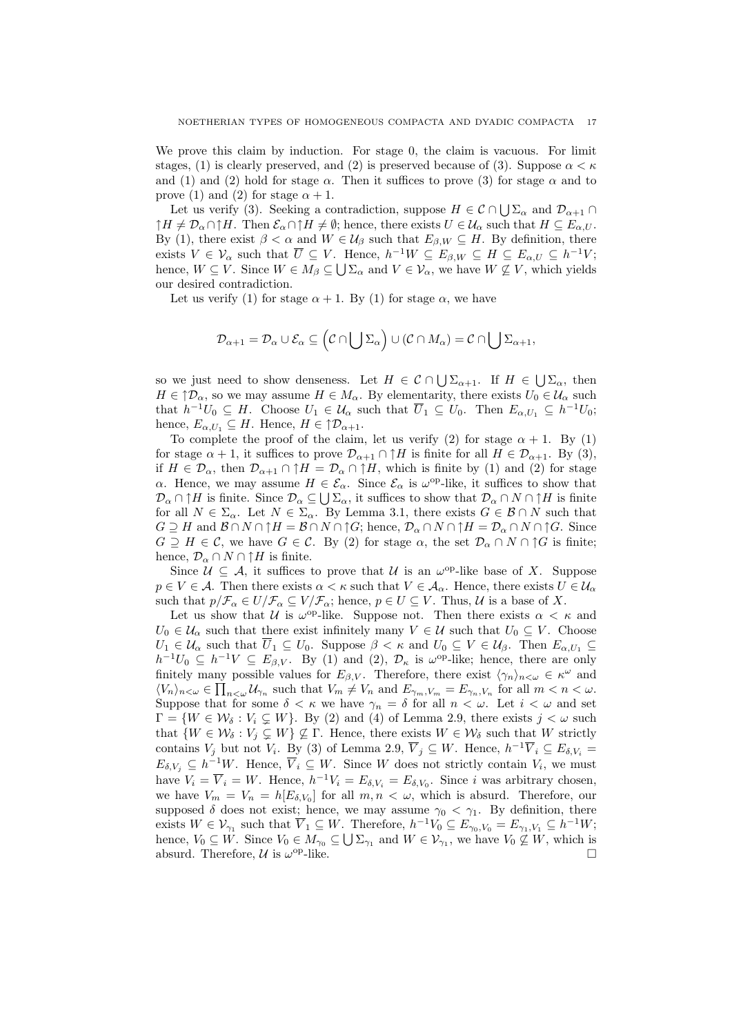We prove this claim by induction. For stage 0, the claim is vacuous. For limit stages, (1) is clearly preserved, and (2) is preserved because of (3). Suppose $\alpha < \kappa$ and (1) and (2) hold for stage $\alpha$. Then it suffices to prove (3) for stage $\alpha$ and to prove (1) and (2) for stage $\alpha + 1$.

Let us verify (3). Seeking a contradiction, suppose $H \in \mathcal{C} \cap \bigcup \Sigma_\alpha$ and $\mathcal{D}_{\alpha+1} \cap \uparrow H \neq \mathcal{D}_\alpha \cap \uparrow H$. Then $\mathcal{E}_\alpha \cap \uparrow H \neq \emptyset$; hence, there exists $U \in \mathcal{U}_\alpha$ such that $H \subseteq E_{\alpha,U}$. By (1), there exist $\beta < \alpha$ and $W \in \mathcal{U}_\beta$ such that $E_{\beta,W} \subseteq H$. By definition, there exists $V \in \mathcal{V}_\alpha$ such that $\overline{U} \subseteq V$. Hence, $h^{-1}W \subseteq E_{\beta,W} \subseteq H \subseteq E_{\alpha,U} \subseteq h^{-1}V$; hence, $W \subseteq V$. Since $W \in M_\beta \subseteq \bigcup \Sigma_\alpha$ and $V \in \mathcal{V}_\alpha$, we have $W \not\subseteq V$, which yields our desired contradiction.

Let us verify (1) for stage $\alpha + 1$. By (1) for stage $\alpha$, we have

$$\mathcal{D}_{\alpha+1} = \mathcal{D}_\alpha \cup \mathcal{E}_\alpha \subseteq \left(\mathcal{C} \cap \bigcup \Sigma_\alpha\right) \cup (\mathcal{C} \cap M_\alpha) = \mathcal{C} \cap \bigcup \Sigma_{\alpha+1},$$

so we just need to show denseness. Let $H \in \mathcal{C} \cap \bigcup \Sigma_{\alpha+1}$. If $H \in \bigcup \Sigma_\alpha$, then $H \in \uparrow \mathcal{D}_\alpha$, so we may assume $H \in M_\alpha$. By elementarity, there exists $U_0 \in \mathcal{U}_\alpha$ such that $h^{-1}U_0 \subseteq H$. Choose $U_1 \in \mathcal{U}_\alpha$ such that $\overline{U}_1 \subseteq U_0$. Then $E_{\alpha,U_1} \subseteq h^{-1}U_0$; hence, $E_{\alpha,U_1} \subseteq H$. Hence, $H \in \uparrow \mathcal{D}_{\alpha+1}$.

To complete the proof of the claim, let us verify (2) for stage $\alpha + 1$. By (1) for stage $\alpha + 1$, it suffices to prove $\mathcal{D}_{\alpha+1} \cap \uparrow H$ is finite for all $H \in \mathcal{D}_{\alpha+1}$. By (3), if $H \in \mathcal{D}_\alpha$, then $\mathcal{D}_{\alpha+1} \cap \uparrow H = \mathcal{D}_\alpha \cap \uparrow H$, which is finite by (1) and (2) for stage $\alpha$. Hence, we may assume $H \in \mathcal{E}_\alpha$. Since $\mathcal{E}_\alpha$ is $\omega^{\mathrm{op}}$-like, it suffices to show that $\mathcal{D}_\alpha \cap \uparrow H$ is finite. Since $\mathcal{D}_\alpha \subseteq \bigcup \Sigma_\alpha$, it suffices to show that $\mathcal{D}_\alpha \cap N \cap \uparrow H$ is finite for all $N \in \Sigma_\alpha$. Let $N \in \Sigma_\alpha$. By Lemma 3.1, there exists $G \in \mathcal{B} \cap N$ such that $G \supseteq H$ and $\mathcal{B} \cap N \cap \uparrow H = \mathcal{B} \cap N \cap \uparrow G$; hence, $\mathcal{D}_\alpha \cap N \cap \uparrow H = \mathcal{D}_\alpha \cap N \cap \uparrow G$. Since $G \supseteq H \in \mathcal{C}$, we have $G \in \mathcal{C}$. By (2) for stage $\alpha$, the set $\mathcal{D}_\alpha \cap N \cap \uparrow G$ is finite; hence, $\mathcal{D}_\alpha \cap N \cap \uparrow H$ is finite.

Since $\mathcal{U} \subseteq \mathcal{A}$, it suffices to prove that $\mathcal{U}$ is an $\omega^{\mathrm{op}}$-like base of $X$. Suppose $p \in V \in \mathcal{A}$. Then there exists $\alpha < \kappa$ such that $V \in \mathcal{A}_\alpha$. Hence, there exists $U \in \mathcal{U}_\alpha$ such that $p/\mathcal{F}_\alpha \in U/\mathcal{F}_\alpha \subseteq V/\mathcal{F}_\alpha$; hence, $p \in U \subseteq V$. Thus, $\mathcal{U}$ is a base of $X$.

Let us show that $\mathcal{U}$ is $\omega^{\mathrm{op}}$-like. Suppose not. Then there exists $\alpha < \kappa$ and $U_0 \in \mathcal{U}_\alpha$ such that there exist infinitely many $V \in \mathcal{U}$ such that $U_0 \subseteq V$. Choose $U_1 \in \mathcal{U}_\alpha$ such that $\overline{U}_1 \subseteq U_0$. Suppose $\beta < \kappa$ and $U_0 \subseteq V \in \mathcal{U}_\beta$. Then $E_{\alpha,U_1} \subseteq h^{-1}U_0 \subseteq h^{-1}V \subseteq E_{\beta,V}$. By (1) and (2), $\mathcal{D}_\kappa$ is $\omega^{\mathrm{op}}$-like; hence, there are only finitely many possible values for $E_{\beta,V}$. Therefore, there exist $\langle \gamma_n \rangle_{n<\omega} \in \kappa^\omega$ and $\langle V_n \rangle_{n<\omega} \in \prod_{n<\omega} \mathcal{U}_{\gamma_n}$ such that $V_m \neq V_n$ and $E_{\gamma_m,V_m} = E_{\gamma_n,V_n}$ for all $m < n < \omega$. Suppose that for some $\delta < \kappa$ we have $\gamma_n = \delta$ for all $n < \omega$. Let $i < \omega$ and set $\Gamma = \{W \in \mathcal{W}_\delta : V_i \subsetneq W\}$. By (2) and (4) of Lemma 2.9, there exists $j < \omega$ such that $\{W \in \mathcal{W}_\delta : V_j \subsetneq W\} \not\subseteq \Gamma$. Hence, there exists $W \in \mathcal{W}_\delta$ such that $W$ strictly contains $V_j$ but not $V_i$. By (3) of Lemma 2.9, $\overline{V}_j \subseteq W$. Hence, $h^{-1}\overline{V}_i \subseteq E_{\delta,V_i} = E_{\delta,V_j} \subseteq h^{-1}W$. Hence, $\overline{V}_i \subseteq W$. Since $W$ does not strictly contain $V_i$, we must have $V_i = \overline{V}_i = W$. Hence, $h^{-1}V_i = E_{\delta,V_i} = E_{\delta,V_0}$. Since $i$ was arbitrary chosen, we have $V_m = V_n = h[E_{\delta,V_0}]$ for all $m, n < \omega$, which is absurd. Therefore, our supposed $\delta$ does not exist; hence, we may assume $\gamma_0 < \gamma_1$. By definition, there exists $W \in \mathcal{V}_{\gamma_1}$ such that $\overline{V}_1 \subseteq W$. Therefore, $h^{-1}V_0 \subseteq E_{\gamma_0,V_0} = E_{\gamma_1,V_1} \subseteq h^{-1}W$; hence, $V_0 \subseteq W$. Since $V_0 \in M_{\gamma_0} \subseteq \bigcup \Sigma_{\gamma_1}$ and $W \in \mathcal{V}_{\gamma_1}$, we have $V_0 \not\subseteq W$, which is absurd. Therefore, $\mathcal{U}$ is $\omega^{\mathrm{op}}$-like. $\square$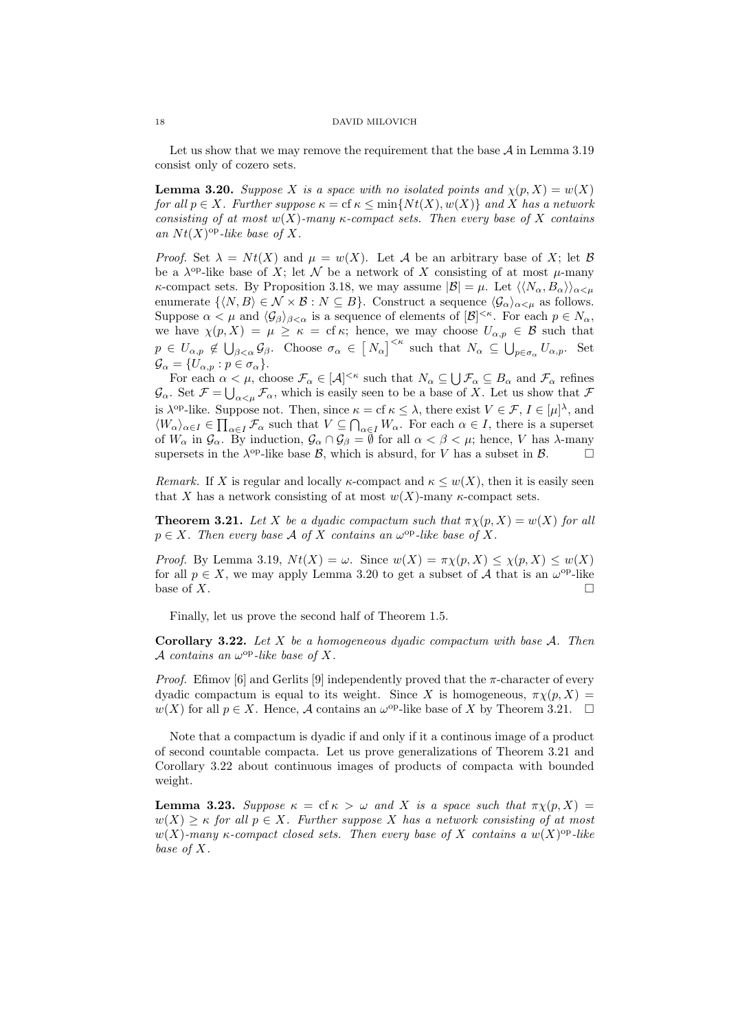Let us show that we may remove the requirement that the base $\mathcal{A}$ in Lemma 3.19 consist only of cozero sets.

**Lemma 3.20.** *Suppose $X$ is a space with no isolated points and $\chi(p, X) = w(X)$ for all $p \in X$. Further suppose $\kappa = \operatorname{cf} \kappa \leq \min\{Nt(X), w(X)\}$ and $X$ has a network consisting of at most $w(X)$-many $\kappa$-compact sets. Then every base of $X$ contains an $Nt(X)^{\mathrm{op}}$-like base of $X$.*

*Proof.* Set $\lambda = Nt(X)$ and $\mu = w(X)$. Let $\mathcal{A}$ be an arbitrary base of $X$; let $\mathcal{B}$ be a $\lambda^{\mathrm{op}}$-like base of $X$; let $\mathcal{N}$ be a network of $X$ consisting of at most $\mu$-many $\kappa$-compact sets. By Proposition 3.18, we may assume $|\mathcal{B}| = \mu$. Let $\langle\langle N_\alpha, B_\alpha\rangle\rangle_{\alpha<\mu}$ enumerate $\{\langle N, B\rangle \in \mathcal{N} \times \mathcal{B} : N \subseteq B\}$. Construct a sequence $\langle \mathcal{G}_\alpha \rangle_{\alpha<\mu}$ as follows. Suppose $\alpha < \mu$ and $\langle \mathcal{G}_\beta \rangle_{\beta<\alpha}$ is a sequence of elements of $[\mathcal{B}]^{<\kappa}$. For each $p \in N_\alpha$, we have $\chi(p, X) = \mu \geq \kappa = \operatorname{cf} \kappa$; hence, we may choose $U_{\alpha,p} \in \mathcal{B}$ such that $p \in U_{\alpha,p} \notin \bigcup_{\beta<\alpha} \mathcal{G}_\beta$. Choose $\sigma_\alpha \in \left[N_\alpha\right]^{<\kappa}$ such that $N_\alpha \subseteq \bigcup_{p\in\sigma_\alpha} U_{\alpha,p}$. Set $\mathcal{G}_\alpha = \{U_{\alpha,p} : p \in \sigma_\alpha\}$.

For each $\alpha < \mu$, choose $\mathcal{F}_\alpha \in [\mathcal{A}]^{<\kappa}$ such that $N_\alpha \subseteq \bigcup \mathcal{F}_\alpha \subseteq B_\alpha$ and $\mathcal{F}_\alpha$ refines $\mathcal{G}_\alpha$. Set $\mathcal{F} = \bigcup_{\alpha<\mu} \mathcal{F}_\alpha$, which is easily seen to be a base of $X$. Let us show that $\mathcal{F}$ is $\lambda^{\mathrm{op}}$-like. Suppose not. Then, since $\kappa = \operatorname{cf} \kappa \leq \lambda$, there exist $V \in \mathcal{F}$, $I \in [\mu]^\lambda$, and $\langle W_\alpha \rangle_{\alpha\in I} \in \prod_{\alpha\in I} \mathcal{F}_\alpha$ such that $V \subseteq \bigcap_{\alpha\in I} W_\alpha$. For each $\alpha \in I$, there is a superset of $W_\alpha$ in $\mathcal{G}_\alpha$. By induction, $\mathcal{G}_\alpha \cap \mathcal{G}_\beta = \emptyset$ for all $\alpha < \beta < \mu$; hence, $V$ has $\lambda$-many supersets in the $\lambda^{\mathrm{op}}$-like base $\mathcal{B}$, which is absurd, for $V$ has a subset in $\mathcal{B}$. $\square$

*Remark.* If $X$ is regular and locally $\kappa$-compact and $\kappa \leq w(X)$, then it is easily seen that $X$ has a network consisting of at most $w(X)$-many $\kappa$-compact sets.

**Theorem 3.21.** *Let $X$ be a dyadic compactum such that $\pi\chi(p, X) = w(X)$ for all $p \in X$. Then every base $\mathcal{A}$ of $X$ contains an $\omega^{\mathrm{op}}$-like base of $X$.*

*Proof.* By Lemma 3.19, $Nt(X) = \omega$. Since $w(X) = \pi\chi(p, X) \leq \chi(p, X) \leq w(X)$ for all $p \in X$, we may apply Lemma 3.20 to get a subset of $\mathcal{A}$ that is an $\omega^{\mathrm{op}}$-like base of $X$. $\square$

Finally, let us prove the second half of Theorem 1.5.

**Corollary 3.22.** *Let $X$ be a homogeneous dyadic compactum with base $\mathcal{A}$. Then $\mathcal{A}$ contains an $\omega^{\mathrm{op}}$-like base of $X$.*

*Proof.* Efimov [6] and Gerlits [9] independently proved that the $\pi$-character of every dyadic compactum is equal to its weight. Since $X$ is homogeneous, $\pi\chi(p, X) = w(X)$ for all $p \in X$. Hence, $\mathcal{A}$ contains an $\omega^{\mathrm{op}}$-like base of $X$ by Theorem 3.21. $\square$

Note that a compactum is dyadic if and only if it a continous image of a product of second countable compacta. Let us prove generalizations of Theorem 3.21 and Corollary 3.22 about continuous images of products of compacta with bounded weight.

**Lemma 3.23.** *Suppose $\kappa = \operatorname{cf} \kappa > \omega$ and $X$ is a space such that $\pi\chi(p, X) = w(X) \geq \kappa$ for all $p \in X$. Further suppose $X$ has a network consisting of at most $w(X)$-many $\kappa$-compact closed sets. Then every base of $X$ contains a $w(X)^{\mathrm{op}}$-like base of $X$.*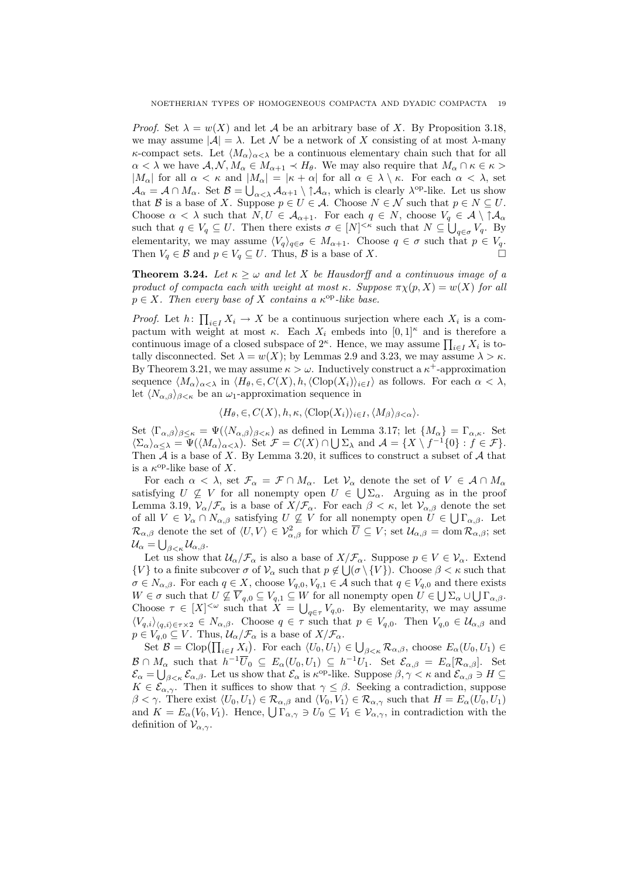*Proof.* Set $\lambda = w(X)$ and let $\mathcal{A}$ be an arbitrary base of $X$. By Proposition 3.18, we may assume $|\mathcal{A}| = \lambda$. Let $\mathcal{N}$ be a network of $X$ consisting of at most $\lambda$-many $\kappa$-compact sets. Let $\langle M_\alpha\rangle_{\alpha<\lambda}$ be a continuous elementary chain such that for all $\alpha < \lambda$ we have $\mathcal{A}, \mathcal{N}, M_\alpha \in M_{\alpha+1} \prec H_\theta$. We may also require that $M_\alpha \cap \kappa \in \kappa > |M_\alpha|$ for all $\alpha < \kappa$ and $|M_\alpha| = |\kappa + \alpha|$ for all $\alpha \in \lambda \setminus \kappa$. For each $\alpha < \lambda$, set $\mathcal{A}_\alpha = \mathcal{A} \cap M_\alpha$. Set $\mathcal{B} = \bigcup_{\alpha<\lambda} \mathcal{A}_{\alpha+1} \setminus \uparrow\mathcal{A}_\alpha$, which is clearly $\lambda^{\mathrm{op}}$-like. Let us show that $\mathcal{B}$ is a base of $X$. Suppose $p \in U \in \mathcal{A}$. Choose $N \in \mathcal{N}$ such that $p \in N \subseteq U$. Choose $\alpha < \lambda$ such that $N, U \in \mathcal{A}_{\alpha+1}$. For each $q \in N$, choose $V_q \in \mathcal{A} \setminus \uparrow\mathcal{A}_\alpha$ such that $q \in V_q \subseteq U$. Then there exists $\sigma \in [N]^{<\kappa}$ such that $N \subseteq \bigcup_{q\in\sigma} V_q$. By elementarity, we may assume $\langle V_q\rangle_{q\in\sigma} \in M_{\alpha+1}$. Choose $q \in \sigma$ such that $p \in V_q$. Then $V_q \in \mathcal{B}$ and $p \in V_q \subseteq U$. Thus, $\mathcal{B}$ is a base of $X$. □

**Theorem 3.24.** *Let $\kappa \geq \omega$ and let $X$ be Hausdorff and a continuous image of a product of compacta each with weight at most $\kappa$. Suppose $\pi\chi(p, X) = w(X)$ for all $p \in X$. Then every base of $X$ contains a $\kappa^{\mathrm{op}}$-like base.*

*Proof.* Let $h\colon \prod_{i\in I} X_i \to X$ be a continuous surjection where each $X_i$ is a compactum with weight at most $\kappa$. Each $X_i$ embeds into $[0,1]^\kappa$ and is therefore a continuous image of a closed subspace of $2^\kappa$. Hence, we may assume $\prod_{i\in I} X_i$ is totally disconnected. Set $\lambda = w(X)$; by Lemmas 2.9 and 3.23, we may assume $\lambda > \kappa$. By Theorem 3.21, we may assume $\kappa > \omega$. Inductively construct a $\kappa^+$-approximation sequence $\langle M_\alpha\rangle_{\alpha<\lambda}$ in $\langle H_\theta, \in, C(X), h, \langle \mathrm{Clop}(X_i)\rangle_{i\in I}\rangle$ as follows. For each $\alpha < \lambda$, let $\langle N_{\alpha,\beta}\rangle_{\beta<\kappa}$ be an $\omega_1$-approximation sequence in

$$\langle H_\theta, \in, C(X), h, \kappa, \langle \mathrm{Clop}(X_i)\rangle_{i\in I}, \langle M_\beta\rangle_{\beta<\alpha}\rangle.$$

Set $\langle \Gamma_{\alpha,\beta}\rangle_{\beta\leq\kappa} = \Psi(\langle N_{\alpha,\beta}\rangle_{\beta<\kappa})$ as defined in Lemma 3.17; let $\{M_\alpha\} = \Gamma_{\alpha,\kappa}$. Set $\langle \Sigma_\alpha\rangle_{\alpha\leq\lambda} = \Psi(\langle M_\alpha\rangle_{\alpha<\lambda})$. Set $\mathcal{F} = C(X) \cap \bigcup \Sigma_\lambda$ and $\mathcal{A} = \{X \setminus f^{-1}\{0\} : f \in \mathcal{F}\}$. Then $\mathcal{A}$ is a base of $X$. By Lemma 3.20, it suffices to construct a subset of $\mathcal{A}$ that is a $\kappa^{\mathrm{op}}$-like base of $X$.

For each $\alpha < \lambda$, set $\mathcal{F}_\alpha = \mathcal{F} \cap M_\alpha$. Let $\mathcal{V}_\alpha$ denote the set of $V \in \mathcal{A} \cap M_\alpha$ satisfying $U \not\subseteq V$ for all nonempty open $U \in \bigcup \Sigma_\alpha$. Arguing as in the proof Lemma 3.19, $\mathcal{V}_\alpha/\mathcal{F}_\alpha$ is a base of $X/\mathcal{F}_\alpha$. For each $\beta < \kappa$, let $\mathcal{V}_{\alpha,\beta}$ denote the set of all $V \in \mathcal{V}_\alpha \cap N_{\alpha,\beta}$ satisfying $U \not\subseteq V$ for all nonempty open $U \in \bigcup \Gamma_{\alpha,\beta}$. Let $\mathcal{R}_{\alpha,\beta}$ denote the set of $\langle U, V\rangle \in \mathcal{V}^2_{\alpha,\beta}$ for which $\overline{U} \subseteq V$; set $\mathcal{U}_{\alpha,\beta} = \mathrm{dom}\,\mathcal{R}_{\alpha,\beta}$; set $\mathcal{U}_\alpha = \bigcup_{\beta<\kappa} \mathcal{U}_{\alpha,\beta}$.

Let us show that $\mathcal{U}_\alpha/\mathcal{F}_\alpha$ is also a base of $X/\mathcal{F}_\alpha$. Suppose $p \in V \in \mathcal{V}_\alpha$. Extend $\{V\}$ to a finite subcover $\sigma$ of $\mathcal{V}_\alpha$ such that $p \notin \bigcup(\sigma \setminus \{V\})$. Choose $\beta < \kappa$ such that $\sigma \in N_{\alpha,\beta}$. For each $q \in X$, choose $V_{q,0}, V_{q,1} \in \mathcal{A}$ such that $q \in V_{q,0}$ and there exists $W \in \sigma$ such that $U \not\subseteq \overline{V}_{q,0} \subseteq V_{q,1} \subseteq W$ for all nonempty open $U \in \bigcup \Sigma_\alpha \cup \bigcup \Gamma_{\alpha,\beta}$. Choose $\tau \in [X]^{<\omega}$ such that $X = \bigcup_{q\in\tau} V_{q,0}$. By elementarity, we may assume $\langle V_{q,i}\rangle_{\langle q,i\rangle\in\tau\times 2} \in N_{\alpha,\beta}$. Choose $q \in \tau$ such that $p \in V_{q,0}$. Then $V_{q,0} \in \mathcal{U}_{\alpha,\beta}$ and $p \in V_{q,0} \subseteq V$. Thus, $\mathcal{U}_\alpha/\mathcal{F}_\alpha$ is a base of $X/\mathcal{F}_\alpha$.

Set $\mathcal{B} = \mathrm{Clop}\bigl(\prod_{i\in I} X_i\bigr)$. For each $\langle U_0, U_1\rangle \in \bigcup_{\beta<\kappa} \mathcal{R}_{\alpha,\beta}$, choose $E_\alpha(U_0, U_1) \in \mathcal{B} \cap M_\alpha$ such that $h^{-1}\overline{U}_0 \subseteq E_\alpha(U_0, U_1) \subseteq h^{-1}U_1$. Set $\mathcal{E}_{\alpha,\beta} = E_\alpha[\mathcal{R}_{\alpha,\beta}]$. Set $\mathcal{E}_\alpha = \bigcup_{\beta<\kappa} \mathcal{E}_{\alpha,\beta}$. Let us show that $\mathcal{E}_\alpha$ is $\kappa^{\mathrm{op}}$-like. Suppose $\beta, \gamma < \kappa$ and $\mathcal{E}_{\alpha,\beta} \ni H \subseteq K \in \mathcal{E}_{\alpha,\gamma}$. Then it suffices to show that $\gamma \leq \beta$. Seeking a contradiction, suppose $\beta < \gamma$. There exist $\langle U_0, U_1\rangle \in \mathcal{R}_{\alpha,\beta}$ and $\langle V_0, V_1\rangle \in \mathcal{R}_{\alpha,\gamma}$ such that $H = E_\alpha(U_0, U_1)$ and $K = E_\alpha(V_0, V_1)$. Hence, $\bigcup \Gamma_{\alpha,\gamma} \ni U_0 \subseteq V_1 \in \mathcal{V}_{\alpha,\gamma}$, in contradiction with the definition of $\mathcal{V}_{\alpha,\gamma}$.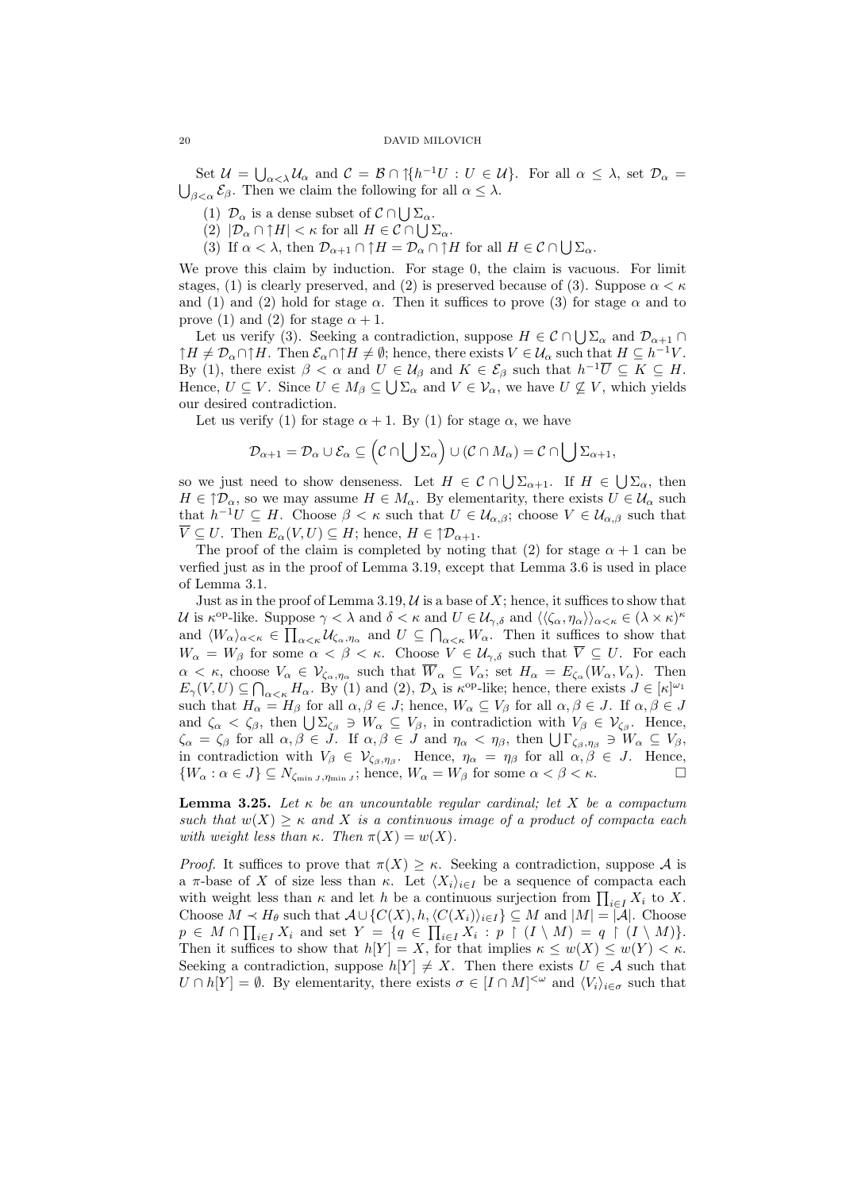Set $\mathcal{U} = \bigcup_{\alpha<\lambda} \mathcal{U}_\alpha$ and $\mathcal{C} = \mathcal{B} \cap \uparrow\!\{h^{-1}U : U \in \mathcal{U}\}$. For all $\alpha \leq \lambda$, set $\mathcal{D}_\alpha = \bigcup_{\beta<\alpha} \mathcal{E}_\beta$. Then we claim the following for all $\alpha \leq \lambda$.

(1) $\mathcal{D}_\alpha$ is a dense subset of $\mathcal{C} \cap \bigcup \Sigma_\alpha$.
(2) $|\mathcal{D}_\alpha \cap \uparrow\! H| < \kappa$ for all $H \in \mathcal{C} \cap \bigcup \Sigma_\alpha$.
(3) If $\alpha < \lambda$, then $\mathcal{D}_{\alpha+1} \cap \uparrow\! H = \mathcal{D}_\alpha \cap \uparrow\! H$ for all $H \in \mathcal{C} \cap \bigcup \Sigma_\alpha$.

We prove this claim by induction. For stage 0, the claim is vacuous. For limit stages, (1) is clearly preserved, and (2) is preserved because of (3). Suppose $\alpha < \kappa$ and (1) and (2) hold for stage $\alpha$. Then it suffices to prove (3) for stage $\alpha$ and to prove (1) and (2) for stage $\alpha + 1$.

Let us verify (3). Seeking a contradiction, suppose $H \in \mathcal{C} \cap \bigcup \Sigma_\alpha$ and $\mathcal{D}_{\alpha+1} \cap \uparrow\! H \neq \mathcal{D}_\alpha \cap \uparrow\! H$. Then $\mathcal{E}_\alpha \cap \uparrow\! H \neq \emptyset$; hence, there exists $V \in \mathcal{U}_\alpha$ such that $H \subseteq h^{-1}V$. By (1), there exist $\beta < \alpha$ and $U \in \mathcal{U}_\beta$ and $K \in \mathcal{E}_\beta$ such that $h^{-1}\overline{U} \subseteq K \subseteq H$. Hence, $U \subseteq V$. Since $U \in M_\beta \subseteq \bigcup \Sigma_\alpha$ and $V \in \mathcal{V}_\alpha$, we have $U \not\subseteq V$, which yields our desired contradiction.

Let us verify (1) for stage $\alpha + 1$. By (1) for stage $\alpha$, we have

$$\mathcal{D}_{\alpha+1} = \mathcal{D}_\alpha \cup \mathcal{E}_\alpha \subseteq \left(\mathcal{C} \cap \bigcup \Sigma_\alpha\right) \cup (\mathcal{C} \cap M_\alpha) = \mathcal{C} \cap \bigcup \Sigma_{\alpha+1},$$

so we just need to show denseness. Let $H \in \mathcal{C} \cap \bigcup \Sigma_{\alpha+1}$. If $H \in \bigcup \Sigma_\alpha$, then $H \in \uparrow\! \mathcal{D}_\alpha$, so we may assume $H \in M_\alpha$. By elementarity, there exists $U \in \mathcal{U}_\alpha$ such that $h^{-1}U \subseteq H$. Choose $\beta < \kappa$ such that $U \in \mathcal{U}_{\alpha,\beta}$; choose $V \in \mathcal{U}_{\alpha,\beta}$ such that $\overline{V} \subseteq U$. Then $E_\alpha(V, U) \subseteq H$; hence, $H \in \uparrow\! \mathcal{D}_{\alpha+1}$.

The proof of the claim is completed by noting that (2) for stage $\alpha + 1$ can be verfied just as in the proof of Lemma 3.19, except that Lemma 3.6 is used in place of Lemma 3.1.

Just as in the proof of Lemma 3.19, $\mathcal{U}$ is a base of $X$; hence, it suffices to show that $\mathcal{U}$ is $\kappa^{\mathrm{op}}$-like. Suppose $\gamma < \lambda$ and $\delta < \kappa$ and $U \in \mathcal{U}_{\gamma,\delta}$ and $\langle\langle \zeta_\alpha, \eta_\alpha\rangle\rangle_{\alpha<\kappa} \in (\lambda \times \kappa)^\kappa$ and $\langle W_\alpha\rangle_{\alpha<\kappa} \in \prod_{\alpha<\kappa} \mathcal{U}_{\zeta_\alpha,\eta_\alpha}$ and $U \subseteq \bigcap_{\alpha<\kappa} W_\alpha$. Then it suffices to show that $W_\alpha = W_\beta$ for some $\alpha < \beta < \kappa$. Choose $V \in \mathcal{U}_{\gamma,\delta}$ such that $\overline{V} \subseteq U$. For each $\alpha < \kappa$, choose $V_\alpha \in \mathcal{V}_{\zeta_\alpha,\eta_\alpha}$ such that $\overline{W}_\alpha \subseteq V_\alpha$; set $H_\alpha = E_{\zeta_\alpha}(W_\alpha, V_\alpha)$. Then $E_\gamma(V, U) \subseteq \bigcap_{\alpha<\kappa} H_\alpha$. By (1) and (2), $\mathcal{D}_\lambda$ is $\kappa^{\mathrm{op}}$-like; hence, there exists $J \in [\kappa]^{\omega_1}$ such that $H_\alpha = H_\beta$ for all $\alpha, \beta \in J$; hence, $W_\alpha \subseteq V_\beta$ for all $\alpha, \beta \in J$. If $\alpha, \beta \in J$ and $\zeta_\alpha < \zeta_\beta$, then $\bigcup \Sigma_{\zeta_\beta} \ni W_\alpha \subseteq V_\beta$, in contradiction with $V_\beta \in \mathcal{V}_{\zeta_\beta}$. Hence, $\zeta_\alpha = \zeta_\beta$ for all $\alpha, \beta \in J$. If $\alpha, \beta \in J$ and $\eta_\alpha < \eta_\beta$, then $\bigcup \Gamma_{\zeta_\beta,\eta_\beta} \ni W_\alpha \subseteq V_\beta$, in contradiction with $V_\beta \in \mathcal{V}_{\zeta_\beta,\eta_\beta}$. Hence, $\eta_\alpha = \eta_\beta$ for all $\alpha, \beta \in J$. Hence, $\{W_\alpha : \alpha \in J\} \subseteq N_{\zeta_{\min J},\eta_{\min J}}$; hence, $W_\alpha = W_\beta$ for some $\alpha < \beta < \kappa$. □

**Lemma 3.25.** *Let $\kappa$ be an uncountable regular cardinal; let $X$ be a compactum such that $w(X) \geq \kappa$ and $X$ is a continuous image of a product of compacta each with weight less than $\kappa$. Then $\pi(X) = w(X)$.*

*Proof.* It suffices to prove that $\pi(X) \geq \kappa$. Seeking a contradiction, suppose $\mathcal{A}$ is a $\pi$-base of $X$ of size less than $\kappa$. Let $\langle X_i\rangle_{i\in I}$ be a sequence of compacta each with weight less than $\kappa$ and let $h$ be a continuous surjection from $\prod_{i\in I} X_i$ to $X$. Choose $M \prec H_\theta$ such that $\mathcal{A} \cup \{C(X), h, \langle C(X_i)\rangle_{i\in I}\} \subseteq M$ and $|M| = |\mathcal{A}|$. Choose $p \in M \cap \prod_{i\in I} X_i$ and set $Y = \{q \in \prod_{i\in I} X_i : p \upharpoonright (I \setminus M) = q \upharpoonright (I \setminus M)\}$. Then it suffices to show that $h[Y] = X$, for that implies $\kappa \leq w(X) \leq w(Y) < \kappa$. Seeking a contradiction, suppose $h[Y] \neq X$. Then there exists $U \in \mathcal{A}$ such that $U \cap h[Y] = \emptyset$. By elementarity, there exists $\sigma \in [I \cap M]^{<\omega}$ and $\langle V_i\rangle_{i\in\sigma}$ such that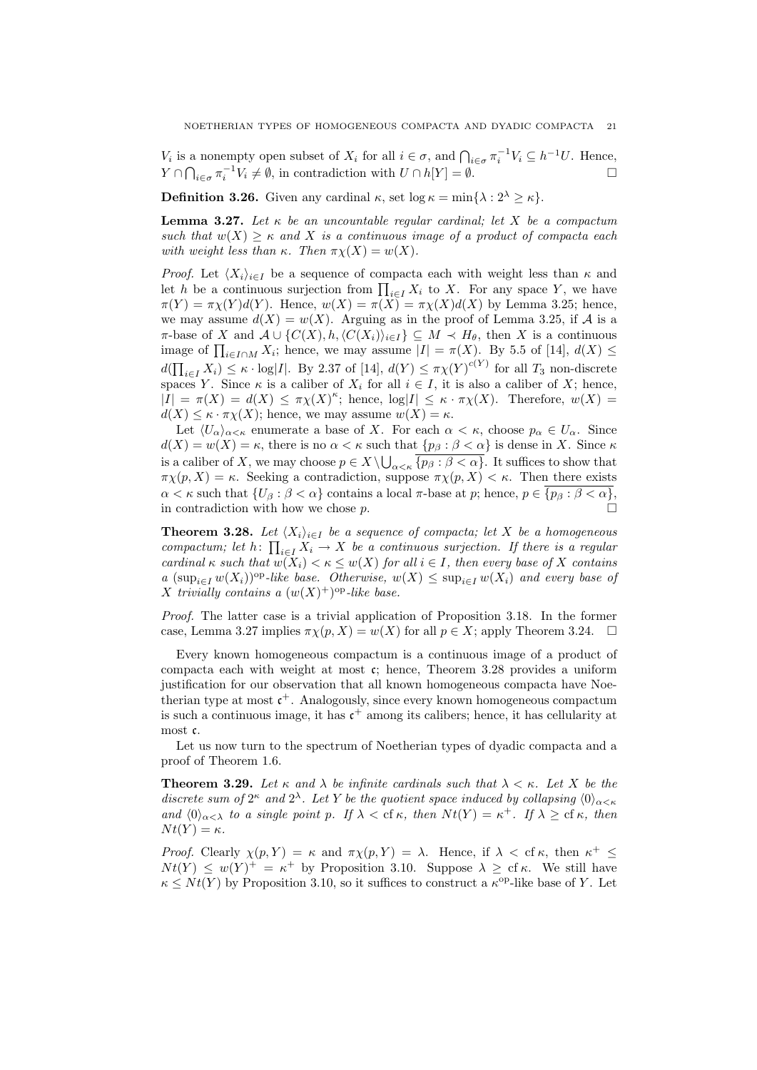$V_i$ is a nonempty open subset of $X_i$ for all $i \in \sigma$, and $\bigcap_{i\in\sigma} \pi_i^{-1} V_i \subseteq h^{-1}U$. Hence, $Y \cap \bigcap_{i\in\sigma} \pi_i^{-1} V_i \neq \emptyset$, in contradiction with $U \cap h[Y] = \emptyset$. $\square$

**Definition 3.26.** Given any cardinal $\kappa$, set $\log \kappa = \min\{\lambda : 2^\lambda \geq \kappa\}$.

**Lemma 3.27.** *Let $\kappa$ be an uncountable regular cardinal; let $X$ be a compactum such that $w(X) \geq \kappa$ and $X$ is a continuous image of a product of compacta each with weight less than $\kappa$. Then $\pi\chi(X) = w(X)$.*

*Proof.* Let $\langle X_i \rangle_{i\in I}$ be a sequence of compacta each with weight less than $\kappa$ and let $h$ be a continuous surjection from $\prod_{i\in I} X_i$ to $X$. For any space $Y$, we have $\pi(Y) = \pi\chi(Y)d(Y)$. Hence, $w(X) = \pi(X) = \pi\chi(X)d(X)$ by Lemma 3.25; hence, we may assume $d(X) = w(X)$. Arguing as in the proof of Lemma 3.25, if $\mathcal{A}$ is a $\pi$-base of $X$ and $\mathcal{A} \cup \{C(X), h, \langle C(X_i)\rangle_{i\in I}\} \subseteq M \prec H_\theta$, then $X$ is a continuous image of $\prod_{i\in I\cap M} X_i$; hence, we may assume $|I| = \pi(X)$. By 5.5 of [14], $d(X) \leq d(\prod_{i\in I} X_i) \leq \kappa \cdot \log|I|$. By 2.37 of [14], $d(Y) \leq \pi\chi(Y)^{c(Y)}$ for all $T_3$ non-discrete spaces $Y$. Since $\kappa$ is a caliber of $X_i$ for all $i \in I$, it is also a caliber of $X$; hence, $|I| = \pi(X) = d(X) \leq \pi\chi(X)^\kappa$; hence, $\log|I| \leq \kappa \cdot \pi\chi(X)$. Therefore, $w(X) = d(X) \leq \kappa \cdot \pi\chi(X)$; hence, we may assume $w(X) = \kappa$.

Let $\langle U_\alpha \rangle_{\alpha<\kappa}$ enumerate a base of $X$. For each $\alpha < \kappa$, choose $p_\alpha \in U_\alpha$. Since $d(X) = w(X) = \kappa$, there is no $\alpha < \kappa$ such that $\{p_\beta : \beta < \alpha\}$ is dense in $X$. Since $\kappa$ is a caliber of $X$, we may choose $p \in X \setminus \bigcup_{\alpha<\kappa} \overline{\{p_\beta : \beta < \alpha\}}$. It suffices to show that $\pi\chi(p, X) = \kappa$. Seeking a contradiction, suppose $\pi\chi(p, X) < \kappa$. Then there exists $\alpha < \kappa$ such that $\{U_\beta : \beta < \alpha\}$ contains a local $\pi$-base at $p$; hence, $p \in \overline{\{p_\beta : \beta < \alpha\}}$, in contradiction with how we chose $p$. $\square$

**Theorem 3.28.** *Let $\langle X_i \rangle_{i\in I}$ be a sequence of compacta; let $X$ be a homogeneous compactum; let $h \colon \prod_{i\in I} X_i \to X$ be a continuous surjection. If there is a regular cardinal $\kappa$ such that $w(X_i) < \kappa \leq w(X)$ for all $i \in I$, then every base of $X$ contains a $(\sup_{i\in I} w(X_i))^{\mathrm{op}}$-like base. Otherwise, $w(X) \leq \sup_{i\in I} w(X_i)$ and every base of $X$ trivially contains a $(w(X)^+)^{\mathrm{op}}$-like base.*

*Proof.* The latter case is a trivial application of Proposition 3.18. In the former case, Lemma 3.27 implies $\pi\chi(p, X) = w(X)$ for all $p \in X$; apply Theorem 3.24. $\square$

Every known homogeneous compactum is a continuous image of a product of compacta each with weight at most $\mathfrak{c}$; hence, Theorem 3.28 provides a uniform justification for our observation that all known homogeneous compacta have Noetherian type at most $\mathfrak{c}^+$. Analogously, since every known homogeneous compactum is such a continuous image, it has $\mathfrak{c}^+$ among its calibers; hence, it has cellularity at most $\mathfrak{c}$.

Let us now turn to the spectrum of Noetherian types of dyadic compacta and a proof of Theorem 1.6.

**Theorem 3.29.** *Let $\kappa$ and $\lambda$ be infinite cardinals such that $\lambda < \kappa$. Let $X$ be the discrete sum of $2^\kappa$ and $2^\lambda$. Let $Y$ be the quotient space induced by collapsing $\langle 0 \rangle_{\alpha<\kappa}$ and $\langle 0 \rangle_{\alpha<\lambda}$ to a single point $p$. If $\lambda < \operatorname{cf} \kappa$, then $Nt(Y) = \kappa^+$. If $\lambda \geq \operatorname{cf} \kappa$, then $Nt(Y) = \kappa$.*

*Proof.* Clearly $\chi(p, Y) = \kappa$ and $\pi\chi(p, Y) = \lambda$. Hence, if $\lambda < \operatorname{cf} \kappa$, then $\kappa^+ \leq Nt(Y) \leq w(Y)^+ = \kappa^+$ by Proposition 3.10. Suppose $\lambda \geq \operatorname{cf} \kappa$. We still have $\kappa \leq Nt(Y)$ by Proposition 3.10, so it suffices to construct a $\kappa^{\mathrm{op}}$-like base of $Y$. Let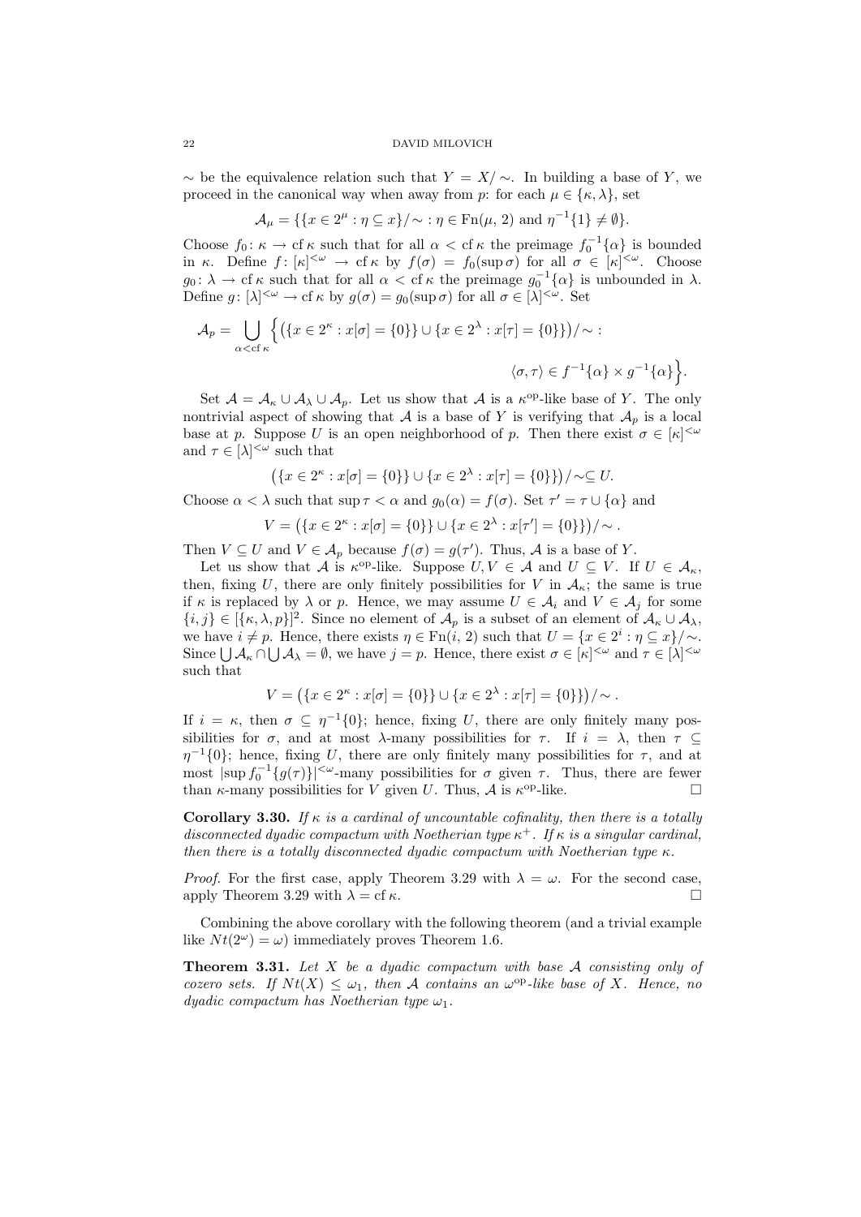$\sim$ be the equivalence relation such that $Y = X/\sim$. In building a base of $Y$, we proceed in the canonical way when away from $p$: for each $\mu \in \{\kappa, \lambda\}$, set

$$\mathcal{A}_\mu = \{\{x \in 2^\mu : \eta \subseteq x\}/\sim : \eta \in \mathrm{Fn}(\mu, 2) \text{ and } \eta^{-1}\{1\} \neq \emptyset\}.$$

Choose $f_0 \colon \kappa \to \mathrm{cf}\,\kappa$ such that for all $\alpha < \mathrm{cf}\,\kappa$ the preimage $f_0^{-1}\{\alpha\}$ is bounded in $\kappa$. Define $f \colon [\kappa]^{<\omega} \to \mathrm{cf}\,\kappa$ by $f(\sigma) = f_0(\sup \sigma)$ for all $\sigma \in [\kappa]^{<\omega}$. Choose $g_0 \colon \lambda \to \mathrm{cf}\,\kappa$ such that for all $\alpha < \mathrm{cf}\,\kappa$ the preimage $g_0^{-1}\{\alpha\}$ is unbounded in $\lambda$. Define $g \colon [\lambda]^{<\omega} \to \mathrm{cf}\,\kappa$ by $g(\sigma) = g_0(\sup \sigma)$ for all $\sigma \in [\lambda]^{<\omega}$. Set

$$\mathcal{A}_p = \bigcup_{\alpha < \mathrm{cf}\,\kappa} \Big\{ \big(\{x \in 2^\kappa : x[\sigma] = \{0\}\} \cup \{x \in 2^\lambda : x[\tau] = \{0\}\}\big)/\sim : \langle \sigma, \tau \rangle \in f^{-1}\{\alpha\} \times g^{-1}\{\alpha\} \Big\}.$$

Set $\mathcal{A} = \mathcal{A}_\kappa \cup \mathcal{A}_\lambda \cup \mathcal{A}_p$. Let us show that $\mathcal{A}$ is a $\kappa^{\mathrm{op}}$-like base of $Y$. The only nontrivial aspect of showing that $\mathcal{A}$ is a base of $Y$ is verifying that $\mathcal{A}_p$ is a local base at $p$. Suppose $U$ is an open neighborhood of $p$. Then there exist $\sigma \in [\kappa]^{<\omega}$ and $\tau \in [\lambda]^{<\omega}$ such that

$$\big(\{x \in 2^\kappa : x[\sigma] = \{0\}\} \cup \{x \in 2^\lambda : x[\tau] = \{0\}\}\big)/\sim \subseteq U.$$

Choose $\alpha < \lambda$ such that $\sup \tau < \alpha$ and $g_0(\alpha) = f(\sigma)$. Set $\tau' = \tau \cup \{\alpha\}$ and

$$V = \big(\{x \in 2^\kappa : x[\sigma] = \{0\}\} \cup \{x \in 2^\lambda : x[\tau'] = \{0\}\}\big)/\sim.$$

Then $V \subseteq U$ and $V \in \mathcal{A}_p$ because $f(\sigma) = g(\tau')$. Thus, $\mathcal{A}$ is a base of $Y$.

Let us show that $\mathcal{A}$ is $\kappa^{\mathrm{op}}$-like. Suppose $U, V \in \mathcal{A}$ and $U \subseteq V$. If $U \in \mathcal{A}_\kappa$, then, fixing $U$, there are only finitely possibilities for $V$ in $\mathcal{A}_\kappa$; the same is true if $\kappa$ is replaced by $\lambda$ or $p$. Hence, we may assume $U \in \mathcal{A}_i$ and $V \in \mathcal{A}_j$ for some $\{i, j\} \in [\{\kappa, \lambda, p\}]^2$. Since no element of $\mathcal{A}_p$ is a subset of an element of $\mathcal{A}_\kappa \cup \mathcal{A}_\lambda$, we have $i \neq p$. Hence, there exists $\eta \in \mathrm{Fn}(i, 2)$ such that $U = \{x \in 2^i : \eta \subseteq x\}/\sim$. Since $\bigcup \mathcal{A}_\kappa \cap \bigcup \mathcal{A}_\lambda = \emptyset$, we have $j = p$. Hence, there exist $\sigma \in [\kappa]^{<\omega}$ and $\tau \in [\lambda]^{<\omega}$ such that

$$V = \big(\{x \in 2^\kappa : x[\sigma] = \{0\}\} \cup \{x \in 2^\lambda : x[\tau] = \{0\}\}\big)/\sim.$$

If $i = \kappa$, then $\sigma \subseteq \eta^{-1}\{0\}$; hence, fixing $U$, there are only finitely many possibilities for $\sigma$, and at most $\lambda$-many possibilities for $\tau$. If $i = \lambda$, then $\tau \subseteq \eta^{-1}\{0\}$; hence, fixing $U$, there are only finitely many possibilities for $\tau$, and at most $|\sup f_0^{-1}\{g(\tau)\}|^{<\omega}$-many possibilities for $\sigma$ given $\tau$. Thus, there are fewer than $\kappa$-many possibilities for $V$ given $U$. Thus, $\mathcal{A}$ is $\kappa^{\mathrm{op}}$-like. $\square$

**Corollary 3.30.** *If $\kappa$ is a cardinal of uncountable cofinality, then there is a totally disconnected dyadic compactum with Noetherian type $\kappa^+$. If $\kappa$ is a singular cardinal, then there is a totally disconnected dyadic compactum with Noetherian type $\kappa$.*

*Proof.* For the first case, apply Theorem 3.29 with $\lambda = \omega$. For the second case, apply Theorem 3.29 with $\lambda = \mathrm{cf}\,\kappa$. $\square$

Combining the above corollary with the following theorem (and a trivial example like $Nt(2^\omega) = \omega$) immediately proves Theorem 1.6.

**Theorem 3.31.** *Let $X$ be a dyadic compactum with base $\mathcal{A}$ consisting only of cozero sets. If $Nt(X) \leq \omega_1$, then $\mathcal{A}$ contains an $\omega^{\mathrm{op}}$-like base of $X$. Hence, no dyadic compactum has Noetherian type $\omega_1$.*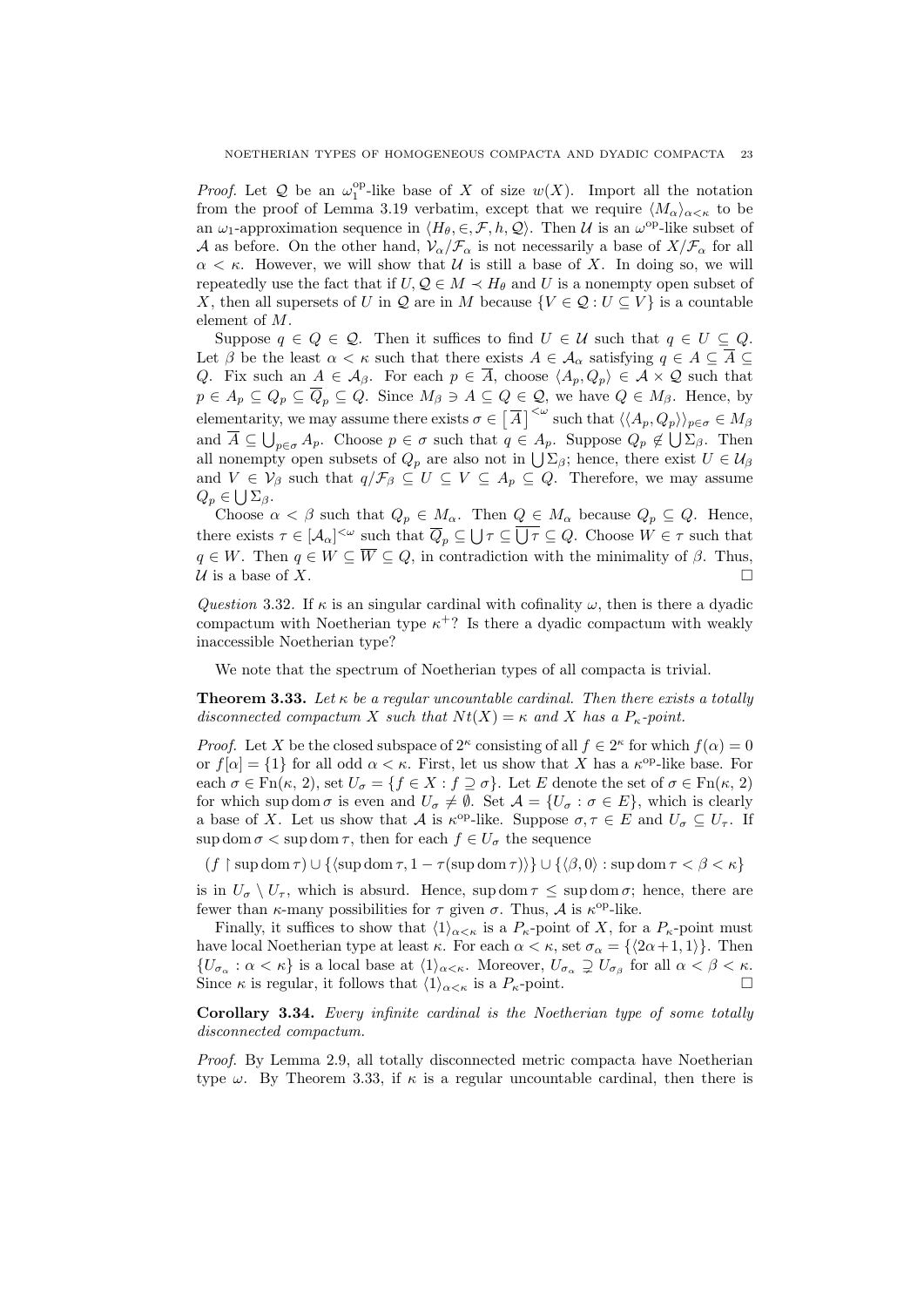*Proof.* Let $\mathcal{Q}$ be an $\omega_1^{\mathrm{op}}$-like base of $X$ of size $w(X)$. Import all the notation from the proof of Lemma 3.19 verbatim, except that we require $\langle M_\alpha\rangle_{\alpha<\kappa}$ to be an $\omega_1$-approximation sequence in $\langle H_\theta, \in, \mathcal{F}, h, \mathcal{Q}\rangle$. Then $\mathcal{U}$ is an $\omega^{\mathrm{op}}$-like subset of $\mathcal{A}$ as before. On the other hand, $\mathcal{V}_\alpha/\mathcal{F}_\alpha$ is not necessarily a base of $X/\mathcal{F}_\alpha$ for all $\alpha<\kappa$. However, we will show that $\mathcal{U}$ is still a base of $X$. In doing so, we will repeatedly use the fact that if $U, \mathcal{Q} \in M \prec H_\theta$ and $U$ is a nonempty open subset of $X$, then all supersets of $U$ in $\mathcal{Q}$ are in $M$ because $\{V \in \mathcal{Q} : U \subseteq V\}$ is a countable element of $M$.

Suppose $q \in Q \in \mathcal{Q}$. Then it suffices to find $U \in \mathcal{U}$ such that $q \in U \subseteq Q$. Let $\beta$ be the least $\alpha < \kappa$ such that there exists $A \in \mathcal{A}_\alpha$ satisfying $q \in A \subseteq \overline{A} \subseteq Q$. Fix such an $A \in \mathcal{A}_\beta$. For each $p \in \overline{A}$, choose $\langle A_p, Q_p\rangle \in \mathcal{A}\times\mathcal{Q}$ such that $p \in A_p \subseteq Q_p \subseteq \overline{Q}_p \subseteq Q$. Since $M_\beta \ni A \subseteq Q \in \mathcal{Q}$, we have $Q \in M_\beta$. Hence, by elementarity, we may assume there exists $\sigma \in \left[\,\overline{A}\,\right]^{<\omega}$ such that $\langle\langle A_p, Q_p\rangle\rangle_{p\in\sigma} \in M_\beta$ and $\overline{A} \subseteq \bigcup_{p\in\sigma} A_p$. Choose $p \in \sigma$ such that $q \in A_p$. Suppose $Q_p \notin \bigcup\Sigma_\beta$. Then all nonempty open subsets of $Q_p$ are also not in $\bigcup\Sigma_\beta$; hence, there exist $U \in \mathcal{U}_\beta$ and $V \in \mathcal{V}_\beta$ such that $q/\mathcal{F}_\beta \subseteq U \subseteq V \subseteq A_p \subseteq Q$. Therefore, we may assume $Q_p \in \bigcup\Sigma_\beta$.

Choose $\alpha < \beta$ such that $Q_p \in M_\alpha$. Then $Q \in M_\alpha$ because $Q_p \subseteq Q$. Hence, there exists $\tau \in [\mathcal{A}_\alpha]^{<\omega}$ such that $\overline{Q}_p \subseteq \bigcup\tau \subseteq \overline{\bigcup\tau} \subseteq Q$. Choose $W \in \tau$ such that $q \in W$. Then $q \in W \subseteq \overline{W} \subseteq Q$, in contradiction with the minimality of $\beta$. Thus, $\mathcal{U}$ is a base of $X$. $\square$

*Question* 3.32. If $\kappa$ is an singular cardinal with cofinality $\omega$, then is there a dyadic compactum with Noetherian type $\kappa^+$? Is there a dyadic compactum with weakly inaccessible Noetherian type?

We note that the spectrum of Noetherian types of all compacta is trivial.

**Theorem 3.33.** *Let $\kappa$ be a regular uncountable cardinal. Then there exists a totally disconnected compactum $X$ such that $Nt(X) = \kappa$ and $X$ has a $P_\kappa$-point.*

*Proof.* Let $X$ be the closed subspace of $2^\kappa$ consisting of all $f \in 2^\kappa$ for which $f(\alpha) = 0$ or $f[\alpha] = \{1\}$ for all odd $\alpha < \kappa$. First, let us show that $X$ has a $\kappa^{\mathrm{op}}$-like base. For each $\sigma \in \mathrm{Fn}(\kappa, 2)$, set $U_\sigma = \{f \in X : f \supseteq \sigma\}$. Let $E$ denote the set of $\sigma \in \mathrm{Fn}(\kappa, 2)$ for which $\sup\mathrm{dom}\,\sigma$ is even and $U_\sigma \neq \emptyset$. Set $\mathcal{A} = \{U_\sigma : \sigma \in E\}$, which is clearly a base of $X$. Let us show that $\mathcal{A}$ is $\kappa^{\mathrm{op}}$-like. Suppose $\sigma, \tau \in E$ and $U_\sigma \subseteq U_\tau$. If $\sup\mathrm{dom}\,\sigma < \sup\mathrm{dom}\,\tau$, then for each $f \in U_\sigma$ the sequence

$$(f \restriction \sup\mathrm{dom}\,\tau) \cup \{\langle \sup\mathrm{dom}\,\tau, 1-\tau(\sup\mathrm{dom}\,\tau)\rangle\} \cup \{\langle\beta, 0\rangle : \sup\mathrm{dom}\,\tau < \beta < \kappa\}$$

is in $U_\sigma \setminus U_\tau$, which is absurd. Hence, $\sup\mathrm{dom}\,\tau \leq \sup\mathrm{dom}\,\sigma$; hence, there are fewer than $\kappa$-many possibilities for $\tau$ given $\sigma$. Thus, $\mathcal{A}$ is $\kappa^{\mathrm{op}}$-like.

Finally, it suffices to show that $\langle 1\rangle_{\alpha<\kappa}$ is a $P_\kappa$-point of $X$, for a $P_\kappa$-point must have local Noetherian type at least $\kappa$. For each $\alpha < \kappa$, set $\sigma_\alpha = \{\langle 2\alpha+1, 1\rangle\}$. Then $\{U_{\sigma_\alpha} : \alpha < \kappa\}$ is a local base at $\langle 1\rangle_{\alpha<\kappa}$. Moreover, $U_{\sigma_\alpha} \supsetneq U_{\sigma_\beta}$ for all $\alpha < \beta < \kappa$. Since $\kappa$ is regular, it follows that $\langle 1\rangle_{\alpha<\kappa}$ is a $P_\kappa$-point. $\square$

**Corollary 3.34.** *Every infinite cardinal is the Noetherian type of some totally disconnected compactum.*

*Proof.* By Lemma 2.9, all totally disconnected metric compacta have Noetherian type $\omega$. By Theorem 3.33, if $\kappa$ is a regular uncountable cardinal, then there is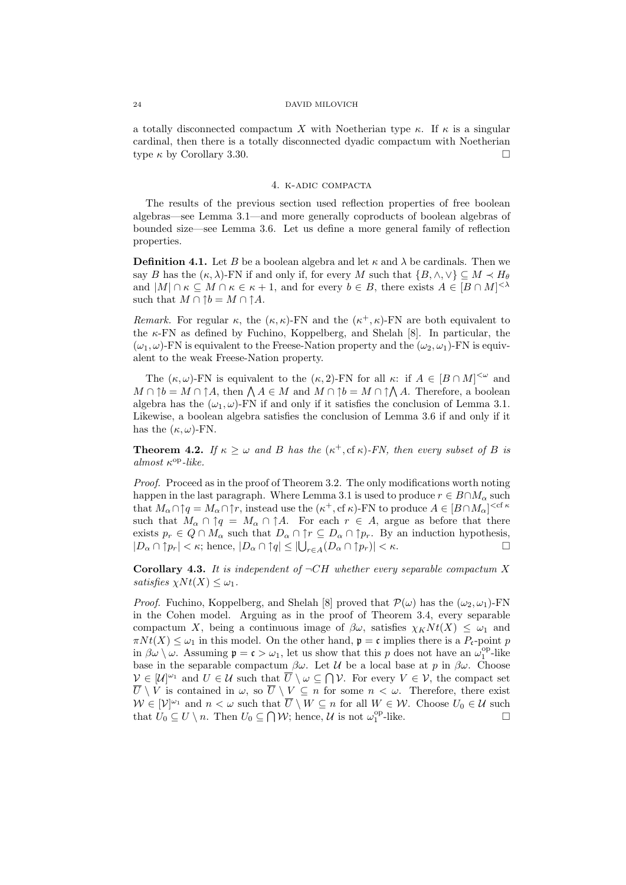a totally disconnected compactum $X$ with Noetherian type $\kappa$. If $\kappa$ is a singular cardinal, then there is a totally disconnected dyadic compactum with Noetherian type $\kappa$ by Corollary 3.30. □

## 4. κ-adic compacta

The results of the previous section used reflection properties of free boolean algebras—see Lemma 3.1—and more generally coproducts of boolean algebras of bounded size—see Lemma 3.6. Let us define a more general family of reflection properties.

**Definition 4.1.** Let $B$ be a boolean algebra and let $\kappa$ and $\lambda$ be cardinals. Then we say $B$ has the $(\kappa, \lambda)$-FN if and only if, for every $M$ such that $\{B, \wedge, \vee\} \subseteq M \prec H_\theta$ and $|M| \cap \kappa \subseteq M \cap \kappa \in \kappa + 1$, and for every $b \in B$, there exists $A \in [B \cap M]^{<\lambda}$ such that $M \cap \uparrow b = M \cap \uparrow A$.

*Remark.* For regular $\kappa$, the $(\kappa, \kappa)$-FN and the $(\kappa^+, \kappa)$-FN are both equivalent to the $\kappa$-FN as defined by Fuchino, Koppelberg, and Shelah [8]. In particular, the $(\omega_1, \omega)$-FN is equivalent to the Freese-Nation property and the $(\omega_2, \omega_1)$-FN is equivalent to the weak Freese-Nation property.

The $(\kappa, \omega)$-FN is equivalent to the $(\kappa, 2)$-FN for all $\kappa$: if $A \in [B \cap M]^{<\omega}$ and $M \cap \uparrow b = M \cap \uparrow A$, then $\bigwedge A \in M$ and $M \cap \uparrow b = M \cap \uparrow \bigwedge A$. Therefore, a boolean algebra has the $(\omega_1, \omega)$-FN if and only if it satisfies the conclusion of Lemma 3.1. Likewise, a boolean algebra satisfies the conclusion of Lemma 3.6 if and only if it has the $(\kappa, \omega)$-FN.

**Theorem 4.2.** *If $\kappa \geq \omega$ and $B$ has the $(\kappa^+, \operatorname{cf} \kappa)$-FN, then every subset of $B$ is almost $\kappa^{\mathrm{op}}$-like.*

*Proof.* Proceed as in the proof of Theorem 3.2. The only modifications worth noting happen in the last paragraph. Where Lemma 3.1 is used to produce $r \in B \cap M_\alpha$ such that $M_\alpha \cap \uparrow q = M_\alpha \cap \uparrow r$, instead use the $(\kappa^+, \operatorname{cf} \kappa)$-FN to produce $A \in [B \cap M_\alpha]^{<\operatorname{cf} \kappa}$ such that $M_\alpha \cap \uparrow q = M_\alpha \cap \uparrow A$. For each $r \in A$, argue as before that there exists $p_r \in Q \cap M_\alpha$ such that $D_\alpha \cap \uparrow r \subseteq D_\alpha \cap \uparrow p_r$. By an induction hypothesis, $|D_\alpha \cap \uparrow p_r| < \kappa$; hence, $|D_\alpha \cap \uparrow q| \leq |\bigcup_{r \in A}(D_\alpha \cap \uparrow p_r)| < \kappa$. □

**Corollary 4.3.** *It is independent of $\neg CH$ whether every separable compactum $X$ satisfies $\chi Nt(X) \leq \omega_1$.*

*Proof.* Fuchino, Koppelberg, and Shelah [8] proved that $\mathcal{P}(\omega)$ has the $(\omega_2, \omega_1)$-FN in the Cohen model. Arguing as in the proof of Theorem 3.4, every separable compactum $X$, being a continuous image of $\beta\omega$, satisfies $\chi_K Nt(X) \leq \omega_1$ and $\pi Nt(X) \leq \omega_1$ in this model. On the other hand, $\mathfrak{p} = \mathfrak{c}$ implies there is a $P_{\mathfrak{c}}$-point $p$ in $\beta\omega \setminus \omega$. Assuming $\mathfrak{p} = \mathfrak{c} > \omega_1$, let us show that this $p$ does not have an $\omega_1^{\mathrm{op}}$-like base in the separable compactum $\beta\omega$. Let $\mathcal{U}$ be a local base at $p$ in $\beta\omega$. Choose $\mathcal{V} \in [\mathcal{U}]^{\omega_1}$ and $U \in \mathcal{U}$ such that $\overline{U} \setminus \omega \subseteq \bigcap \mathcal{V}$. For every $V \in \mathcal{V}$, the compact set $\overline{U} \setminus V$ is contained in $\omega$, so $\overline{U} \setminus V \subseteq n$ for some $n < \omega$. Therefore, there exist $\mathcal{W} \in [\mathcal{V}]^{\omega_1}$ and $n < \omega$ such that $\overline{U} \setminus W \subseteq n$ for all $W \in \mathcal{W}$. Choose $U_0 \in \mathcal{U}$ such that $U_0 \subseteq U \setminus n$. Then $U_0 \subseteq \bigcap \mathcal{W}$; hence, $\mathcal{U}$ is not $\omega_1^{\mathrm{op}}$-like. □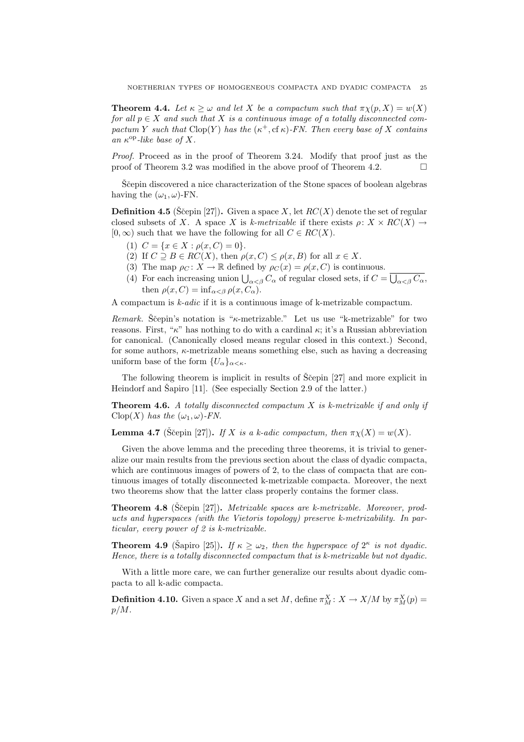**Theorem 4.4.** *Let $\kappa \geq \omega$ and let $X$ be a compactum such that $\pi\chi(p, X) = w(X)$ for all $p \in X$ and such that $X$ is a continuous image of a totally disconnected compactum $Y$ such that $\operatorname{Clop}(Y)$ has the $(\kappa^+, \operatorname{cf}\kappa)$-FN. Then every base of $X$ contains an $\kappa^{\mathrm{op}}$-like base of $X$.*

*Proof.* Proceed as in the proof of Theorem 3.24. Modify that proof just as the proof of Theorem 3.2 was modified in the above proof of Theorem 4.2. $\square$

Ščepin discovered a nice characterization of the Stone spaces of boolean algebras having the $(\omega_1, \omega)$-FN.

**Definition 4.5** (Ščepin [27])**.** Given a space $X$, let $RC(X)$ denote the set of regular closed subsets of $X$. A space $X$ is *k-metrizable* if there exists $\rho\colon X \times RC(X) \to [0, \infty)$ such that we have the following for all $C \in RC(X)$.

1. $C = \{x \in X : \rho(x, C) = 0\}$.
2. If $C \supseteq B \in RC(X)$, then $\rho(x, C) \leq \rho(x, B)$ for all $x \in X$.
3. The map $\rho_C\colon X \to \mathbb{R}$ defined by $\rho_C(x) = \rho(x, C)$ is continuous.
4. For each increasing union $\bigcup_{\alpha<\beta} C_\alpha$ of regular closed sets, if $C = \overline{\bigcup_{\alpha<\beta} C_\alpha}$, then $\rho(x, C) = \inf_{\alpha<\beta} \rho(x, C_\alpha)$.

A compactum is *k-adic* if it is a continuous image of k-metrizable compactum.

*Remark.* Ščepin's notation is "$\kappa$-metrizable." Let us use "k-metrizable" for two reasons. First, "$\kappa$" has nothing to do with a cardinal $\kappa$; it's a Russian abbreviation for canonical. (Canonically closed means regular closed in this context.) Second, for some authors, $\kappa$-metrizable means something else, such as having a decreasing uniform base of the form $\{U_\alpha\}_{\alpha<\kappa}$.

The following theorem is implicit in results of Ščepin [27] and more explicit in Heindorf and Šapiro [11]. (See especially Section 2.9 of the latter.)

**Theorem 4.6.** *A totally disconnected compactum $X$ is k-metrizable if and only if $\operatorname{Clop}(X)$ has the $(\omega_1, \omega)$-FN.*

**Lemma 4.7** (Ščepin [27])**.** *If $X$ is a k-adic compactum, then $\pi\chi(X) = w(X)$.*

Given the above lemma and the preceding three theorems, it is trivial to generalize our main results from the previous section about the class of dyadic compacta, which are continuous images of powers of 2, to the class of compacta that are continuous images of totally disconnected k-metrizable compacta. Moreover, the next two theorems show that the latter class properly contains the former class.

**Theorem 4.8** (Ščepin [27])**.** *Metrizable spaces are k-metrizable. Moreover, products and hyperspaces (with the Vietoris topology) preserve k-metrizability. In particular, every power of 2 is k-metrizable.*

**Theorem 4.9** (Šapiro [25])**.** *If $\kappa \geq \omega_2$, then the hyperspace of $2^\kappa$ is not dyadic. Hence, there is a totally disconnected compactum that is k-metrizable but not dyadic.*

With a little more care, we can further generalize our results about dyadic compacta to all k-adic compacta.

**Definition 4.10.** Given a space $X$ and a set $M$, define $\pi^X_M\colon X \to X/M$ by $\pi^X_M(p) = p/M$.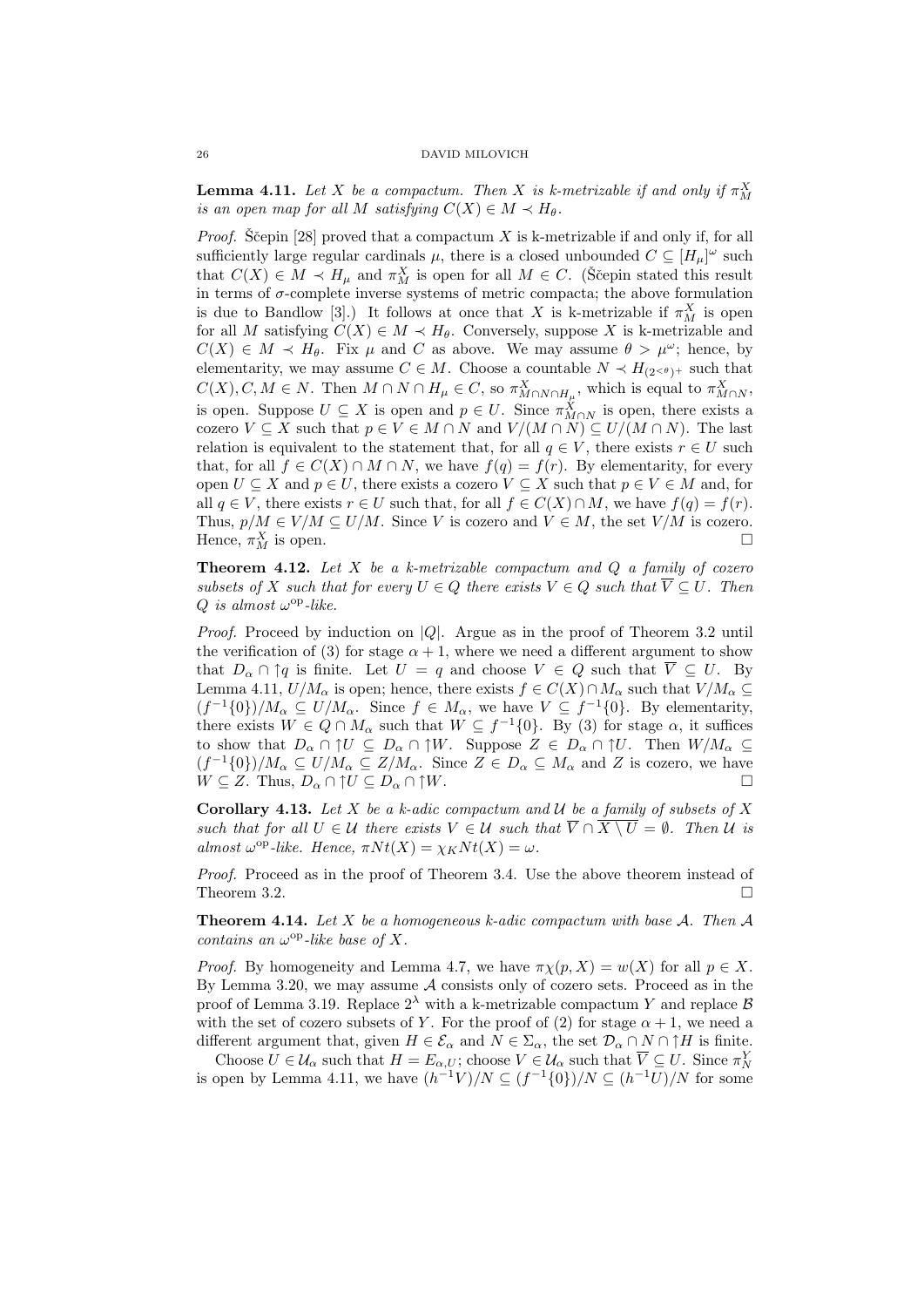**Lemma 4.11.** *Let $X$ be a compactum. Then $X$ is k-metrizable if and only if $\pi^X_M$ is an open map for all $M$ satisfying $C(X) \in M \prec H_\theta$.*

*Proof.* Ščepin [28] proved that a compactum $X$ is k-metrizable if and only if, for all sufficiently large regular cardinals $\mu$, there is a closed unbounded $C \subseteq [H_\mu]^\omega$ such that $C(X) \in M \prec H_\mu$ and $\pi^X_M$ is open for all $M \in C$. (Ščepin stated this result in terms of $\sigma$-complete inverse systems of metric compacta; the above formulation is due to Bandlow [3].) It follows at once that $X$ is k-metrizable if $\pi^X_M$ is open for all $M$ satisfying $C(X) \in M \prec H_\theta$. Conversely, suppose $X$ is k-metrizable and $C(X) \in M \prec H_\theta$. Fix $\mu$ and $C$ as above. We may assume $\theta > \mu^\omega$; hence, by elementarity, we may assume $C \in M$. Choose a countable $N \prec H_{(2^{<\theta})^+}$ such that $C(X), C, M \in N$. Then $M \cap N \cap H_\mu \in C$, so $\pi^X_{M\cap N\cap H_\mu}$, which is equal to $\pi^X_{M\cap N}$, is open. Suppose $U \subseteq X$ is open and $p \in U$. Since $\pi^X_{M\cap N}$ is open, there exists a cozero $V \subseteq X$ such that $p \in V \in M \cap N$ and $V/(M \cap N) \subseteq U/(M \cap N)$. The last relation is equivalent to the statement that, for all $q \in V$, there exists $r \in U$ such that, for all $f \in C(X) \cap M \cap N$, we have $f(q) = f(r)$. By elementarity, for every open $U \subseteq X$ and $p \in U$, there exists a cozero $V \subseteq X$ such that $p \in V \in M$ and, for all $q \in V$, there exists $r \in U$ such that, for all $f \in C(X) \cap M$, we have $f(q) = f(r)$. Thus, $p/M \in V/M \subseteq U/M$. Since $V$ is cozero and $V \in M$, the set $V/M$ is cozero. Hence, $\pi^X_M$ is open. □

**Theorem 4.12.** *Let $X$ be a k-metrizable compactum and $Q$ a family of cozero subsets of $X$ such that for every $U \in Q$ there exists $V \in Q$ such that $\overline{V} \subseteq U$. Then $Q$ is almost $\omega^{\mathrm{op}}$-like.*

*Proof.* Proceed by induction on $|Q|$. Argue as in the proof of Theorem 3.2 until the verification of (3) for stage $\alpha + 1$, where we need a different argument to show that $D_\alpha \cap \uparrow q$ is finite. Let $U = q$ and choose $V \in Q$ such that $\overline{V} \subseteq U$. By Lemma 4.11, $U/M_\alpha$ is open; hence, there exists $f \in C(X) \cap M_\alpha$ such that $V/M_\alpha \subseteq (f^{-1}\{0\})/M_\alpha \subseteq U/M_\alpha$. Since $f \in M_\alpha$, we have $V \subseteq f^{-1}\{0\}$. By elementarity, there exists $W \in Q \cap M_\alpha$ such that $W \subseteq f^{-1}\{0\}$. By (3) for stage $\alpha$, it suffices to show that $D_\alpha \cap \uparrow U \subseteq D_\alpha \cap \uparrow W$. Suppose $Z \in D_\alpha \cap \uparrow U$. Then $W/M_\alpha \subseteq (f^{-1}\{0\})/M_\alpha \subseteq U/M_\alpha \subseteq Z/M_\alpha$. Since $Z \in D_\alpha \subseteq M_\alpha$ and $Z$ is cozero, we have $W \subseteq Z$. Thus, $D_\alpha \cap \uparrow U \subseteq D_\alpha \cap \uparrow W$. □

**Corollary 4.13.** *Let $X$ be a k-adic compactum and $\mathcal{U}$ be a family of subsets of $X$ such that for all $U \in \mathcal{U}$ there exists $V \in \mathcal{U}$ such that $\overline{V} \cap \overline{X \setminus U} = \emptyset$. Then $\mathcal{U}$ is almost $\omega^{\mathrm{op}}$-like. Hence, $\pi Nt(X) = \chi_K Nt(X) = \omega$.*

*Proof.* Proceed as in the proof of Theorem 3.4. Use the above theorem instead of Theorem 3.2. □

**Theorem 4.14.** *Let $X$ be a homogeneous k-adic compactum with base $\mathcal{A}$. Then $\mathcal{A}$ contains an $\omega^{\mathrm{op}}$-like base of $X$.*

*Proof.* By homogeneity and Lemma 4.7, we have $\pi\chi(p, X) = w(X)$ for all $p \in X$. By Lemma 3.20, we may assume $\mathcal{A}$ consists only of cozero sets. Proceed as in the proof of Lemma 3.19. Replace $2^\lambda$ with a k-metrizable compactum $Y$ and replace $\mathcal{B}$ with the set of cozero subsets of $Y$. For the proof of (2) for stage $\alpha + 1$, we need a different argument that, given $H \in \mathcal{E}_\alpha$ and $N \in \Sigma_\alpha$, the set $\mathcal{D}_\alpha \cap N \cap \uparrow H$ is finite.

Choose $U \in \mathcal{U}_\alpha$ such that $H = E_{\alpha,U}$; choose $V \in \mathcal{U}_\alpha$ such that $\overline{V} \subseteq U$. Since $\pi^Y_N$ is open by Lemma 4.11, we have $(h^{-1}V)/N \subseteq (f^{-1}\{0\})/N \subseteq (h^{-1}U)/N$ for some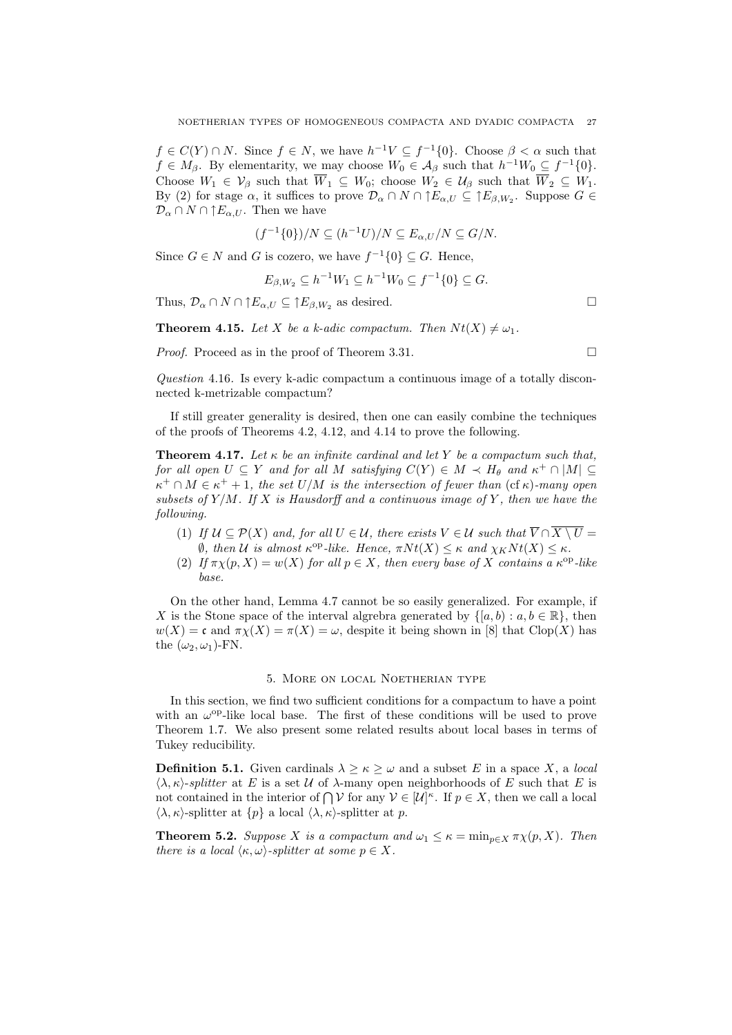$f \in C(Y) \cap N$. Since $f \in N$, we have $h^{-1}V \subseteq f^{-1}\{0\}$. Choose $\beta < \alpha$ such that $f \in M_\beta$. By elementarity, we may choose $W_0 \in \mathcal{A}_\beta$ such that $h^{-1}W_0 \subseteq f^{-1}\{0\}$. Choose $W_1 \in \mathcal{V}_\beta$ such that $\overline{W}_1 \subseteq W_0$; choose $W_2 \in \mathcal{U}_\beta$ such that $\overline{W}_2 \subseteq W_1$. By (2) for stage $\alpha$, it suffices to prove $\mathcal{D}_\alpha \cap N \cap \uparrow E_{\alpha,U} \subseteq \uparrow E_{\beta,W_2}$. Suppose $G \in \mathcal{D}_\alpha \cap N \cap \uparrow E_{\alpha,U}$. Then we have

$$(f^{-1}\{0\})/N \subseteq (h^{-1}U)/N \subseteq E_{\alpha,U}/N \subseteq G/N.$$

Since $G \in N$ and $G$ is cozero, we have $f^{-1}\{0\} \subseteq G$. Hence,

$$E_{\beta,W_2} \subseteq h^{-1}W_1 \subseteq h^{-1}W_0 \subseteq f^{-1}\{0\} \subseteq G.$$

Thus, $\mathcal{D}_\alpha \cap N \cap \uparrow E_{\alpha,U} \subseteq \uparrow E_{\beta,W_2}$ as desired. □

**Theorem 4.15.** *Let $X$ be a k-adic compactum. Then $Nt(X) \neq \omega_1$.*

*Proof.* Proceed as in the proof of Theorem 3.31. □

*Question* 4.16. Is every k-adic compactum a continuous image of a totally disconnected k-metrizable compactum?

If still greater generality is desired, then one can easily combine the techniques of the proofs of Theorems 4.2, 4.12, and 4.14 to prove the following.

**Theorem 4.17.** *Let $\kappa$ be an infinite cardinal and let $Y$ be a compactum such that, for all open $U \subseteq Y$ and for all $M$ satisfying $C(Y) \in M \prec H_\theta$ and $\kappa^+ \cap |M| \subseteq \kappa^+ \cap M \in \kappa^+ + 1$, the set $U/M$ is the intersection of fewer than $(\operatorname{cf} \kappa)$-many open subsets of $Y/M$. If $X$ is Hausdorff and a continuous image of $Y$, then we have the following.*

1. *If $\mathcal{U} \subseteq \mathcal{P}(X)$ and, for all $U \in \mathcal{U}$, there exists $V \in \mathcal{U}$ such that $\overline{V} \cap \overline{X \setminus U} = \emptyset$, then $\mathcal{U}$ is almost $\kappa^{\mathrm{op}}$-like. Hence, $\pi Nt(X) \leq \kappa$ and $\chi_K Nt(X) \leq \kappa$.*
2. *If $\pi\chi(p, X) = w(X)$ for all $p \in X$, then every base of $X$ contains a $\kappa^{\mathrm{op}}$-like base.*

On the other hand, Lemma 4.7 cannot be so easily generalized. For example, if $X$ is the Stone space of the interval algebra generated by $\{[a, b) : a, b \in \mathbb{R}\}$, then $w(X) = \mathfrak{c}$ and $\pi\chi(X) = \pi(X) = \omega$, despite it being shown in [8] that $\mathrm{Clop}(X)$ has the $(\omega_2, \omega_1)$-FN.

## 5. More on local Noetherian type

In this section, we find two sufficient conditions for a compactum to have a point with an $\omega^{\mathrm{op}}$-like local base. The first of these conditions will be used to prove Theorem 1.7. We also present some related results about local bases in terms of Tukey reducibility.

**Definition 5.1.** Given cardinals $\lambda \geq \kappa \geq \omega$ and a subset $E$ in a space $X$, a *local $\langle \lambda, \kappa \rangle$-splitter* at $E$ is a set $\mathcal{U}$ of $\lambda$-many open neighborhoods of $E$ such that $E$ is not contained in the interior of $\bigcap \mathcal{V}$ for any $\mathcal{V} \in [\mathcal{U}]^\kappa$. If $p \in X$, then we call a local $\langle \lambda, \kappa \rangle$-splitter at $\{p\}$ a local $\langle \lambda, \kappa \rangle$-splitter at $p$.

**Theorem 5.2.** *Suppose $X$ is a compactum and $\omega_1 \leq \kappa = \min_{p \in X} \pi\chi(p, X)$. Then there is a local $\langle \kappa, \omega \rangle$-splitter at some $p \in X$.*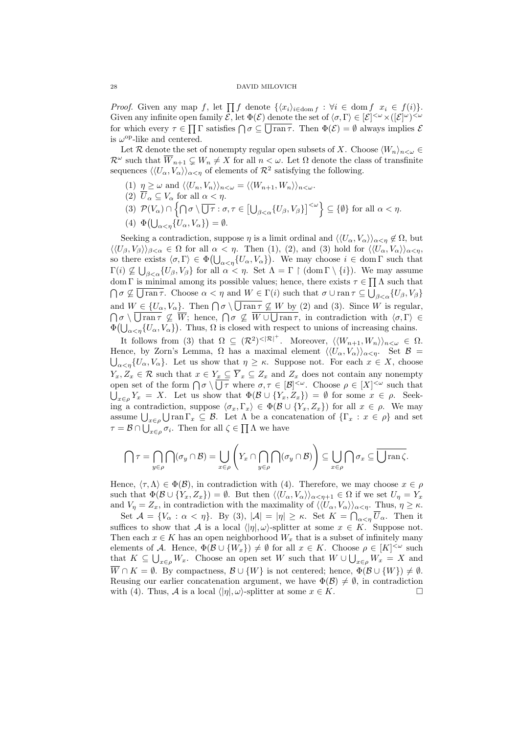*Proof.* Given any map $f$, let $\prod f$ denote $\{\langle x_i\rangle_{i\in\operatorname{dom} f} : \forall i \in \operatorname{dom} f\ \ x_i \in f(i)\}$. Given any infinite open family $\mathcal{E}$, let $\Phi(\mathcal{E})$ denote the set of $\langle\sigma,\Gamma\rangle \in [\mathcal{E}]^{<\omega}\times([\mathcal{E}]^{\omega})^{<\omega}$ for which every $\tau \in \prod \Gamma$ satisfies $\bigcap \sigma \subseteq \overline{\bigcup \operatorname{ran}\tau}$. Then $\Phi(\mathcal{E}) = \emptyset$ always implies $\mathcal{E}$ is $\omega^{\mathrm{op}}$-like and centered.

Let $\mathcal{R}$ denote the set of nonempty regular open subsets of $X$. Choose $\langle W_n\rangle_{n<\omega} \in \mathcal{R}^\omega$ such that $\overline{W}_{n+1} \subsetneq W_n \neq X$ for all $n < \omega$. Let $\Omega$ denote the class of transfinite sequences $\langle\langle U_\alpha, V_\alpha\rangle\rangle_{\alpha<\eta}$ of elements of $\mathcal{R}^2$ satisfying the following.

(1) $\eta \geq \omega$ and $\langle\langle U_n, V_n\rangle\rangle_{n<\omega} = \langle\langle W_{n+1}, W_n\rangle\rangle_{n<\omega}$.
(2) $\overline{U}_\alpha \subseteq V_\alpha$ for all $\alpha < \eta$.
(3) $\mathcal{P}(V_\alpha) \cap \left\{\bigcap\sigma \setminus \overline{\bigcup\tau} : \sigma,\tau \in \left[\bigcup_{\beta<\alpha}\{U_\beta, V_\beta\}\right]^{<\omega}\right\} \subseteq \{\emptyset\}$ for all $\alpha < \eta$.
(4) $\Phi\left(\bigcup_{\alpha<\eta}\{U_\alpha, V_\alpha\}\right) = \emptyset$.

Seeking a contradiction, suppose $\eta$ is a limit ordinal and $\langle\langle U_\alpha, V_\alpha\rangle\rangle_{\alpha<\eta} \notin \Omega$, but $\langle\langle U_\beta, V_\beta\rangle\rangle_{\beta<\alpha} \in \Omega$ for all $\alpha < \eta$. Then (1), (2), and (3) hold for $\langle\langle U_\alpha, V_\alpha\rangle\rangle_{\alpha<\eta}$, so there exists $\langle\sigma,\Gamma\rangle \in \Phi\left(\bigcup_{\alpha<\eta}\{U_\alpha, V_\alpha\}\right)$. We may choose $i \in \operatorname{dom}\Gamma$ such that $\Gamma(i) \not\subseteq \bigcup_{\beta<\alpha}\{U_\beta, V_\beta\}$ for all $\alpha < \eta$. Set $\Lambda = \Gamma \upharpoonright (\operatorname{dom}\Gamma \setminus \{i\})$. We may assume $\operatorname{dom}\Gamma$ is minimal among its possible values; hence, there exists $\tau \in \prod\Lambda$ such that $\bigcap\sigma \not\subseteq \overline{\bigcup\operatorname{ran}\tau}$. Choose $\alpha < \eta$ and $W \in \Gamma(i)$ such that $\sigma \cup \operatorname{ran}\tau \subseteq \bigcup_{\beta<\alpha}\{U_\beta, V_\beta\}$ and $W \in \{U_\alpha, V_\alpha\}$. Then $\bigcap\sigma \setminus \overline{\bigcup\operatorname{ran}\tau} \not\subseteq W$ by (2) and (3). Since $W$ is regular, $\bigcap\sigma \setminus \overline{\bigcup\operatorname{ran}\tau} \not\subseteq \overline{W}$; hence, $\bigcap\sigma \not\subseteq \overline{W \cup \bigcup\operatorname{ran}\tau}$, in contradiction with $\langle\sigma,\Gamma\rangle \in \Phi\left(\bigcup_{\alpha<\eta}\{U_\alpha, V_\alpha\}\right)$. Thus, $\Omega$ is closed with respect to unions of increasing chains.

It follows from (3) that $\Omega \subseteq (\mathcal{R}^2)^{<|\mathcal{R}|^+}$. Moreover, $\langle\langle W_{n+1}, W_n\rangle\rangle_{n<\omega} \in \Omega$. Hence, by Zorn's Lemma, $\Omega$ has a maximal element $\langle\langle U_\alpha, V_\alpha\rangle\rangle_{\alpha<\eta}$. Set $\mathcal{B} = \bigcup_{\alpha<\eta}\{U_\alpha, V_\alpha\}$. Let us show that $\eta \geq \kappa$. Suppose not. For each $x \in X$, choose $Y_x, Z_x \in \mathcal{R}$ such that $x \in Y_x \subseteq \overline{Y}_x \subseteq Z_x$ and $Z_x$ does not contain any nonempty open set of the form $\bigcap\sigma \setminus \overline{\bigcup\tau}$ where $\sigma,\tau \in [\mathcal{B}]^{<\omega}$. Choose $\rho \in [X]^{<\omega}$ such that $\bigcup_{x\in\rho} Y_x = X$. Let us show that $\Phi(\mathcal{B} \cup \{Y_x, Z_x\}) = \emptyset$ for some $x \in \rho$. Seeking a contradiction, suppose $\langle\sigma_x,\Gamma_x\rangle \in \Phi(\mathcal{B} \cup \{Y_x, Z_x\})$ for all $x \in \rho$. We may assume $\bigcup_{x\in\rho}\bigcup\operatorname{ran}\Gamma_x \subseteq \mathcal{B}$. Let $\Lambda$ be a concatenation of $\{\Gamma_x : x \in \rho\}$ and set $\tau = \mathcal{B} \cap \bigcup_{x\in\rho}\sigma_i$. Then for all $\zeta \in \prod\Lambda$ we have

$$\bigcap\tau = \bigcap_{y\in\rho}\bigcap(\sigma_y \cap \mathcal{B}) = \bigcup_{x\in\rho}\left(Y_x \cap \bigcap_{y\in\rho}\bigcap(\sigma_y \cap \mathcal{B})\right) \subseteq \bigcup_{x\in\rho}\bigcap\sigma_x \subseteq \overline{\bigcup\operatorname{ran}\zeta}.$$

Hence, $\langle\tau,\Lambda\rangle \in \Phi(\mathcal{B})$, in contradiction with (4). Therefore, we may choose $x \in \rho$ such that $\Phi(\mathcal{B} \cup \{Y_x, Z_x\}) = \emptyset$. But then $\langle\langle U_\alpha, V_\alpha\rangle\rangle_{\alpha<\eta+1} \in \Omega$ if we set $U_\eta = Y_x$ and $V_\eta = Z_x$, in contradiction with the maximality of $\langle\langle U_\alpha, V_\alpha\rangle\rangle_{\alpha<\eta}$. Thus, $\eta \geq \kappa$.

Set $\mathcal{A} = \{V_\alpha : \alpha < \eta\}$. By (3), $|\mathcal{A}| = |\eta| \geq \kappa$. Set $K = \bigcap_{\alpha<\eta}\overline{U}_\alpha$. Then it suffices to show that $\mathcal{A}$ is a local $\langle|\eta|,\omega\rangle$-splitter at some $x \in K$. Suppose not. Then each $x \in K$ has an open neighborhood $W_x$ that is a subset of infinitely many elements of $\mathcal{A}$. Hence, $\Phi(\mathcal{B} \cup \{W_x\}) \neq \emptyset$ for all $x \in K$. Choose $\rho \in [K]^{<\omega}$ such that $K \subseteq \bigcup_{x\in\rho} W_x$. Choose an open set $W$ such that $W \cup \bigcup_{x\in\rho} W_x = X$ and $\overline{W} \cap K = \emptyset$. By compactness, $\mathcal{B} \cup \{W\}$ is not centered; hence, $\Phi(\mathcal{B} \cup \{W\}) \neq \emptyset$. Reusing our earlier concatenation argument, we have $\Phi(\mathcal{B}) \neq \emptyset$, in contradiction with (4). Thus, $\mathcal{A}$ is a local $\langle|\eta|,\omega\rangle$-splitter at some $x \in K$. $\square$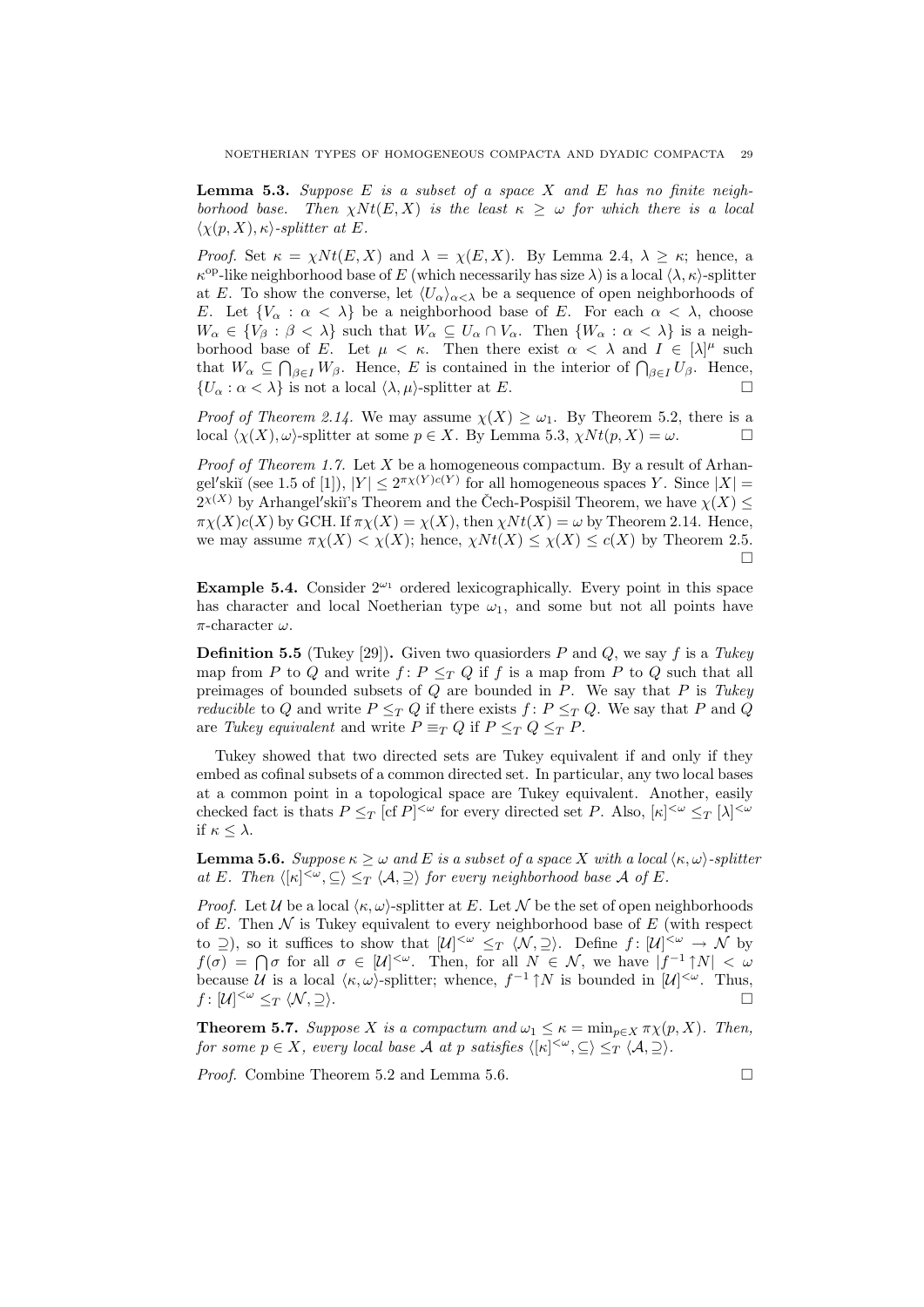**Lemma 5.3.** *Suppose $E$ is a subset of a space $X$ and $E$ has no finite neighborhood base. Then $\chi Nt(E,X)$ is the least $\kappa \geq \omega$ for which there is a local $\langle \chi(p,X), \kappa\rangle$-splitter at $E$.*

*Proof.* Set $\kappa = \chi Nt(E,X)$ and $\lambda = \chi(E,X)$. By Lemma 2.4, $\lambda \geq \kappa$; hence, a $\kappa^{\mathrm{op}}$-like neighborhood base of $E$ (which necessarily has size $\lambda$) is a local $\langle \lambda, \kappa\rangle$-splitter at $E$. To show the converse, let $\langle U_\alpha\rangle_{\alpha<\lambda}$ be a sequence of open neighborhoods of $E$. Let $\{V_\alpha : \alpha < \lambda\}$ be a neighborhood base of $E$. For each $\alpha < \lambda$, choose $W_\alpha \in \{V_\beta : \beta < \lambda\}$ such that $W_\alpha \subseteq U_\alpha \cap V_\alpha$. Then $\{W_\alpha : \alpha < \lambda\}$ is a neighborhood base of $E$. Let $\mu < \kappa$. Then there exist $\alpha < \lambda$ and $I \in [\lambda]^\mu$ such that $W_\alpha \subseteq \bigcap_{\beta\in I} W_\beta$. Hence, $E$ is contained in the interior of $\bigcap_{\beta\in I} U_\beta$. Hence, $\{U_\alpha : \alpha < \lambda\}$ is not a local $\langle \lambda, \mu\rangle$-splitter at $E$. □

*Proof of Theorem 2.14.* We may assume $\chi(X) \geq \omega_1$. By Theorem 5.2, there is a local $\langle \chi(X), \omega\rangle$-splitter at some $p \in X$. By Lemma 5.3, $\chi Nt(p,X) = \omega$. □

*Proof of Theorem 1.7.* Let $X$ be a homogeneous compactum. By a result of Arhangel′skiĭ (see 1.5 of [1]), $|Y| \leq 2^{\pi\chi(Y)c(Y)}$ for all homogeneous spaces $Y$. Since $|X| = 2^{\chi(X)}$ by Arhangel′skiĭ's Theorem and the Čech-Pospišil Theorem, we have $\chi(X) \leq \pi\chi(X)c(X)$ by GCH. If $\pi\chi(X) = \chi(X)$, then $\chi Nt(X) = \omega$ by Theorem 2.14. Hence, we may assume $\pi\chi(X) < \chi(X)$; hence, $\chi Nt(X) \leq \chi(X) \leq c(X)$ by Theorem 2.5. □

**Example 5.4.** Consider $2^{\omega_1}$ ordered lexicographically. Every point in this space has character and local Noetherian type $\omega_1$, and some but not all points have $\pi$-character $\omega$.

**Definition 5.5** (Tukey [29])**.** Given two quasiorders $P$ and $Q$, we say $f$ is a *Tukey* map from $P$ to $Q$ and write $f\colon P \leq_T Q$ if $f$ is a map from $P$ to $Q$ such that all preimages of bounded subsets of $Q$ are bounded in $P$. We say that $P$ is *Tukey reducible* to $Q$ and write $P \leq_T Q$ if there exists $f\colon P \leq_T Q$. We say that $P$ and $Q$ are *Tukey equivalent* and write $P \equiv_T Q$ if $P \leq_T Q \leq_T P$.

Tukey showed that two directed sets are Tukey equivalent if and only if they embed as cofinal subsets of a common directed set. In particular, any two local bases at a common point in a topological space are Tukey equivalent. Another, easily checked fact is thats $P \leq_T [\mathrm{cf}\, P]^{<\omega}$ for every directed set $P$. Also, $[\kappa]^{<\omega} \leq_T [\lambda]^{<\omega}$ if $\kappa \leq \lambda$.

**Lemma 5.6.** *Suppose $\kappa \geq \omega$ and $E$ is a subset of a space $X$ with a local $\langle \kappa, \omega\rangle$-splitter at $E$. Then $\langle [\kappa]^{<\omega}, \subseteq\rangle \leq_T \langle \mathcal{A}, \supseteq\rangle$ for every neighborhood base $\mathcal{A}$ of $E$.*

*Proof.* Let $\mathcal{U}$ be a local $\langle \kappa, \omega\rangle$-splitter at $E$. Let $\mathcal{N}$ be the set of open neighborhoods of $E$. Then $\mathcal{N}$ is Tukey equivalent to every neighborhood base of $E$ (with respect to $\supseteq$), so it suffices to show that $[\mathcal{U}]^{<\omega} \leq_T \langle \mathcal{N}, \supseteq\rangle$. Define $f\colon [\mathcal{U}]^{<\omega} \to \mathcal{N}$ by $f(\sigma) = \bigcap \sigma$ for all $\sigma \in [\mathcal{U}]^{<\omega}$. Then, for all $N \in \mathcal{N}$, we have $|f^{-1}\!\uparrow\! N| < \omega$ because $\mathcal{U}$ is a local $\langle \kappa, \omega\rangle$-splitter; whence, $f^{-1}\!\uparrow\! N$ is bounded in $[\mathcal{U}]^{<\omega}$. Thus, $f\colon [\mathcal{U}]^{<\omega} \leq_T \langle \mathcal{N}, \supseteq\rangle$. □

**Theorem 5.7.** *Suppose $X$ is a compactum and $\omega_1 \leq \kappa = \min_{p\in X} \pi\chi(p,X)$. Then, for some $p \in X$, every local base $\mathcal{A}$ at $p$ satisfies $\langle [\kappa]^{<\omega}, \subseteq\rangle \leq_T \langle \mathcal{A}, \supseteq\rangle$.*

*Proof.* Combine Theorem 5.2 and Lemma 5.6. □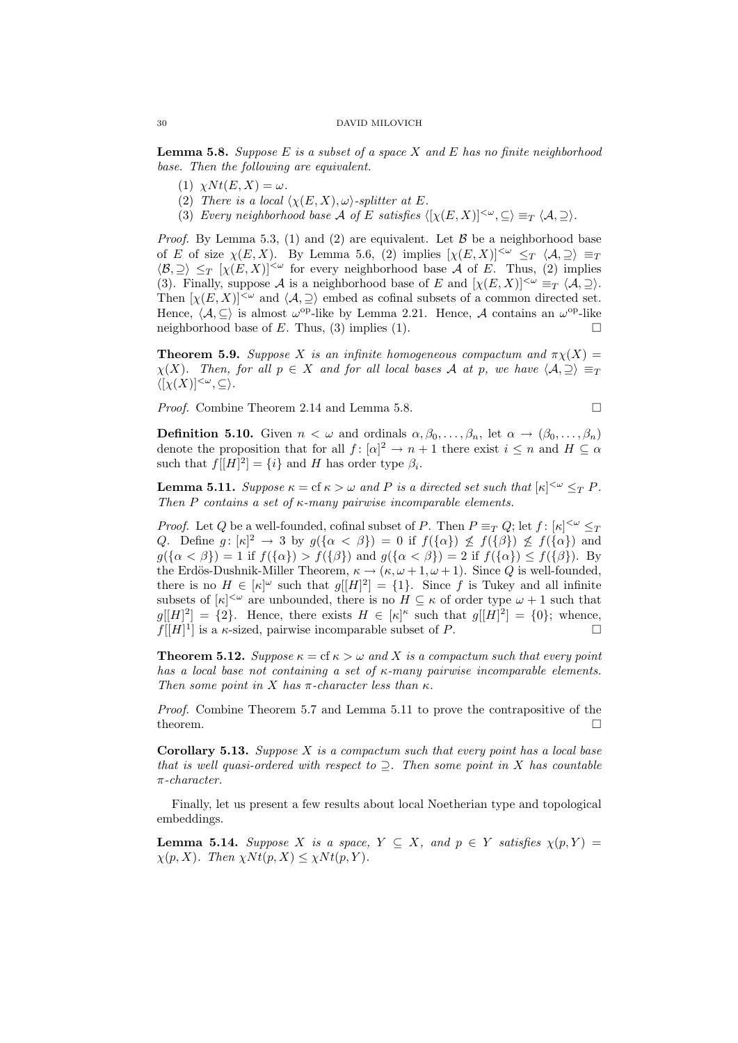**Lemma 5.8.** *Suppose $E$ is a subset of a space $X$ and $E$ has no finite neighborhood base. Then the following are equivalent.*

1. $\chi Nt(E, X) = \omega$.
2. *There is a local $\langle \chi(E, X), \omega\rangle$-splitter at $E$.*
3. *Every neighborhood base $\mathcal{A}$ of $E$ satisfies $\langle [\chi(E, X)]^{<\omega}, \subseteq\rangle \equiv_T \langle \mathcal{A}, \supseteq\rangle$.*

*Proof.* By Lemma 5.3, (1) and (2) are equivalent. Let $\mathcal{B}$ be a neighborhood base of $E$ of size $\chi(E, X)$. By Lemma 5.6, (2) implies $[\chi(E, X)]^{<\omega} \leq_T \langle \mathcal{A}, \supseteq\rangle \equiv_T \langle \mathcal{B}, \supseteq\rangle \leq_T [\chi(E, X)]^{<\omega}$ for every neighborhood base $\mathcal{A}$ of $E$. Thus, (2) implies (3). Finally, suppose $\mathcal{A}$ is a neighborhood base of $E$ and $[\chi(E, X)]^{<\omega} \equiv_T \langle \mathcal{A}, \supseteq\rangle$. Then $[\chi(E, X)]^{<\omega}$ and $\langle \mathcal{A}, \supseteq\rangle$ embed as cofinal subsets of a common directed set. Hence, $\langle \mathcal{A}, \subseteq\rangle$ is almost $\omega^{\mathrm{op}}$-like by Lemma 2.21. Hence, $\mathcal{A}$ contains an $\omega^{\mathrm{op}}$-like neighborhood base of $E$. Thus, (3) implies (1). □

**Theorem 5.9.** *Suppose $X$ is an infinite homogeneous compactum and $\pi\chi(X) = \chi(X)$. Then, for all $p \in X$ and for all local bases $\mathcal{A}$ at $p$, we have $\langle \mathcal{A}, \supseteq\rangle \equiv_T \langle [\chi(X)]^{<\omega}, \subseteq\rangle$.*

*Proof.* Combine Theorem 2.14 and Lemma 5.8. □

**Definition 5.10.** Given $n < \omega$ and ordinals $\alpha, \beta_0, \ldots, \beta_n$, let $\alpha \to (\beta_0, \ldots, \beta_n)$ denote the proposition that for all $f \colon [\alpha]^2 \to n + 1$ there exist $i \leq n$ and $H \subseteq \alpha$ such that $f[[H]^2] = \{i\}$ and $H$ has order type $\beta_i$.

**Lemma 5.11.** *Suppose $\kappa = \mathrm{cf}\, \kappa > \omega$ and $P$ is a directed set such that $[\kappa]^{<\omega} \leq_T P$. Then $P$ contains a set of $\kappa$-many pairwise incomparable elements.*

*Proof.* Let $Q$ be a well-founded, cofinal subset of $P$. Then $P \equiv_T Q$; let $f \colon [\kappa]^{<\omega} \leq_T Q$. Define $g \colon [\kappa]^2 \to 3$ by $g(\{\alpha < \beta\}) = 0$ if $f(\{\alpha\}) \not\leq f(\{\beta\}) \not\leq f(\{\alpha\})$ and $g(\{\alpha < \beta\}) = 1$ if $f(\{\alpha\}) > f(\{\beta\})$ and $g(\{\alpha < \beta\}) = 2$ if $f(\{\alpha\}) \leq f(\{\beta\})$. By the Erdös-Dushnik-Miller Theorem, $\kappa \to (\kappa, \omega + 1, \omega + 1)$. Since $Q$ is well-founded, there is no $H \in [\kappa]^\omega$ such that $g[[H]^2] = \{1\}$. Since $f$ is Tukey and all infinite subsets of $[\kappa]^{<\omega}$ are unbounded, there is no $H \subseteq \kappa$ of order type $\omega + 1$ such that $g[[H]^2] = \{2\}$. Hence, there exists $H \in [\kappa]^\kappa$ such that $g[[H]^2] = \{0\}$; whence, $f[[H]^1]$ is a $\kappa$-sized, pairwise incomparable subset of $P$. □

**Theorem 5.12.** *Suppose $\kappa = \mathrm{cf}\, \kappa > \omega$ and $X$ is a compactum such that every point has a local base not containing a set of $\kappa$-many pairwise incomparable elements. Then some point in $X$ has $\pi$-character less than $\kappa$.*

*Proof.* Combine Theorem 5.7 and Lemma 5.11 to prove the contrapositive of the theorem. □

**Corollary 5.13.** *Suppose $X$ is a compactum such that every point has a local base that is well quasi-ordered with respect to $\supseteq$. Then some point in $X$ has countable $\pi$-character.*

Finally, let us present a few results about local Noetherian type and topological embeddings.

**Lemma 5.14.** *Suppose $X$ is a space, $Y \subseteq X$, and $p \in Y$ satisfies $\chi(p, Y) = \chi(p, X)$. Then $\chi Nt(p, X) \leq \chi Nt(p, Y)$.*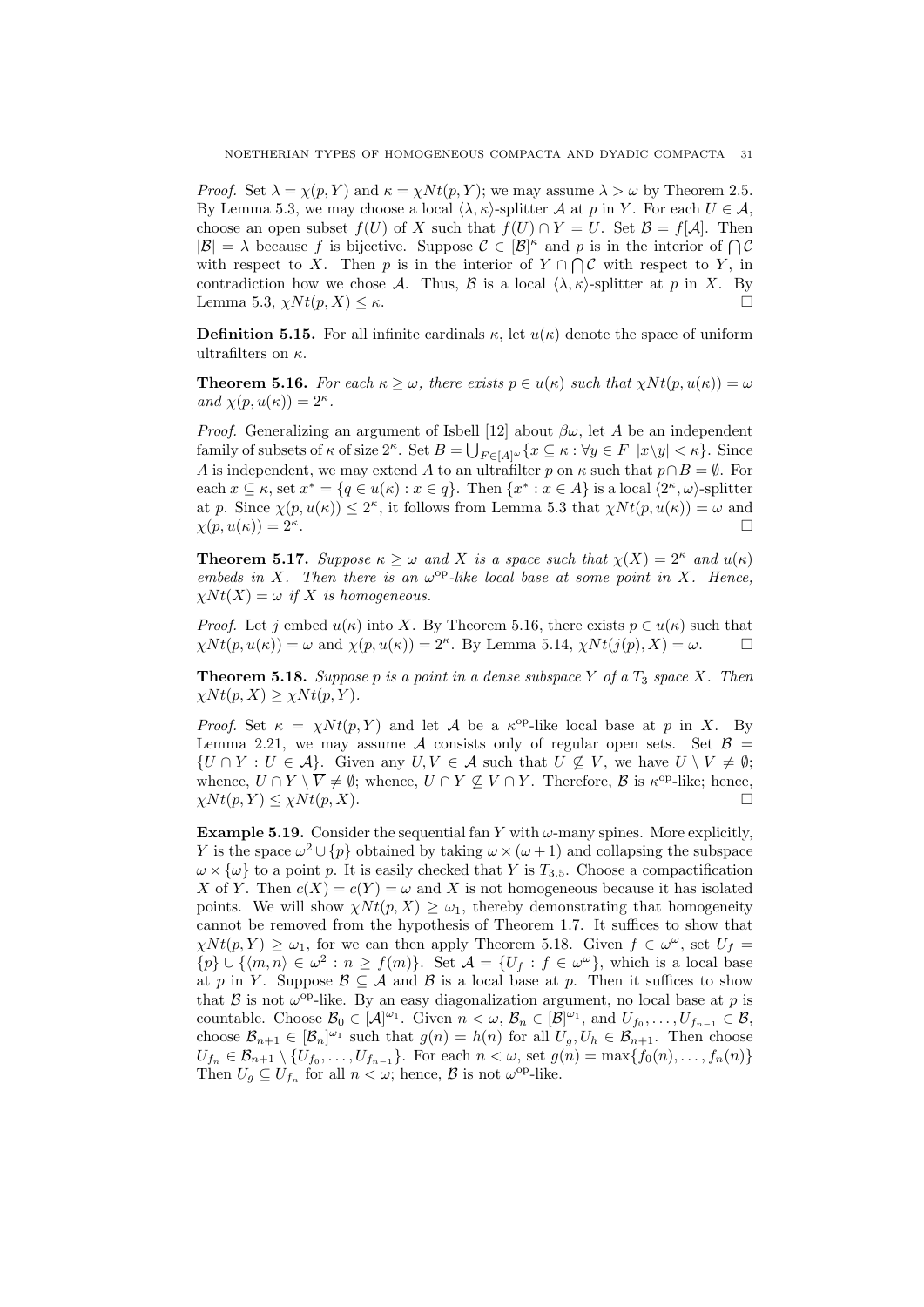*Proof.* Set $\lambda = \chi(p, Y)$ and $\kappa = \chi Nt(p, Y)$; we may assume $\lambda > \omega$ by Theorem 2.5. By Lemma 5.3, we may choose a local $\langle \lambda, \kappa \rangle$-splitter $\mathcal{A}$ at $p$ in $Y$. For each $U \in \mathcal{A}$, choose an open subset $f(U)$ of $X$ such that $f(U) \cap Y = U$. Set $\mathcal{B} = f[\mathcal{A}]$. Then $|\mathcal{B}| = \lambda$ because $f$ is bijective. Suppose $\mathcal{C} \in [\mathcal{B}]^\kappa$ and $p$ is in the interior of $\bigcap \mathcal{C}$ with respect to $X$. Then $p$ is in the interior of $Y \cap \bigcap \mathcal{C}$ with respect to $Y$, in contradiction how we chose $\mathcal{A}$. Thus, $\mathcal{B}$ is a local $\langle \lambda, \kappa \rangle$-splitter at $p$ in $X$. By Lemma 5.3, $\chi Nt(p, X) \leq \kappa$. □

**Definition 5.15.** For all infinite cardinals $\kappa$, let $u(\kappa)$ denote the space of uniform ultrafilters on $\kappa$.

**Theorem 5.16.** *For each $\kappa \geq \omega$, there exists $p \in u(\kappa)$ such that $\chi Nt(p, u(\kappa)) = \omega$ and $\chi(p, u(\kappa)) = 2^\kappa$.*

*Proof.* Generalizing an argument of Isbell [12] about $\beta\omega$, let $A$ be an independent family of subsets of $\kappa$ of size $2^\kappa$. Set $B = \bigcup_{F \in [A]^\omega} \{x \subseteq \kappa : \forall y \in F \ |x \setminus y| < \kappa\}$. Since $A$ is independent, we may extend $A$ to an ultrafilter $p$ on $\kappa$ such that $p \cap B = \emptyset$. For each $x \subseteq \kappa$, set $x^* = \{q \in u(\kappa) : x \in q\}$. Then $\{x^* : x \in A\}$ is a local $\langle 2^\kappa, \omega \rangle$-splitter at $p$. Since $\chi(p, u(\kappa)) \leq 2^\kappa$, it follows from Lemma 5.3 that $\chi Nt(p, u(\kappa)) = \omega$ and $\chi(p, u(\kappa)) = 2^\kappa$. □

**Theorem 5.17.** *Suppose $\kappa \geq \omega$ and $X$ is a space such that $\chi(X) = 2^\kappa$ and $u(\kappa)$ embeds in $X$. Then there is an $\omega^{\mathrm{op}}$-like local base at some point in $X$. Hence, $\chi Nt(X) = \omega$ if $X$ is homogeneous.*

*Proof.* Let $j$ embed $u(\kappa)$ into $X$. By Theorem 5.16, there exists $p \in u(\kappa)$ such that $\chi Nt(p, u(\kappa)) = \omega$ and $\chi(p, u(\kappa)) = 2^\kappa$. By Lemma 5.14, $\chi Nt(j(p), X) = \omega$. □

**Theorem 5.18.** *Suppose $p$ is a point in a dense subspace $Y$ of a $T_3$ space $X$. Then $\chi Nt(p, X) \geq \chi Nt(p, Y)$.*

*Proof.* Set $\kappa = \chi Nt(p, Y)$ and let $\mathcal{A}$ be a $\kappa^{\mathrm{op}}$-like local base at $p$ in $X$. By Lemma 2.21, we may assume $\mathcal{A}$ consists only of regular open sets. Set $\mathcal{B} = \{U \cap Y : U \in \mathcal{A}\}$. Given any $U, V \in \mathcal{A}$ such that $U \not\subseteq V$, we have $U \setminus \overline{V} \neq \emptyset$; whence, $U \cap Y \setminus \overline{V} \neq \emptyset$; whence, $U \cap Y \not\subseteq V \cap Y$. Therefore, $\mathcal{B}$ is $\kappa^{\mathrm{op}}$-like; hence, $\chi Nt(p, Y) \leq \chi Nt(p, X)$. □

**Example 5.19.** Consider the sequential fan $Y$ with $\omega$-many spines. More explicitly, $Y$ is the space $\omega^2 \cup \{p\}$ obtained by taking $\omega \times (\omega + 1)$ and collapsing the subspace $\omega \times \{\omega\}$ to a point $p$. It is easily checked that $Y$ is $T_{3.5}$. Choose a compactification $X$ of $Y$. Then $c(X) = c(Y) = \omega$ and $X$ is not homogeneous because it has isolated points. We will show $\chi Nt(p, X) \geq \omega_1$, thereby demonstrating that homogeneity cannot be removed from the hypothesis of Theorem 1.7. It suffices to show that $\chi Nt(p, Y) \geq \omega_1$, for we can then apply Theorem 5.18. Given $f \in \omega^\omega$, set $U_f = \{p\} \cup \{\langle m, n \rangle \in \omega^2 : n \geq f(m)\}$. Set $\mathcal{A} = \{U_f : f \in \omega^\omega\}$, which is a local base at $p$ in $Y$. Suppose $\mathcal{B} \subseteq \mathcal{A}$ and $\mathcal{B}$ is a local base at $p$. Then it suffices to show that $\mathcal{B}$ is not $\omega^{\mathrm{op}}$-like. By an easy diagonalization argument, no local base at $p$ is countable. Choose $\mathcal{B}_0 \in [\mathcal{A}]^{\omega_1}$. Given $n < \omega$, $\mathcal{B}_n \in [\mathcal{B}]^{\omega_1}$, and $U_{f_0}, \ldots, U_{f_{n-1}} \in \mathcal{B}$, choose $\mathcal{B}_{n+1} \in [\mathcal{B}_n]^{\omega_1}$ such that $g(n) = h(n)$ for all $U_g, U_h \in \mathcal{B}_{n+1}$. Then choose $U_{f_n} \in \mathcal{B}_{n+1} \setminus \{U_{f_0}, \ldots, U_{f_{n-1}}\}$. For each $n < \omega$, set $g(n) = \max\{f_0(n), \ldots, f_n(n)\}$ Then $U_g \subseteq U_{f_n}$ for all $n < \omega$; hence, $\mathcal{B}$ is not $\omega^{\mathrm{op}}$-like.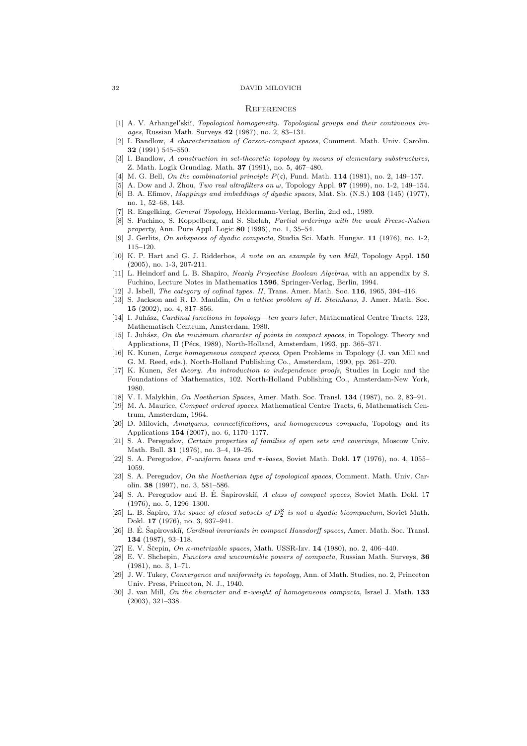## References

[1] A. V. Arhangel′skiĭ, *Topological homogeneity. Topological groups and their continuous images*, Russian Math. Surveys **42** (1987), no. 2, 83–131.

[2] I. Bandlow, *A characterization of Corson-compact spaces*, Comment. Math. Univ. Carolin. **32** (1991) 545–550.

[3] I. Bandlow, *A construction in set-theoretic topology by means of elementary substructures*, Z. Math. Logik Grundlag. Math. **37** (1991), no. 5, 467–480.

[4] M. G. Bell, *On the combinatorial principle $P(\mathfrak{c})$*, Fund. Math. **114** (1981), no. 2, 149–157.

[5] A. Dow and J. Zhou, *Two real ultrafilters on $\omega$*, Topology Appl. **97** (1999), no. 1-2, 149–154.

[6] B. A. Efimov, *Mappings and imbeddings of dyadic spaces*, Mat. Sb. (N.S.) **103** (145) (1977), no. 1, 52–68, 143.

[7] R. Engelking, *General Topology*, Heldermann-Verlag, Berlin, 2nd ed., 1989.

[8] S. Fuchino, S. Koppelberg, and S. Shelah, *Partial orderings with the weak Freese-Nation property*, Ann. Pure Appl. Logic **80** (1996), no. 1, 35–54.

[9] J. Gerlits, *On subspaces of dyadic compacta*, Studia Sci. Math. Hungar. **11** (1976), no. 1-2, 115–120.

[10] K. P. Hart and G. J. Ridderbos, *A note on an example by van Mill*, Topology Appl. **150** (2005), no. 1-3, 207-211.

[11] L. Heindorf and L. B. Shapiro, *Nearly Projective Boolean Algebras*, with an appendix by S. Fuchino, Lecture Notes in Mathematics **1596**, Springer-Verlag, Berlin, 1994.

[12] J. Isbell, *The category of cofinal types. II*, Trans. Amer. Math. Soc. **116**, 1965, 394–416.

[13] S. Jackson and R. D. Mauldin, *On a lattice problem of H. Steinhaus*, J. Amer. Math. Soc. **15** (2002), no. 4, 817–856.

[14] I. Juhász, *Cardinal functions in topology—ten years later*, Mathematical Centre Tracts, 123, Mathematisch Centrum, Amsterdam, 1980.

[15] I. Juhász, *On the minimum character of points in compact spaces*, in Topology. Theory and Applications, II (Pécs, 1989), North-Holland, Amsterdam, 1993, pp. 365–371.

[16] K. Kunen, *Large homogeneous compact spaces*, Open Problems in Topology (J. van Mill and G. M. Reed, eds.), North-Holland Publishing Co., Amsterdam, 1990, pp. 261–270.

[17] K. Kunen, *Set theory. An introduction to independence proofs*, Studies in Logic and the Foundations of Mathematics, 102. North-Holland Publishing Co., Amsterdam-New York, 1980.

[18] V. I. Malykhin, *On Noetherian Spaces*, Amer. Math. Soc. Transl. **134** (1987), no. 2, 83–91.

[19] M. A. Maurice, *Compact ordered spaces*, Mathematical Centre Tracts, 6, Mathematisch Centrum, Amsterdam, 1964.

[20] D. Milovich, *Amalgams, connectifications, and homogeneous compacta*, Topology and its Applications **154** (2007), no. 6, 1170–1177.

[21] S. A. Peregudov, *Certain properties of families of open sets and coverings*, Moscow Univ. Math. Bull. **31** (1976), no. 3–4, 19–25.

[22] S. A. Peregudov, *P-uniform bases and $\pi$-bases*, Soviet Math. Dokl. **17** (1976), no. 4, 1055–1059.

[23] S. A. Peregudov, *On the Noetherian type of topological spaces*, Comment. Math. Univ. Carolin. **38** (1997), no. 3, 581–586.

[24] S. A. Peregudov and B. É. Šapirovskiĭ, *A class of compact spaces*, Soviet Math. Dokl. 17 (1976), no. 5, 1296–1300.

[25] L. B. Šapiro, *The space of closed subsets of $D_2^{\aleph_2}$ is not a dyadic bicompactum*, Soviet Math. Dokl. **17** (1976), no. 3, 937–941.

[26] B. É. Šapirovskiĭ, *Cardinal invariants in compact Hausdorff spaces*, Amer. Math. Soc. Transl. **134** (1987), 93–118.

[27] E. V. Ščepin, *On $\kappa$-metrizable spaces*, Math. USSR-Izv. **14** (1980), no. 2, 406–440.

[28] E. V. Shchepin, *Functors and uncountable powers of compacta*, Russian Math. Surveys, **36** (1981), no. 3, 1–71.

[29] J. W. Tukey, *Convergence and uniformity in topology*, Ann. of Math. Studies, no. 2, Princeton Univ. Press, Princeton, N. J., 1940.

[30] J. van Mill, *On the character and $\pi$-weight of homogeneous compacta*, Israel J. Math. **133** (2003), 321–338.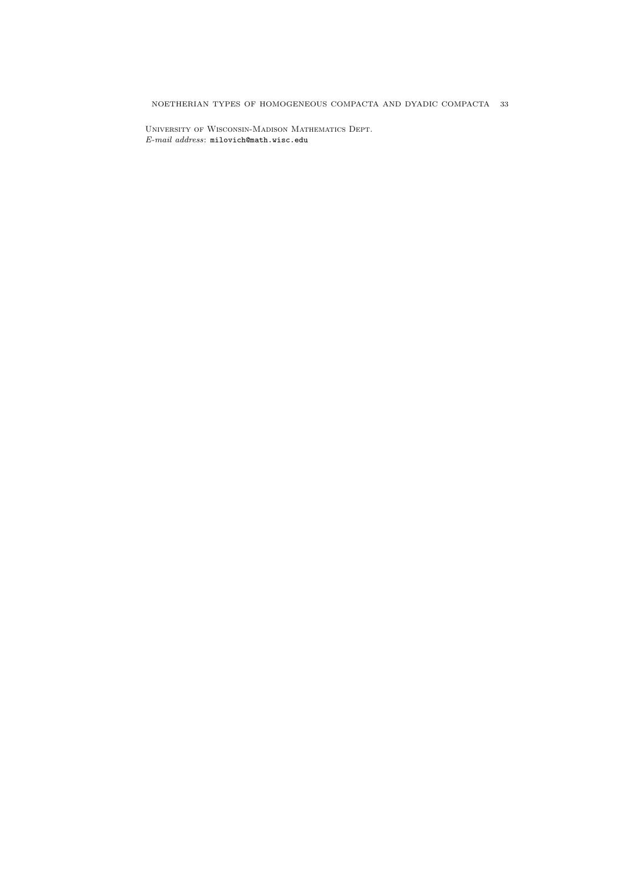University of Wisconsin-Madison Mathematics Dept.

*E-mail address*: milovich@math.wisc.edu